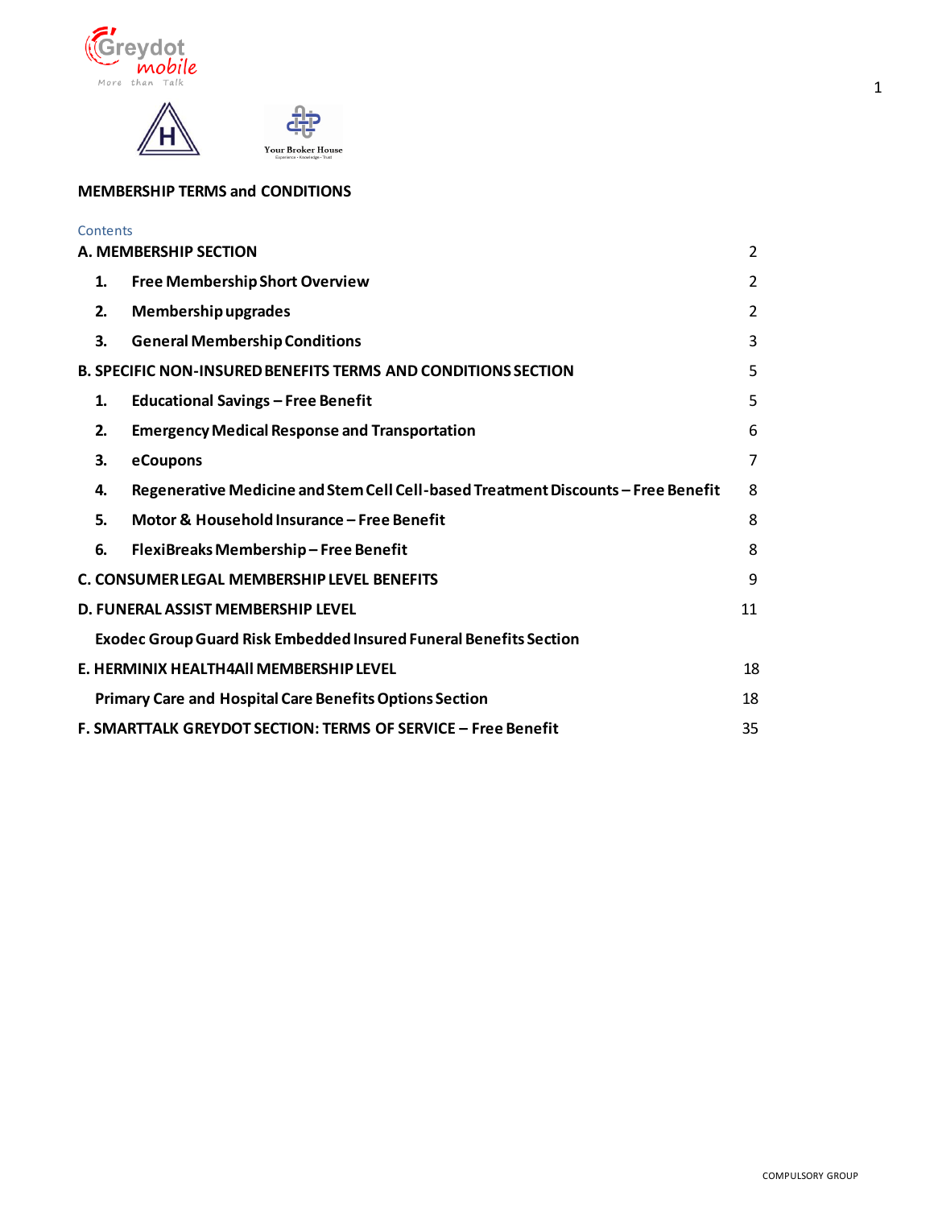# MEMBERSHIP TERMS and CONDITIONS

Contents

| | |
|---|---|
| **A. MEMBERSHIP SECTION** | 2 |
| **1. Free Membership Short Overview** | 2 |
| **2. Membership upgrades** | 2 |
| **3. General Membership Conditions** | 3 |
| **B. SPECIFIC NON-INSURED BENEFITS TERMS AND CONDITIONS SECTION** | 5 |
| **1. Educational Savings – Free Benefit** | 5 |
| **2. Emergency Medical Response and Transportation** | 6 |
| **3. eCoupons** | 7 |
| **4. Regenerative Medicine and Stem Cell Cell-based Treatment Discounts – Free Benefit** | 8 |
| **5. Motor & Household Insurance – Free Benefit** | 8 |
| **6. FlexiBreaks Membership – Free Benefit** | 8 |
| **C. CONSUMER LEGAL MEMBERSHIP LEVEL BENEFITS** | 9 |
| **D. FUNERAL ASSIST MEMBERSHIP LEVEL** | 11 |
| **Exodec Group Guard Risk Embedded Insured Funeral Benefits Section** | |
| **E. HERMINIX HEALTH4All MEMBERSHIP LEVEL** | 18 |
| **Primary Care and Hospital Care Benefits Options Section** | 18 |
| **F. SMARTTALK GREYDOT SECTION: TERMS OF SERVICE – Free Benefit** | 35 |

COMPULSORY GROUP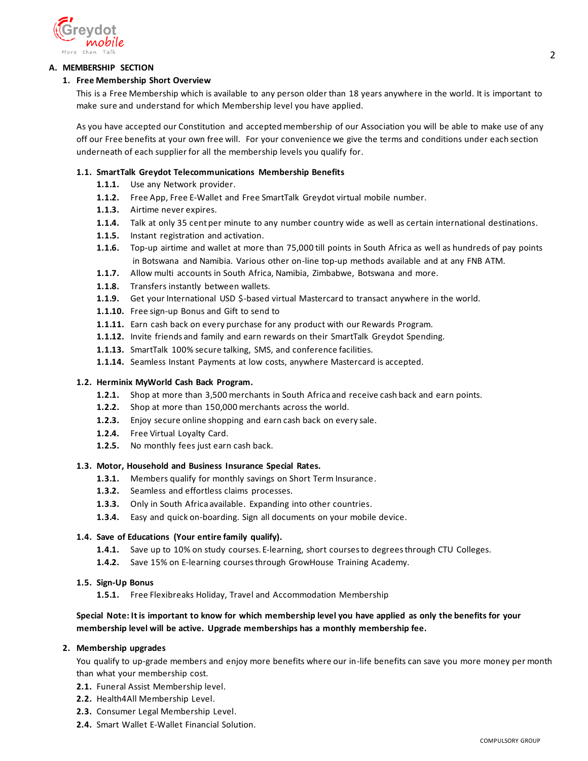## A. MEMBERSHIP SECTION

### 1. Free Membership Short Overview

This is a Free Membership which is available to any person older than 18 years anywhere in the world. It is important to make sure and understand for which Membership level you have applied.

As you have accepted our Constitution and accepted membership of our Association you will be able to make use of any off our Free benefits at your own free will. For your convenience we give the terms and conditions under each section underneath of each supplier for all the membership levels you qualify for.

#### 1.1. SmartTalk Greydot Telecommunications Membership Benefits

- **1.1.1.** Use any Network provider.
- **1.1.2.** Free App, Free E-Wallet and Free SmartTalk Greydot virtual mobile number.
- **1.1.3.** Airtime never expires.
- **1.1.4.** Talk at only 35 cent per minute to any number country wide as well as certain international destinations.
- **1.1.5.** Instant registration and activation.
- **1.1.6.** Top-up airtime and wallet at more than 75,000 till points in South Africa as well as hundreds of pay points in Botswana and Namibia. Various other on-line top-up methods available and at any FNB ATM.
- **1.1.7.** Allow multi accounts in South Africa, Namibia, Zimbabwe, Botswana and more.
- **1.1.8.** Transfers instantly between wallets.
- **1.1.9.** Get your International USD $-based virtual Mastercard to transact anywhere in the world.
- **1.1.10.** Free sign-up Bonus and Gift to send to
- **1.1.11.** Earn cash back on every purchase for any product with our Rewards Program.
- **1.1.12.** Invite friends and family and earn rewards on their SmartTalk Greydot Spending.
- **1.1.13.** SmartTalk 100% secure talking, SMS, and conference facilities.
- **1.1.14.** Seamless Instant Payments at low costs, anywhere Mastercard is accepted.

#### 1.2. Herminix MyWorld Cash Back Program.

- **1.2.1.** Shop at more than 3,500 merchants in South Africa and receive cash back and earn points.
- **1.2.2.** Shop at more than 150,000 merchants across the world.
- **1.2.3.** Enjoy secure online shopping and earn cash back on every sale.
- **1.2.4.** Free Virtual Loyalty Card.
- **1.2.5.** No monthly fees just earn cash back.

#### 1.3. Motor, Household and Business Insurance Special Rates.

- **1.3.1.** Members qualify for monthly savings on Short Term Insurance.
- **1.3.2.** Seamless and effortless claims processes.
- **1.3.3.** Only in South Africa available. Expanding into other countries.
- **1.3.4.** Easy and quick on-boarding. Sign all documents on your mobile device.

#### 1.4. Save of Educations (Your entire family qualify).

- **1.4.1.** Save up to 10% on study courses. E-learning, short courses to degrees through CTU Colleges.
- **1.4.2.** Save 15% on E-learning courses through GrowHouse Training Academy.

#### 1.5. Sign-Up Bonus

- **1.5.1.** Free Flexibreaks Holiday, Travel and Accommodation Membership

**Special Note: It is important to know for which membership level you have applied as only the benefits for your membership level will be active. Upgrade memberships has a monthly membership fee.**

### 2. Membership upgrades

You qualify to up-grade members and enjoy more benefits where our in-life benefits can save you more money per month than what your membership cost.

- **2.1.** Funeral Assist Membership level.
- **2.2.** Health4All Membership Level.
- **2.3.** Consumer Legal Membership Level.
- **2.4.** Smart Wallet E-Wallet Financial Solution.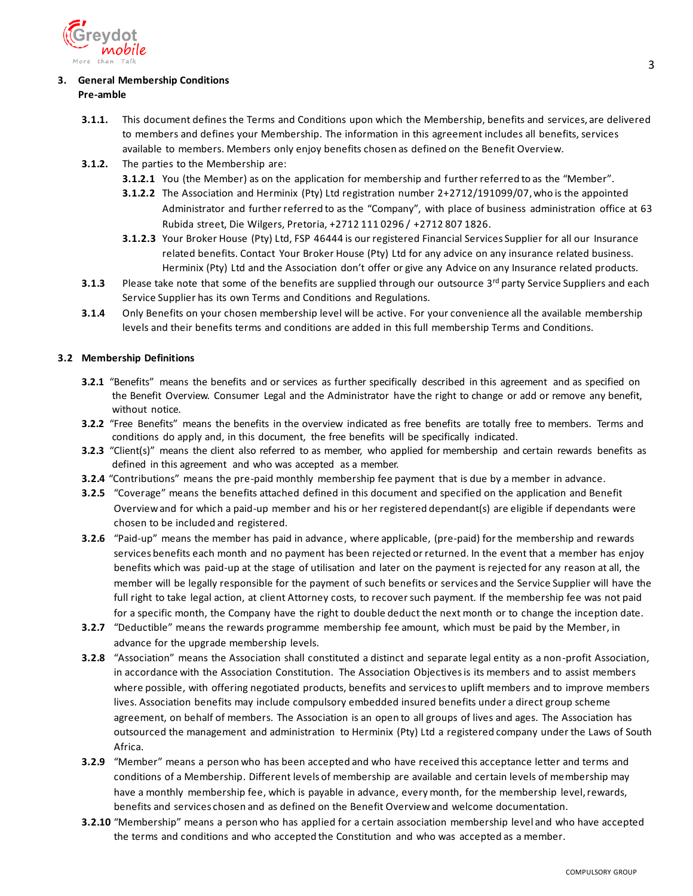## 3. General Membership Conditions

**Pre-amble**

**3.1.1.** This document defines the Terms and Conditions upon which the Membership, benefits and services, are delivered to members and defines your Membership. The information in this agreement includes all benefits, services available to members. Members only enjoy benefits chosen as defined on the Benefit Overview.

**3.1.2.** The parties to the Membership are:

**3.1.2.1** You (the Member) as on the application for membership and further referred to as the "Member".

**3.1.2.2** The Association and Herminix (Pty) Ltd registration number 2+2712/191099/07, who is the appointed Administrator and further referred to as the "Company", with place of business administration office at 63 Rubida street, Die Wilgers, Pretoria, +2712 111 0296 / +2712 807 1826.

**3.1.2.3** Your Broker House (Pty) Ltd, FSP 46444 is our registered Financial Services Supplier for all our Insurance related benefits. Contact Your Broker House (Pty) Ltd for any advice on any insurance related business. Herminix (Pty) Ltd and the Association don't offer or give any Advice on any Insurance related products.

**3.1.3** Please take note that some of the benefits are supplied through our outsource 3rd party Service Suppliers and each Service Supplier has its own Terms and Conditions and Regulations.

**3.1.4** Only Benefits on your chosen membership level will be active. For your convenience all the available membership levels and their benefits terms and conditions are added in this full membership Terms and Conditions.

### 3.2 Membership Definitions

**3.2.1** "Benefits" means the benefits and or services as further specifically described in this agreement and as specified on the Benefit Overview. Consumer Legal and the Administrator have the right to change or add or remove any benefit, without notice.

**3.2.2** "Free Benefits" means the benefits in the overview indicated as free benefits are totally free to members. Terms and conditions do apply and, in this document, the free benefits will be specifically indicated.

**3.2.3** "Client(s)" means the client also referred to as member, who applied for membership and certain rewards benefits as defined in this agreement and who was accepted as a member.

**3.2.4** "Contributions" means the pre-paid monthly membership fee payment that is due by a member in advance.

**3.2.5** "Coverage" means the benefits attached defined in this document and specified on the application and Benefit Overview and for which a paid-up member and his or her registered dependant(s) are eligible if dependants were chosen to be included and registered.

**3.2.6** "Paid-up" means the member has paid in advance, where applicable, (pre-paid) for the membership and rewards services benefits each month and no payment has been rejected or returned. In the event that a member has enjoy benefits which was paid-up at the stage of utilisation and later on the payment is rejected for any reason at all, the member will be legally responsible for the payment of such benefits or services and the Service Supplier will have the full right to take legal action, at client Attorney costs, to recover such payment. If the membership fee was not paid for a specific month, the Company have the right to double deduct the next month or to change the inception date.

**3.2.7** "Deductible" means the rewards programme membership fee amount, which must be paid by the Member, in advance for the upgrade membership levels.

**3.2.8** "Association" means the Association shall constituted a distinct and separate legal entity as a non-profit Association, in accordance with the Association Constitution. The Association Objectives is its members and to assist members where possible, with offering negotiated products, benefits and services to uplift members and to improve members lives. Association benefits may include compulsory embedded insured benefits under a direct group scheme agreement, on behalf of members. The Association is an open to all groups of lives and ages. The Association has outsourced the management and administration to Herminix (Pty) Ltd a registered company under the Laws of South Africa.

**3.2.9** "Member" means a person who has been accepted and who have received this acceptance letter and terms and conditions of a Membership. Different levels of membership are available and certain levels of membership may have a monthly membership fee, which is payable in advance, every month, for the membership level, rewards, benefits and services chosen and as defined on the Benefit Overview and welcome documentation.

**3.2.10** "Membership" means a person who has applied for a certain association membership level and who have accepted the terms and conditions and who accepted the Constitution and who was accepted as a member.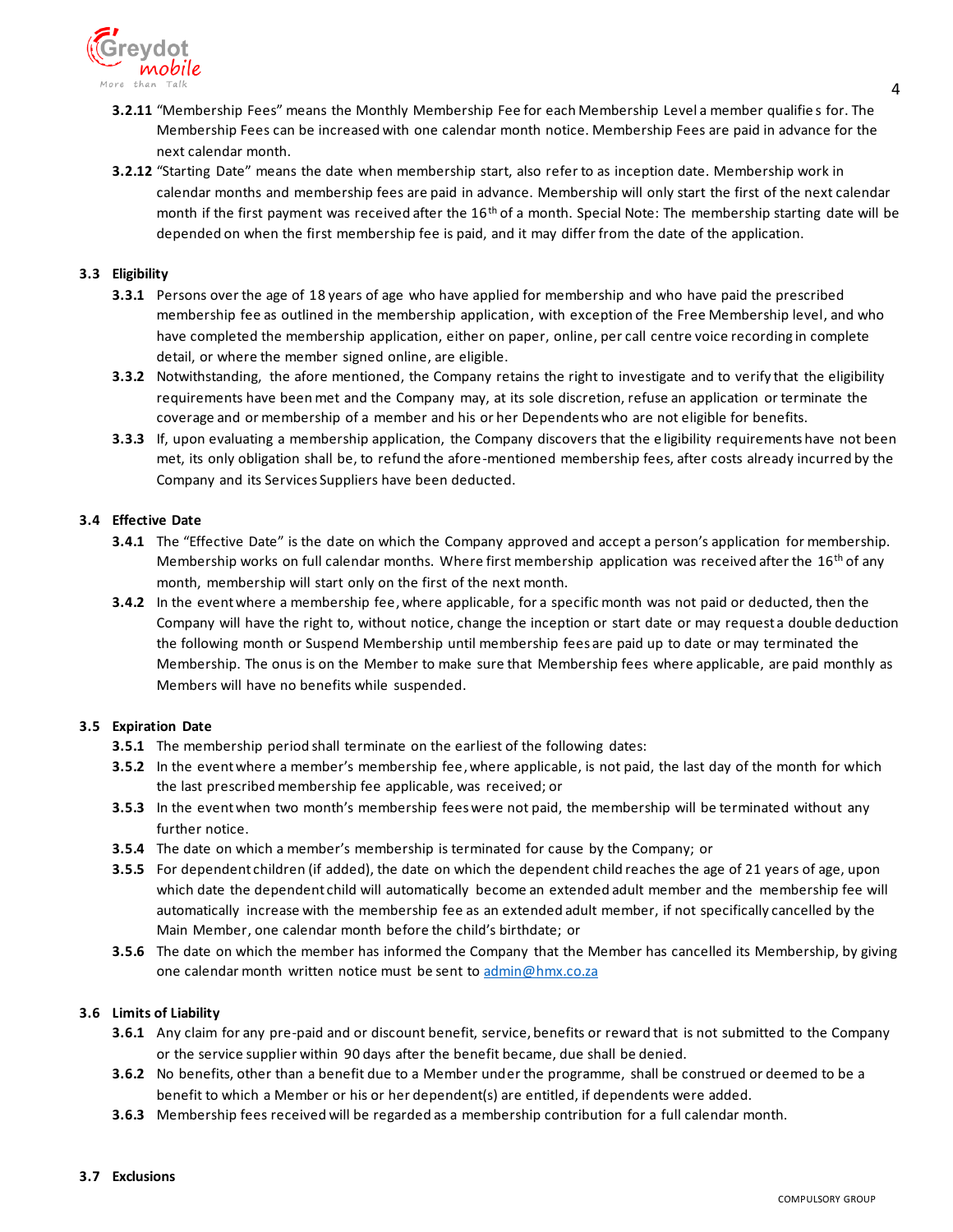**3.2.11** "Membership Fees" means the Monthly Membership Fee for each Membership Level a member qualifies for. The Membership Fees can be increased with one calendar month notice. Membership Fees are paid in advance for the next calendar month.

**3.2.12** "Starting Date" means the date when membership start, also refer to as inception date. Membership work in calendar months and membership fees are paid in advance. Membership will only start the first of the next calendar month if the first payment was received after the 16th of a month. Special Note: The membership starting date will be depended on when the first membership fee is paid, and it may differ from the date of the application.

### 3.3 Eligibility

**3.3.1** Persons over the age of 18 years of age who have applied for membership and who have paid the prescribed membership fee as outlined in the membership application, with exception of the Free Membership level, and who have completed the membership application, either on paper, online, per call centre voice recording in complete detail, or where the member signed online, are eligible.

**3.3.2** Notwithstanding, the afore mentioned, the Company retains the right to investigate and to verify that the eligibility requirements have been met and the Company may, at its sole discretion, refuse an application or terminate the coverage and or membership of a member and his or her Dependents who are not eligible for benefits.

**3.3.3** If, upon evaluating a membership application, the Company discovers that the eligibility requirements have not been met, its only obligation shall be, to refund the afore-mentioned membership fees, after costs already incurred by the Company and its Services Suppliers have been deducted.

### 3.4 Effective Date

**3.4.1** The "Effective Date" is the date on which the Company approved and accept a person's application for membership. Membership works on full calendar months. Where first membership application was received after the 16th of any month, membership will start only on the first of the next month.

**3.4.2** In the event where a membership fee, where applicable, for a specific month was not paid or deducted, then the Company will have the right to, without notice, change the inception or start date or may request a double deduction the following month or Suspend Membership until membership fees are paid up to date or may terminated the Membership. The onus is on the Member to make sure that Membership fees where applicable, are paid monthly as Members will have no benefits while suspended.

### 3.5 Expiration Date

**3.5.1** The membership period shall terminate on the earliest of the following dates:

**3.5.2** In the event where a member's membership fee, where applicable, is not paid, the last day of the month for which the last prescribed membership fee applicable, was received; or

**3.5.3** In the event when two month's membership fees were not paid, the membership will be terminated without any further notice.

**3.5.4** The date on which a member's membership is terminated for cause by the Company; or

**3.5.5** For dependent children (if added), the date on which the dependent child reaches the age of 21 years of age, upon which date the dependent child will automatically become an extended adult member and the membership fee will automatically increase with the membership fee as an extended adult member, if not specifically cancelled by the Main Member, one calendar month before the child's birthdate; or

**3.5.6** The date on which the member has informed the Company that the Member has cancelled its Membership, by giving one calendar month written notice must be sent to admin@hmx.co.za

### 3.6 Limits of Liability

**3.6.1** Any claim for any pre-paid and or discount benefit, service, benefits or reward that is not submitted to the Company or the service supplier within 90 days after the benefit became, due shall be denied.

**3.6.2** No benefits, other than a benefit due to a Member under the programme, shall be construed or deemed to be a benefit to which a Member or his or her dependent(s) are entitled, if dependents were added.

**3.6.3** Membership fees received will be regarded as a membership contribution for a full calendar month.

### 3.7 Exclusions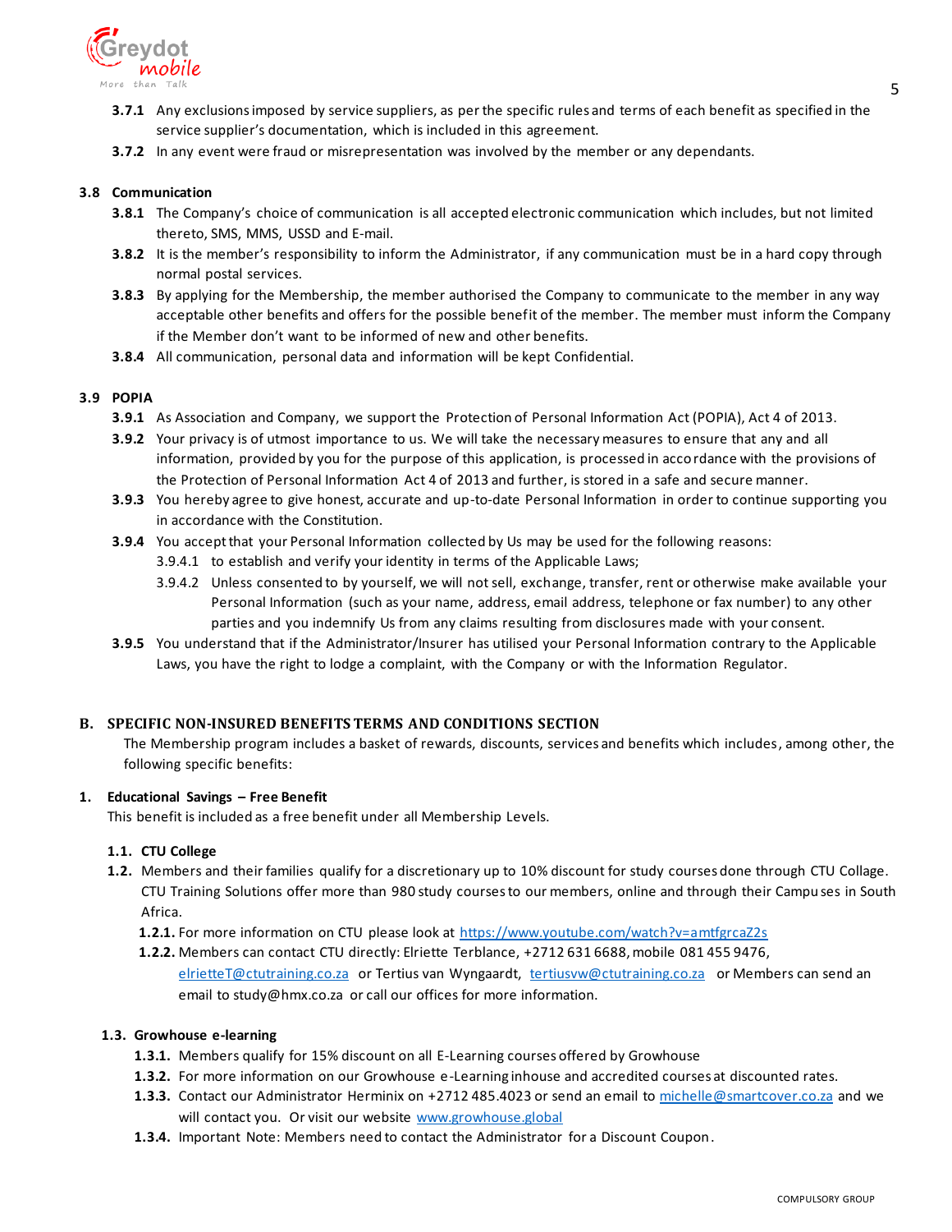**3.7.1** Any exclusions imposed by service suppliers, as per the specific rules and terms of each benefit as specified in the service supplier's documentation, which is included in this agreement.

**3.7.2** In any event were fraud or misrepresentation was involved by the member or any dependants.

**3.8 Communication**

**3.8.1** The Company's choice of communication is all accepted electronic communication which includes, but not limited thereto, SMS, MMS, USSD and E-mail.

**3.8.2** It is the member's responsibility to inform the Administrator, if any communication must be in a hard copy through normal postal services.

**3.8.3** By applying for the Membership, the member authorised the Company to communicate to the member in any way acceptable other benefits and offers for the possible benefit of the member. The member must inform the Company if the Member don't want to be informed of new and other benefits.

**3.8.4** All communication, personal data and information will be kept Confidential.

**3.9 POPIA**

**3.9.1** As Association and Company, we support the Protection of Personal Information Act (POPIA), Act 4 of 2013.

**3.9.2** Your privacy is of utmost importance to us. We will take the necessary measures to ensure that any and all information, provided by you for the purpose of this application, is processed in accordance with the provisions of the Protection of Personal Information Act 4 of 2013 and further, is stored in a safe and secure manner.

**3.9.3** You hereby agree to give honest, accurate and up-to-date Personal Information in order to continue supporting you in accordance with the Constitution.

**3.9.4** You accept that your Personal Information collected by Us may be used for the following reasons:

3.9.4.1 to establish and verify your identity in terms of the Applicable Laws;

3.9.4.2 Unless consented to by yourself, we will not sell, exchange, transfer, rent or otherwise make available your Personal Information (such as your name, address, email address, telephone or fax number) to any other parties and you indemnify Us from any claims resulting from disclosures made with your consent.

**3.9.5** You understand that if the Administrator/Insurer has utilised your Personal Information contrary to the Applicable Laws, you have the right to lodge a complaint, with the Company or with the Information Regulator.

## B. SPECIFIC NON-INSURED BENEFITS TERMS AND CONDITIONS SECTION

The Membership program includes a basket of rewards, discounts, services and benefits which includes, among other, the following specific benefits:

### 1. Educational Savings – Free Benefit

This benefit is included as a free benefit under all Membership Levels.

**1.1. CTU College**

**1.2.** Members and their families qualify for a discretionary up to 10% discount for study courses done through CTU Collage. CTU Training Solutions offer more than 980 study courses to our members, online and through their Campuses in South Africa.

**1.2.1.** For more information on CTU please look at https://www.youtube.com/watch?v=amtfgrcaZ2s

**1.2.2.** Members can contact CTU directly: Elriette Terblance, +2712 631 6688, mobile 081 455 9476, elrietteT@ctutraining.co.za or Tertius van Wyngaardt, tertiusvw@ctutraining.co.za or Members can send an email to study@hmx.co.za or call our offices for more information.

**1.3. Growhouse e-learning**

**1.3.1.** Members qualify for 15% discount on all E-Learning courses offered by Growhouse

**1.3.2.** For more information on our Growhouse e-Learning inhouse and accredited courses at discounted rates.

**1.3.3.** Contact our Administrator Herminix on +2712 485.4023 or send an email to michelle@smartcover.co.za and we will contact you. Or visit our website www.growhouse.global

**1.3.4.** Important Note: Members need to contact the Administrator for a Discount Coupon.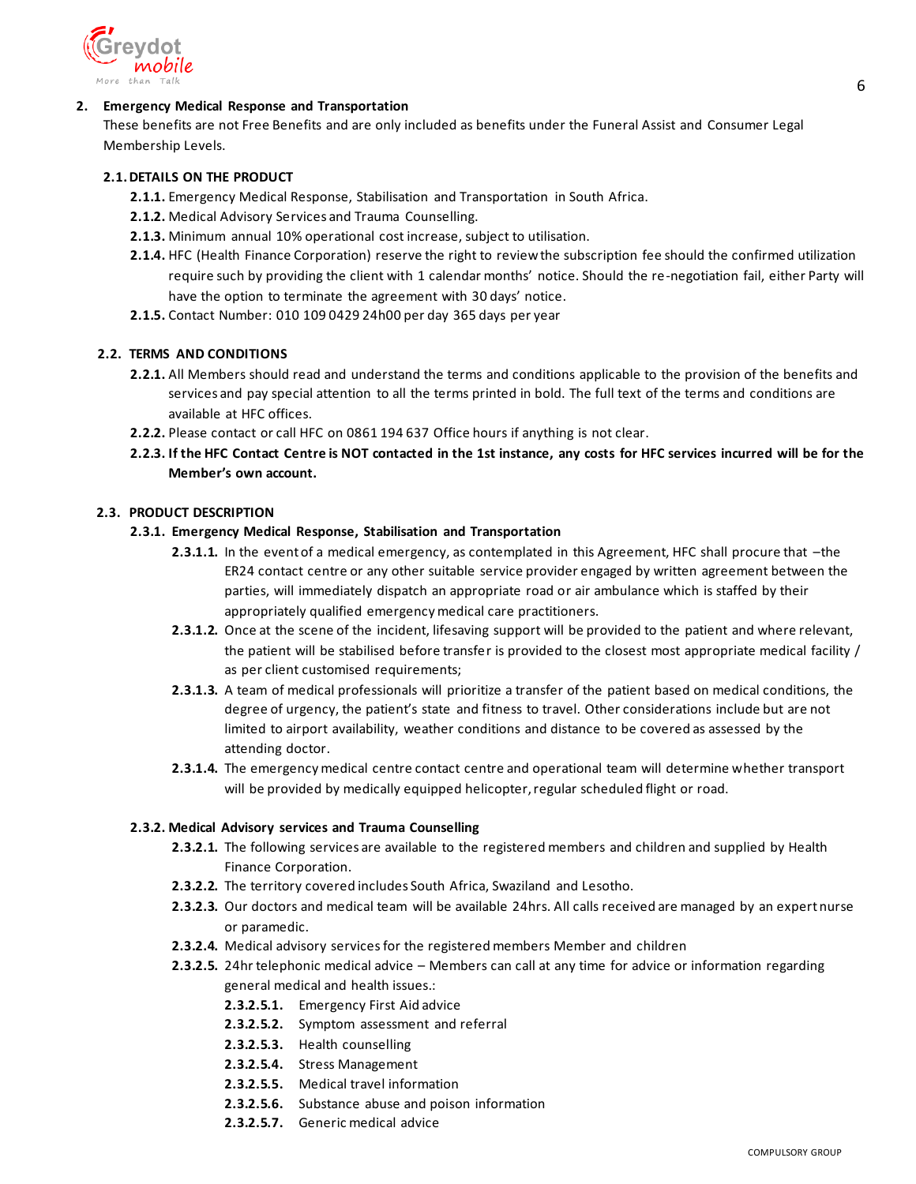## 2. Emergency Medical Response and Transportation

These benefits are not Free Benefits and are only included as benefits under the Funeral Assist and Consumer Legal Membership Levels.

### 2.1. DETAILS ON THE PRODUCT

**2.1.1.** Emergency Medical Response, Stabilisation and Transportation in South Africa.

**2.1.2.** Medical Advisory Services and Trauma Counselling.

**2.1.3.** Minimum annual 10% operational cost increase, subject to utilisation.

**2.1.4.** HFC (Health Finance Corporation) reserve the right to review the subscription fee should the confirmed utilization require such by providing the client with 1 calendar months' notice. Should the re-negotiation fail, either Party will have the option to terminate the agreement with 30 days' notice.

**2.1.5.** Contact Number: 010 109 0429 24h00 per day 365 days per year

### 2.2. TERMS AND CONDITIONS

**2.2.1.** All Members should read and understand the terms and conditions applicable to the provision of the benefits and services and pay special attention to all the terms printed in bold. The full text of the terms and conditions are available at HFC offices.

**2.2.2.** Please contact or call HFC on 0861 194 637 Office hours if anything is not clear.

**2.2.3. If the HFC Contact Centre is NOT contacted in the 1st instance, any costs for HFC services incurred will be for the Member's own account.**

### 2.3. PRODUCT DESCRIPTION

#### 2.3.1. Emergency Medical Response, Stabilisation and Transportation

**2.3.1.1.** In the event of a medical emergency, as contemplated in this Agreement, HFC shall procure that –the ER24 contact centre or any other suitable service provider engaged by written agreement between the parties, will immediately dispatch an appropriate road or air ambulance which is staffed by their appropriately qualified emergency medical care practitioners.

**2.3.1.2.** Once at the scene of the incident, lifesaving support will be provided to the patient and where relevant, the patient will be stabilised before transfer is provided to the closest most appropriate medical facility / as per client customised requirements;

**2.3.1.3.** A team of medical professionals will prioritize a transfer of the patient based on medical conditions, the degree of urgency, the patient's state and fitness to travel. Other considerations include but are not limited to airport availability, weather conditions and distance to be covered as assessed by the attending doctor.

**2.3.1.4.** The emergency medical centre contact centre and operational team will determine whether transport will be provided by medically equipped helicopter, regular scheduled flight or road.

#### 2.3.2. Medical Advisory services and Trauma Counselling

**2.3.2.1.** The following services are available to the registered members and children and supplied by Health Finance Corporation.

**2.3.2.2.** The territory covered includes South Africa, Swaziland and Lesotho.

**2.3.2.3.** Our doctors and medical team will be available 24hrs. All calls received are managed by an expert nurse or paramedic.

**2.3.2.4.** Medical advisory services for the registered members Member and children

**2.3.2.5.** 24hr telephonic medical advice – Members can call at any time for advice or information regarding general medical and health issues.:

- **2.3.2.5.1.** Emergency First Aid advice
- **2.3.2.5.2.** Symptom assessment and referral
- **2.3.2.5.3.** Health counselling
- **2.3.2.5.4.** Stress Management
- **2.3.2.5.5.** Medical travel information
- **2.3.2.5.6.** Substance abuse and poison information
- **2.3.2.5.7.** Generic medical advice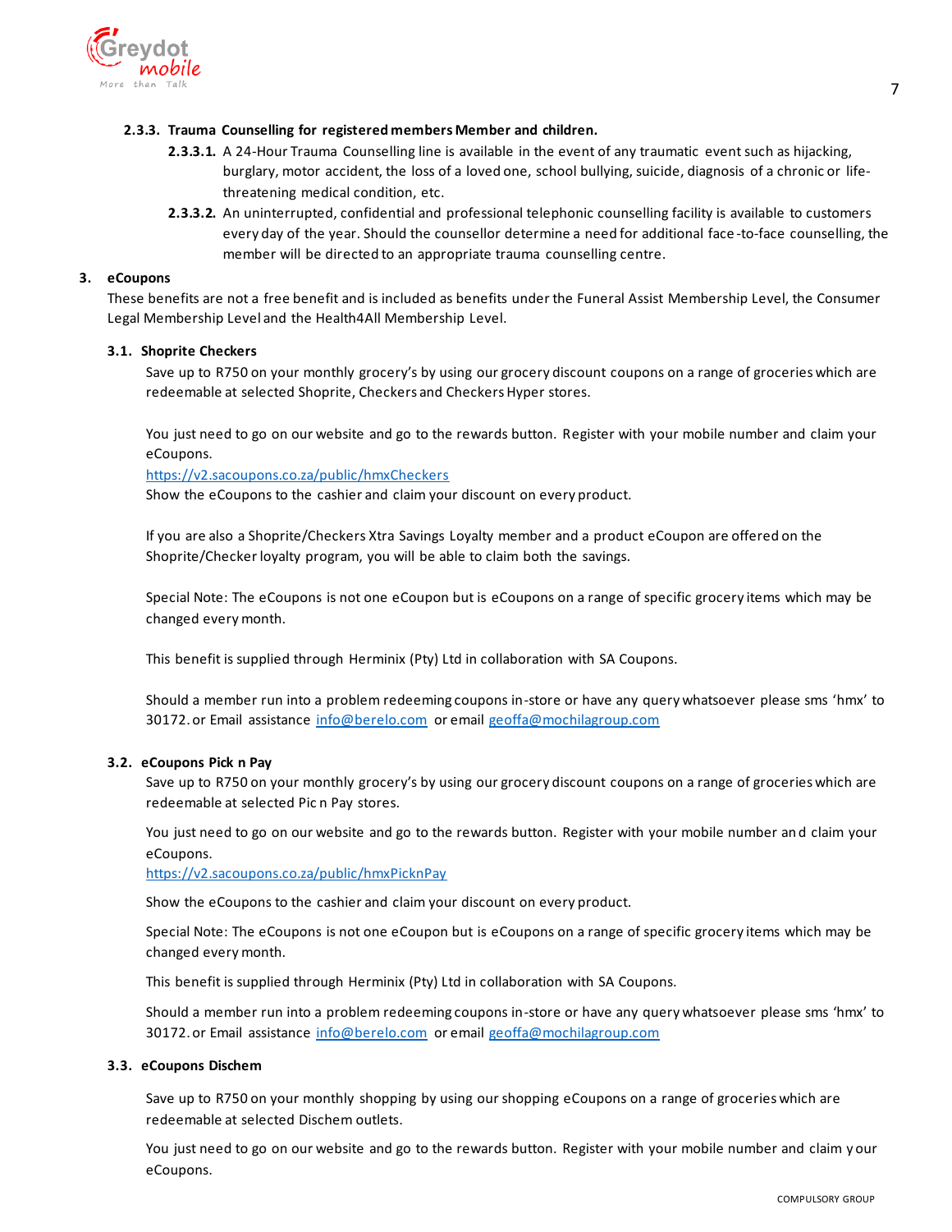#### 2.3.3. Trauma Counselling for registered members Member and children.

**2.3.3.1.** A 24-Hour Trauma Counselling line is available in the event of any traumatic event such as hijacking, burglary, motor accident, the loss of a loved one, school bullying, suicide, diagnosis of a chronic or life-threatening medical condition, etc.

**2.3.3.2.** An uninterrupted, confidential and professional telephonic counselling facility is available to customers every day of the year. Should the counsellor determine a need for additional face-to-face counselling, the member will be directed to an appropriate trauma counselling centre.

## 3. eCoupons

These benefits are not a free benefit and is included as benefits under the Funeral Assist Membership Level, the Consumer Legal Membership Level and the Health4All Membership Level.

### 3.1. Shoprite Checkers

Save up to R750 on your monthly grocery's by using our grocery discount coupons on a range of groceries which are redeemable at selected Shoprite, Checkers and Checkers Hyper stores.

You just need to go on our website and go to the rewards button. Register with your mobile number and claim your eCoupons.
https://v2.sacoupons.co.za/public/hmxCheckers
Show the eCoupons to the cashier and claim your discount on every product.

If you are also a Shoprite/Checkers Xtra Savings Loyalty member and a product eCoupon are offered on the Shoprite/Checker loyalty program, you will be able to claim both the savings.

Special Note: The eCoupons is not one eCoupon but is eCoupons on a range of specific grocery items which may be changed every month.

This benefit is supplied through Herminix (Pty) Ltd in collaboration with SA Coupons.

Should a member run into a problem redeeming coupons in-store or have any query whatsoever please sms 'hmx' to 30172. or Email assistance info@berelo.com or email geoffa@mochilagroup.com

### 3.2. eCoupons Pick n Pay

Save up to R750 on your monthly grocery's by using our grocery discount coupons on a range of groceries which are redeemable at selected Pic n Pay stores.

You just need to go on our website and go to the rewards button. Register with your mobile number and claim your eCoupons.
https://v2.sacoupons.co.za/public/hmxPicknPay

Show the eCoupons to the cashier and claim your discount on every product.

Special Note: The eCoupons is not one eCoupon but is eCoupons on a range of specific grocery items which may be changed every month.

This benefit is supplied through Herminix (Pty) Ltd in collaboration with SA Coupons.

Should a member run into a problem redeeming coupons in-store or have any query whatsoever please sms 'hmx' to 30172. or Email assistance info@berelo.com or email geoffa@mochilagroup.com

### 3.3. eCoupons Dischem

Save up to R750 on your monthly shopping by using our shopping eCoupons on a range of groceries which are redeemable at selected Dischem outlets.

You just need to go on our website and go to the rewards button. Register with your mobile number and claim your eCoupons.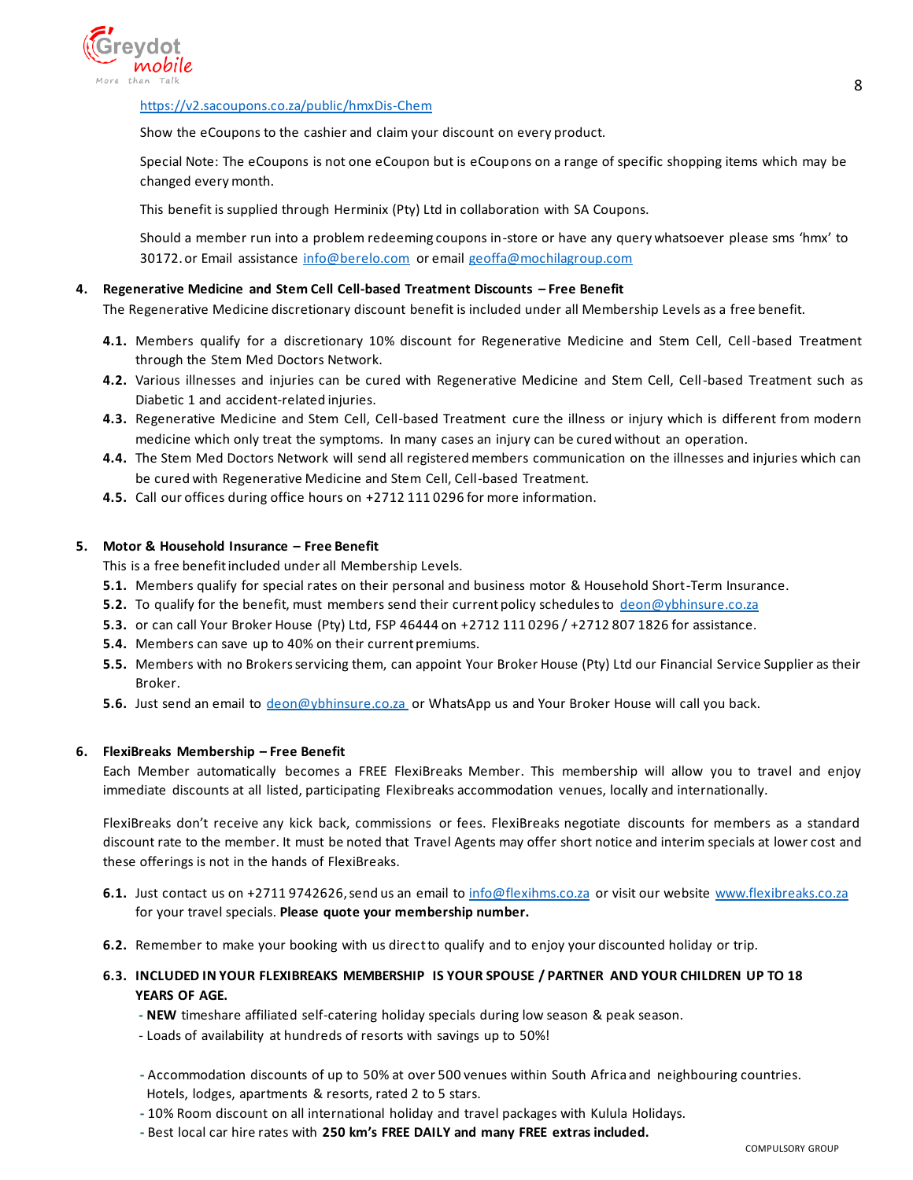https://v2.sacoupons.co.za/public/hmxDis-Chem

Show the eCoupons to the cashier and claim your discount on every product.

Special Note: The eCoupons is not one eCoupon but is eCoupons on a range of specific shopping items which may be changed every month.

This benefit is supplied through Herminix (Pty) Ltd in collaboration with SA Coupons.

Should a member run into a problem redeeming coupons in-store or have any query whatsoever please sms 'hmx' to 30172. or Email assistance info@berelo.com or email geoffa@mochilagroup.com

**4. Regenerative Medicine and Stem Cell Cell-based Treatment Discounts – Free Benefit**

The Regenerative Medicine discretionary discount benefit is included under all Membership Levels as a free benefit.

**4.1.** Members qualify for a discretionary 10% discount for Regenerative Medicine and Stem Cell, Cell-based Treatment through the Stem Med Doctors Network.

**4.2.** Various illnesses and injuries can be cured with Regenerative Medicine and Stem Cell, Cell-based Treatment such as Diabetic 1 and accident-related injuries.

**4.3.** Regenerative Medicine and Stem Cell, Cell-based Treatment cure the illness or injury which is different from modern medicine which only treat the symptoms. In many cases an injury can be cured without an operation.

**4.4.** The Stem Med Doctors Network will send all registered members communication on the illnesses and injuries which can be cured with Regenerative Medicine and Stem Cell, Cell-based Treatment.

**4.5.** Call our offices during office hours on +2712 111 0296 for more information.

**5. Motor & Household Insurance – Free Benefit**

This is a free benefit included under all Membership Levels.

**5.1.** Members qualify for special rates on their personal and business motor & Household Short-Term Insurance.

**5.2.** To qualify for the benefit, must members send their current policy schedules to deon@ybhinsure.co.za

**5.3.** or can call Your Broker House (Pty) Ltd, FSP 46444 on +2712 111 0296 / +2712 807 1826 for assistance.

**5.4.** Members can save up to 40% on their current premiums.

**5.5.** Members with no Brokers servicing them, can appoint Your Broker House (Pty) Ltd our Financial Service Supplier as their Broker.

**5.6.** Just send an email to deon@ybhinsure.co.za or WhatsApp us and Your Broker House will call you back.

**6. FlexiBreaks Membership – Free Benefit**

Each Member automatically becomes a FREE FlexiBreaks Member. This membership will allow you to travel and enjoy immediate discounts at all listed, participating Flexibreaks accommodation venues, locally and internationally.

FlexiBreaks don't receive any kick back, commissions or fees. FlexiBreaks negotiate discounts for members as a standard discount rate to the member. It must be noted that Travel Agents may offer short notice and interim specials at lower cost and these offerings is not in the hands of FlexiBreaks.

**6.1.** Just contact us on +2711 9742626, send us an email to info@flexihms.co.za or visit our website www.flexibreaks.co.za for your travel specials. **Please quote your membership number.**

**6.2.** Remember to make your booking with us direct to qualify and to enjoy your discounted holiday or trip.

**6.3. INCLUDED IN YOUR FLEXIBREAKS MEMBERSHIP IS YOUR SPOUSE / PARTNER AND YOUR CHILDREN UP TO 18 YEARS OF AGE.**

- **NEW** timeshare affiliated self-catering holiday specials during low season & peak season.
- Loads of availability at hundreds of resorts with savings up to 50%!

- Accommodation discounts of up to 50% at over 500 venues within South Africa and neighbouring countries. Hotels, lodges, apartments & resorts, rated 2 to 5 stars.
- 10% Room discount on all international holiday and travel packages with Kulula Holidays.
- Best local car hire rates with **250 km's FREE DAILY and many FREE extras included.**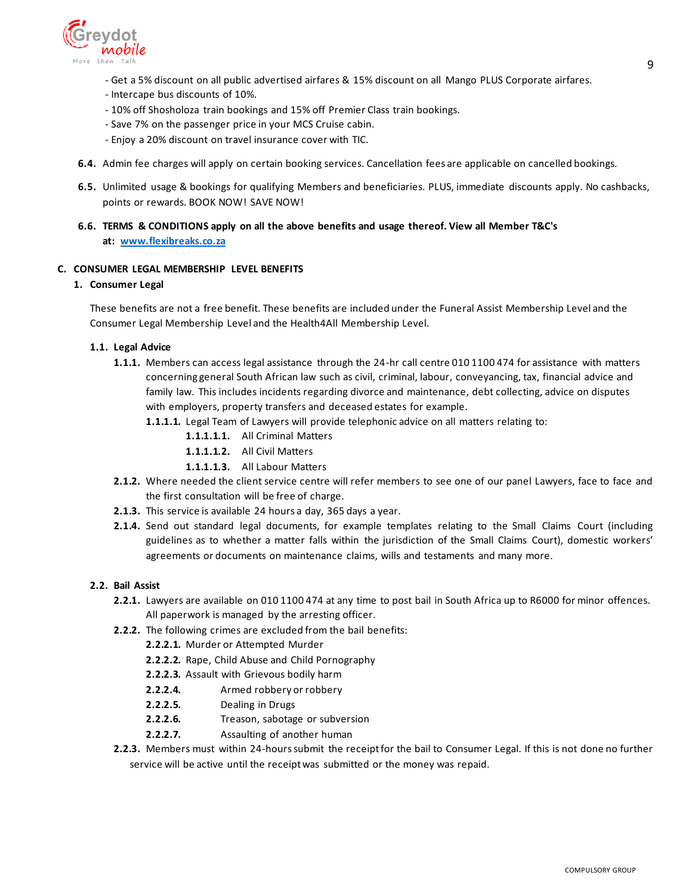- Get a 5% discount on all public advertised airfares & 15% discount on all Mango PLUS Corporate airfares.
- Intercape bus discounts of 10%.
- 10% off Shosholoza train bookings and 15% off Premier Class train bookings.
- Save 7% on the passenger price in your MCS Cruise cabin.
- Enjoy a 20% discount on travel insurance cover with TIC.

**6.4.** Admin fee charges will apply on certain booking services. Cancellation fees are applicable on cancelled bookings.

**6.5.** Unlimited usage & bookings for qualifying Members and beneficiaries. PLUS, immediate discounts apply. No cashbacks, points or rewards. BOOK NOW! SAVE NOW!

**6.6.** **TERMS & CONDITIONS apply on all the above benefits and usage thereof. View all Member T&C's at: [www.flexibreaks.co.za](www.flexibreaks.co.za)**

## C. CONSUMER LEGAL MEMBERSHIP LEVEL BENEFITS

### 1. Consumer Legal

These benefits are not a free benefit. These benefits are included under the Funeral Assist Membership Level and the Consumer Legal Membership Level and the Health4All Membership Level.

#### 1.1. Legal Advice

**1.1.1.** Members can access legal assistance through the 24-hr call centre 010 1100 474 for assistance with matters concerning general South African law such as civil, criminal, labour, conveyancing, tax, financial advice and family law. This includes incidents regarding divorce and maintenance, debt collecting, advice on disputes with employers, property transfers and deceased estates for example.

**1.1.1.1.** Legal Team of Lawyers will provide telephonic advice on all matters relating to:

- **1.1.1.1.1.** All Criminal Matters
- **1.1.1.1.2.** All Civil Matters
- **1.1.1.1.3.** All Labour Matters

**2.1.2.** Where needed the client service centre will refer members to see one of our panel Lawyers, face to face and the first consultation will be free of charge.

**2.1.3.** This service is available 24 hours a day, 365 days a year.

**2.1.4.** Send out standard legal documents, for example templates relating to the Small Claims Court (including guidelines as to whether a matter falls within the jurisdiction of the Small Claims Court), domestic workers' agreements or documents on maintenance claims, wills and testaments and many more.

#### 2.2. Bail Assist

**2.2.1.** Lawyers are available on 010 1100 474 at any time to post bail in South Africa up to R6000 for minor offences. All paperwork is managed by the arresting officer.

**2.2.2.** The following crimes are excluded from the bail benefits:

- **2.2.2.1.** Murder or Attempted Murder
- **2.2.2.2.** Rape, Child Abuse and Child Pornography
- **2.2.2.3.** Assault with Grievous bodily harm
- **2.2.2.4.** Armed robbery or robbery
- **2.2.2.5.** Dealing in Drugs
- **2.2.2.6.** Treason, sabotage or subversion
- **2.2.2.7.** Assaulting of another human

**2.2.3.** Members must within 24-hours submit the receipt for the bail to Consumer Legal. If this is not done no further service will be active until the receipt was submitted or the money was repaid.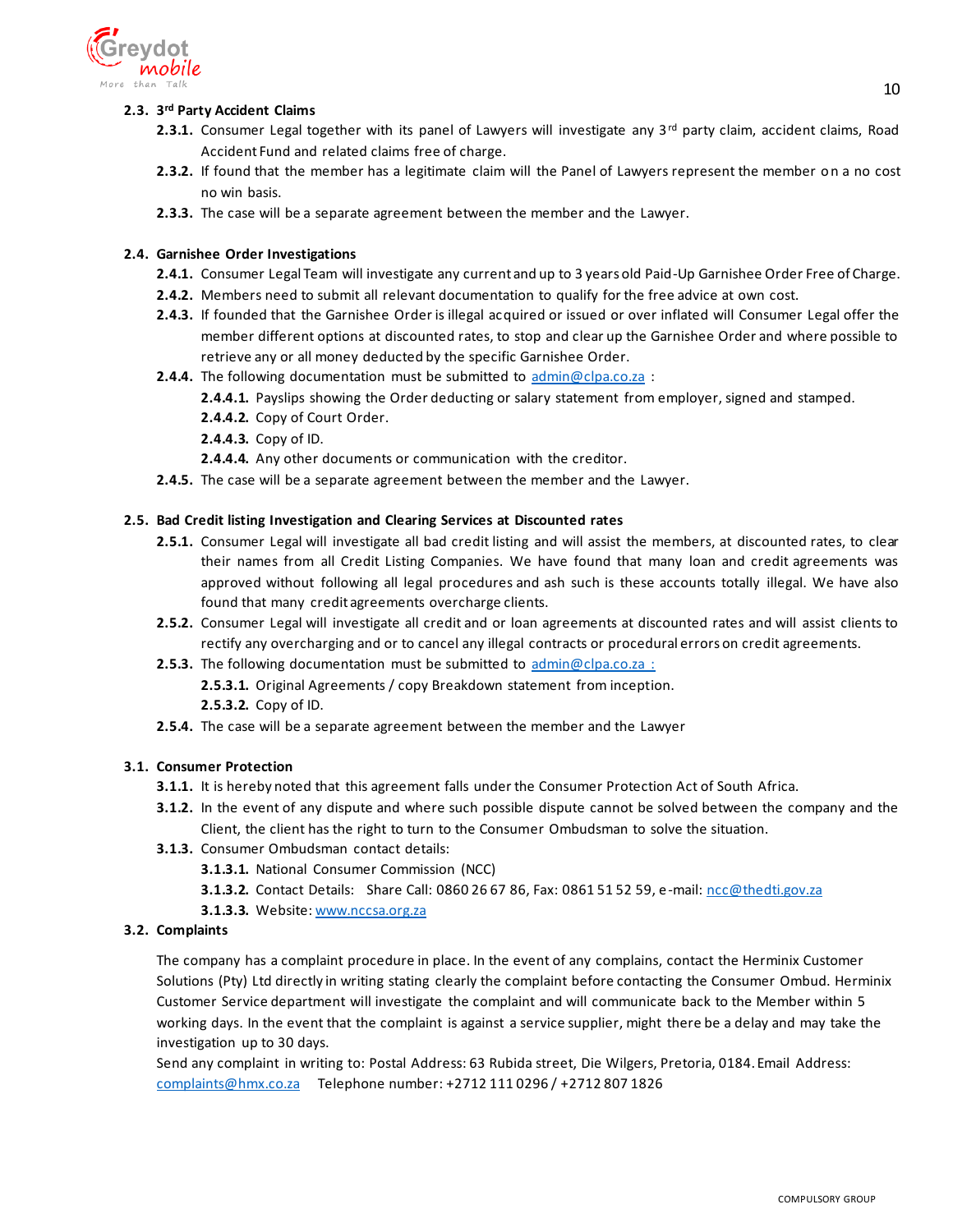### 2.3. 3rd Party Accident Claims

**2.3.1.** Consumer Legal together with its panel of Lawyers will investigate any 3rd party claim, accident claims, Road Accident Fund and related claims free of charge.

**2.3.2.** If found that the member has a legitimate claim will the Panel of Lawyers represent the member on a no cost no win basis.

**2.3.3.** The case will be a separate agreement between the member and the Lawyer.

### 2.4. Garnishee Order Investigations

**2.4.1.** Consumer Legal Team will investigate any current and up to 3 years old Paid-Up Garnishee Order Free of Charge.

**2.4.2.** Members need to submit all relevant documentation to qualify for the free advice at own cost.

**2.4.3.** If founded that the Garnishee Order is illegal acquired or issued or over inflated will Consumer Legal offer the member different options at discounted rates, to stop and clear up the Garnishee Order and where possible to retrieve any or all money deducted by the specific Garnishee Order.

**2.4.4.** The following documentation must be submitted to admin@clpa.co.za :

- **2.4.4.1.** Payslips showing the Order deducting or salary statement from employer, signed and stamped.
- **2.4.4.2.** Copy of Court Order.
- **2.4.4.3.** Copy of ID.
- **2.4.4.4.** Any other documents or communication with the creditor.

**2.4.5.** The case will be a separate agreement between the member and the Lawyer.

### 2.5. Bad Credit listing Investigation and Clearing Services at Discounted rates

**2.5.1.** Consumer Legal will investigate all bad credit listing and will assist the members, at discounted rates, to clear their names from all Credit Listing Companies. We have found that many loan and credit agreements was approved without following all legal procedures and ash such is these accounts totally illegal. We have also found that many credit agreements overcharge clients.

**2.5.2.** Consumer Legal will investigate all credit and or loan agreements at discounted rates and will assist clients to rectify any overcharging and or to cancel any illegal contracts or procedural errors on credit agreements.

**2.5.3.** The following documentation must be submitted to admin@clpa.co.za :

- **2.5.3.1.** Original Agreements / copy Breakdown statement from inception.
- **2.5.3.2.** Copy of ID.

**2.5.4.** The case will be a separate agreement between the member and the Lawyer

### 3.1. Consumer Protection

**3.1.1.** It is hereby noted that this agreement falls under the Consumer Protection Act of South Africa.

**3.1.2.** In the event of any dispute and where such possible dispute cannot be solved between the company and the Client, the client has the right to turn to the Consumer Ombudsman to solve the situation.

**3.1.3.** Consumer Ombudsman contact details:

- **3.1.3.1.** National Consumer Commission (NCC)
- **3.1.3.2.** Contact Details: Share Call: 0860 26 67 86, Fax: 0861 51 52 59, e-mail: ncc@thedti.gov.za
- **3.1.3.3.** Website: www.nccsa.org.za

### 3.2. Complaints

The company has a complaint procedure in place. In the event of any complains, contact the Herminix Customer Solutions (Pty) Ltd directly in writing stating clearly the complaint before contacting the Consumer Ombud. Herminix Customer Service department will investigate the complaint and will communicate back to the Member within 5 working days. In the event that the complaint is against a service supplier, might there be a delay and may take the investigation up to 30 days.

Send any complaint in writing to: Postal Address: 63 Rubida street, Die Wilgers, Pretoria, 0184. Email Address: complaints@hmx.co.za Telephone number: +2712 111 0296 / +2712 807 1826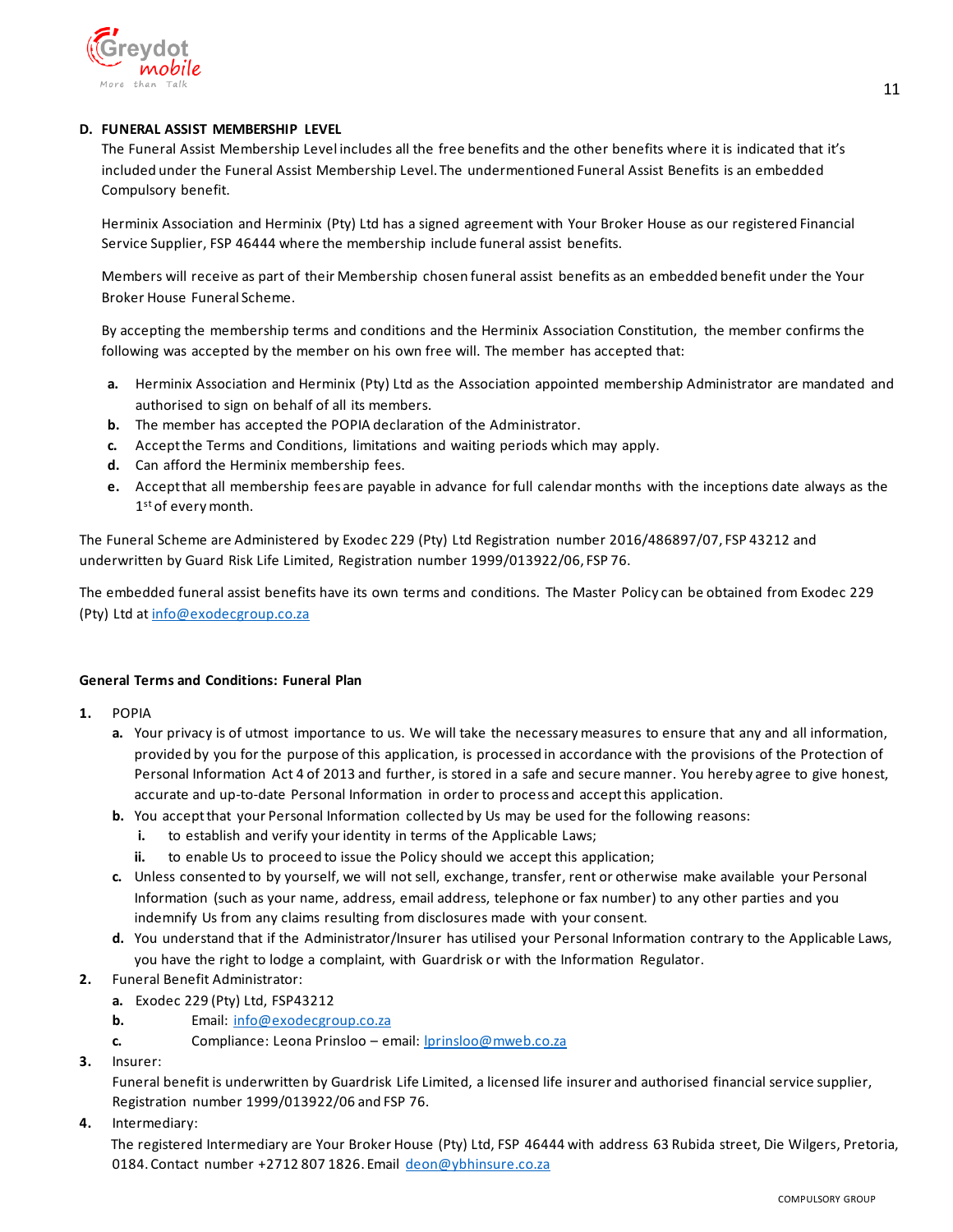### D. FUNERAL ASSIST MEMBERSHIP LEVEL

The Funeral Assist Membership Level includes all the free benefits and the other benefits where it is indicated that it's included under the Funeral Assist Membership Level. The undermentioned Funeral Assist Benefits is an embedded Compulsory benefit.

Herminix Association and Herminix (Pty) Ltd has a signed agreement with Your Broker House as our registered Financial Service Supplier, FSP 46444 where the membership include funeral assist benefits.

Members will receive as part of their Membership chosen funeral assist benefits as an embedded benefit under the Your Broker House Funeral Scheme.

By accepting the membership terms and conditions and the Herminix Association Constitution, the member confirms the following was accepted by the member on his own free will. The member has accepted that:

- **a.** Herminix Association and Herminix (Pty) Ltd as the Association appointed membership Administrator are mandated and authorised to sign on behalf of all its members.
- **b.** The member has accepted the POPIA declaration of the Administrator.
- **c.** Accept the Terms and Conditions, limitations and waiting periods which may apply.
- **d.** Can afford the Herminix membership fees.
- **e.** Accept that all membership fees are payable in advance for full calendar months with the inceptions date always as the 1st of every month.

The Funeral Scheme are Administered by Exodec 229 (Pty) Ltd Registration number 2016/486897/07, FSP 43212 and underwritten by Guard Risk Life Limited, Registration number 1999/013922/06, FSP 76.

The embedded funeral assist benefits have its own terms and conditions. The Master Policy can be obtained from Exodec 229 (Pty) Ltd at info@exodecgroup.co.za

**General Terms and Conditions: Funeral Plan**

1. POPIA
   - **a.** Your privacy is of utmost importance to us. We will take the necessary measures to ensure that any and all information, provided by you for the purpose of this application, is processed in accordance with the provisions of the Protection of Personal Information Act 4 of 2013 and further, is stored in a safe and secure manner. You hereby agree to give honest, accurate and up-to-date Personal Information in order to process and accept this application.
   - **b.** You accept that your Personal Information collected by Us may be used for the following reasons:
     - **i.** to establish and verify your identity in terms of the Applicable Laws;
     - **ii.** to enable Us to proceed to issue the Policy should we accept this application;
   - **c.** Unless consented to by yourself, we will not sell, exchange, transfer, rent or otherwise make available your Personal Information (such as your name, address, email address, telephone or fax number) to any other parties and you indemnify Us from any claims resulting from disclosures made with your consent.
   - **d.** You understand that if the Administrator/Insurer has utilised your Personal Information contrary to the Applicable Laws, you have the right to lodge a complaint, with Guardrisk or with the Information Regulator.
2. Funeral Benefit Administrator:
   - **a.** Exodec 229 (Pty) Ltd, FSP43212
   - **b.** Email: info@exodecgroup.co.za
   - **c.** Compliance: Leona Prinsloo – email: lprinsloo@mweb.co.za
3. Insurer:
   Funeral benefit is underwritten by Guardrisk Life Limited, a licensed life insurer and authorised financial service supplier, Registration number 1999/013922/06 and FSP 76.
4. Intermediary:
   The registered Intermediary are Your Broker House (Pty) Ltd, FSP 46444 with address 63 Rubida street, Die Wilgers, Pretoria, 0184. Contact number +2712 807 1826. Email deon@ybhinsure.co.za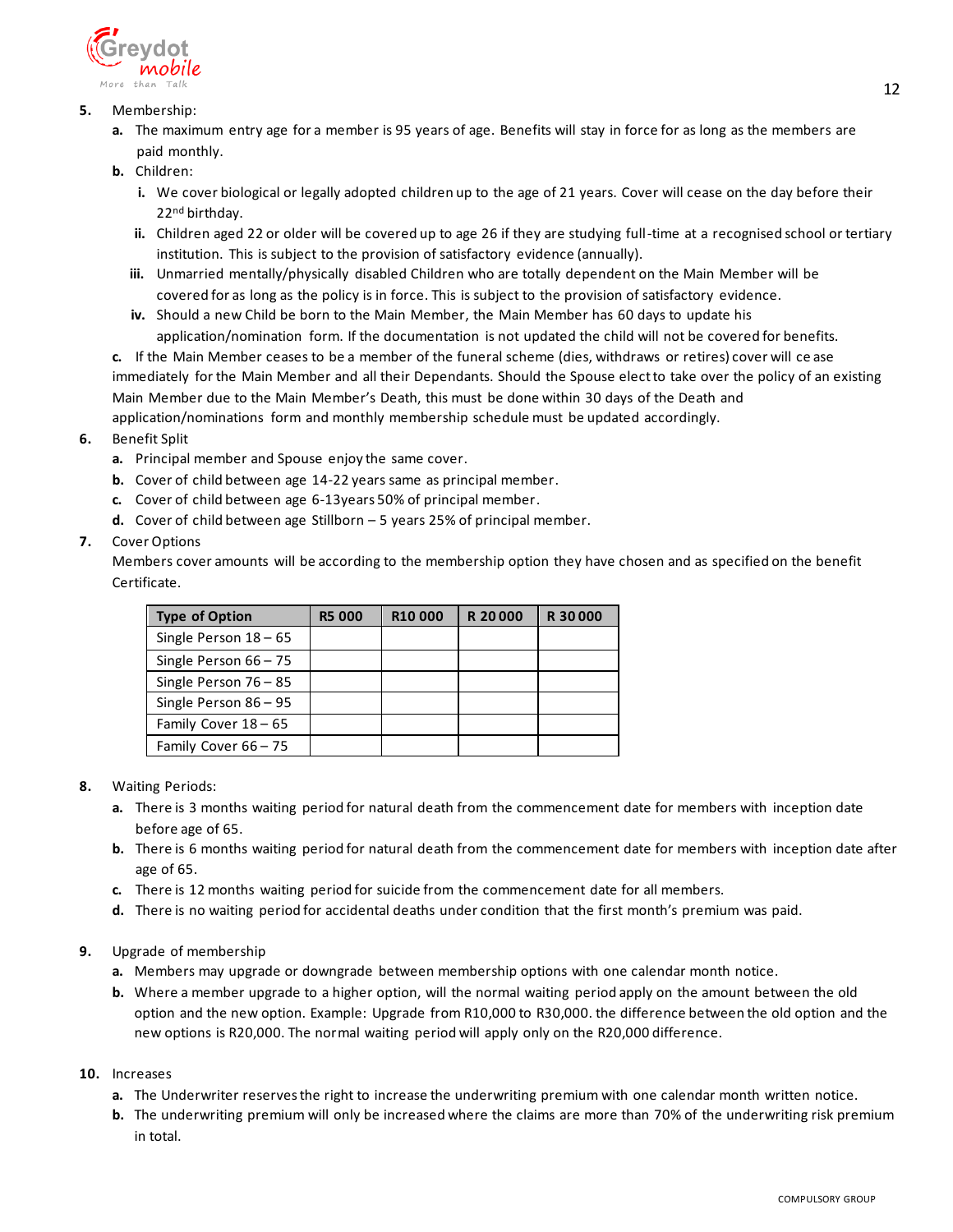5. Membership:
   a. The maximum entry age for a member is 95 years of age. Benefits will stay in force for as long as the members are paid monthly.
   b. Children:
      i. We cover biological or legally adopted children up to the age of 21 years. Cover will cease on the day before their 22nd birthday.
      ii. Children aged 22 or older will be covered up to age 26 if they are studying full-time at a recognised school or tertiary institution. This is subject to the provision of satisfactory evidence (annually).
      iii. Unmarried mentally/physically disabled Children who are totally dependent on the Main Member will be covered for as long as the policy is in force. This is subject to the provision of satisfactory evidence.
      iv. Should a new Child be born to the Main Member, the Main Member has 60 days to update his application/nomination form. If the documentation is not updated the child will not be covered for benefits.

   c. If the Main Member ceases to be a member of the funeral scheme (dies, withdraws or retires) cover will cease immediately for the Main Member and all their Dependants. Should the Spouse elect to take over the policy of an existing Main Member due to the Main Member's Death, this must be done within 30 days of the Death and application/nominations form and monthly membership schedule must be updated accordingly.

6. Benefit Split
   a. Principal member and Spouse enjoy the same cover.
   b. Cover of child between age 14-22 years same as principal member.
   c. Cover of child between age 6-13years 50% of principal member.
   d. Cover of child between age Stillborn – 5 years 25% of principal member.

7. Cover Options

   Members cover amounts will be according to the membership option they have chosen and as specified on the benefit Certificate.

| Type of Option | R5 000 | R10 000 | R 20 000 | R 30 000 |
|---|---|---|---|---|
| Single Person 18 – 65 | | | | |
| Single Person 66 – 75 | | | | |
| Single Person 76 – 85 | | | | |
| Single Person 86 – 95 | | | | |
| Family Cover 18 – 65 | | | | |
| Family Cover 66 – 75 | | | | |

8. Waiting Periods:
   a. There is 3 months waiting period for natural death from the commencement date for members with inception date before age of 65.
   b. There is 6 months waiting period for natural death from the commencement date for members with inception date after age of 65.
   c. There is 12 months waiting period for suicide from the commencement date for all members.
   d. There is no waiting period for accidental deaths under condition that the first month's premium was paid.

9. Upgrade of membership
   a. Members may upgrade or downgrade between membership options with one calendar month notice.
   b. Where a member upgrade to a higher option, will the normal waiting period apply on the amount between the old option and the new option. Example: Upgrade from R10,000 to R30,000. the difference between the old option and the new options is R20,000. The normal waiting period will apply only on the R20,000 difference.

10. Increases
    a. The Underwriter reserves the right to increase the underwriting premium with one calendar month written notice.
    b. The underwriting premium will only be increased where the claims are more than 70% of the underwriting risk premium in total.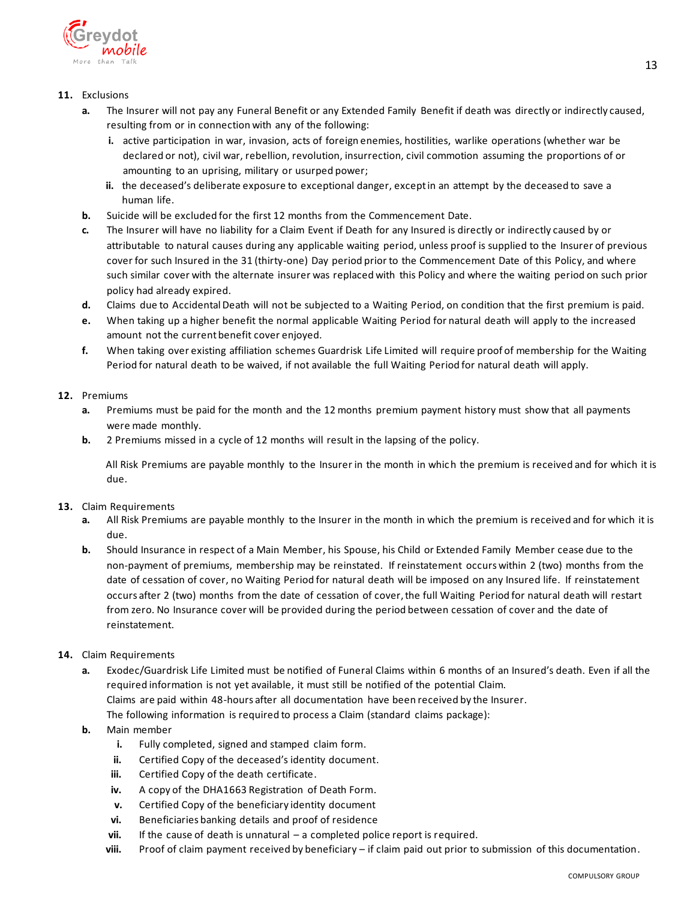**11.** Exclusions

**a.** The Insurer will not pay any Funeral Benefit or any Extended Family Benefit if death was directly or indirectly caused, resulting from or in connection with any of the following:

- **i.** active participation in war, invasion, acts of foreign enemies, hostilities, warlike operations (whether war be declared or not), civil war, rebellion, revolution, insurrection, civil commotion assuming the proportions of or amounting to an uprising, military or usurped power;
- **ii.** the deceased's deliberate exposure to exceptional danger, except in an attempt by the deceased to save a human life.

**b.** Suicide will be excluded for the first 12 months from the Commencement Date.

**c.** The Insurer will have no liability for a Claim Event if Death for any Insured is directly or indirectly caused by or attributable to natural causes during any applicable waiting period, unless proof is supplied to the Insurer of previous cover for such Insured in the 31 (thirty-one) Day period prior to the Commencement Date of this Policy, and where such similar cover with the alternate insurer was replaced with this Policy and where the waiting period on such prior policy had already expired.

**d.** Claims due to Accidental Death will not be subjected to a Waiting Period, on condition that the first premium is paid.

**e.** When taking up a higher benefit the normal applicable Waiting Period for natural death will apply to the increased amount not the current benefit cover enjoyed.

**f.** When taking over existing affiliation schemes Guardrisk Life Limited will require proof of membership for the Waiting Period for natural death to be waived, if not available the full Waiting Period for natural death will apply.

**12.** Premiums

**a.** Premiums must be paid for the month and the 12 months premium payment history must show that all payments were made monthly.

**b.** 2 Premiums missed in a cycle of 12 months will result in the lapsing of the policy.

All Risk Premiums are payable monthly to the Insurer in the month in which the premium is received and for which it is due.

**13.** Claim Requirements

**a.** All Risk Premiums are payable monthly to the Insurer in the month in which the premium is received and for which it is due.

**b.** Should Insurance in respect of a Main Member, his Spouse, his Child or Extended Family Member cease due to the non-payment of premiums, membership may be reinstated. If reinstatement occurs within 2 (two) months from the date of cessation of cover, no Waiting Period for natural death will be imposed on any Insured life. If reinstatement occurs after 2 (two) months from the date of cessation of cover, the full Waiting Period for natural death will restart from zero. No Insurance cover will be provided during the period between cessation of cover and the date of reinstatement.

**14.** Claim Requirements

**a.** Exodec/Guardrisk Life Limited must be notified of Funeral Claims within 6 months of an Insured's death. Even if all the required information is not yet available, it must still be notified of the potential Claim.
Claims are paid within 48-hours after all documentation have been received by the Insurer.
The following information is required to process a Claim (standard claims package):

**b.** Main member

- **i.** Fully completed, signed and stamped claim form.
- **ii.** Certified Copy of the deceased's identity document.
- **iii.** Certified Copy of the death certificate.
- **iv.** A copy of the DHA1663 Registration of Death Form.
- **v.** Certified Copy of the beneficiary identity document
- **vi.** Beneficiaries banking details and proof of residence
- **vii.** If the cause of death is unnatural – a completed police report is required.
- **viii.** Proof of claim payment received by beneficiary – if claim paid out prior to submission of this documentation.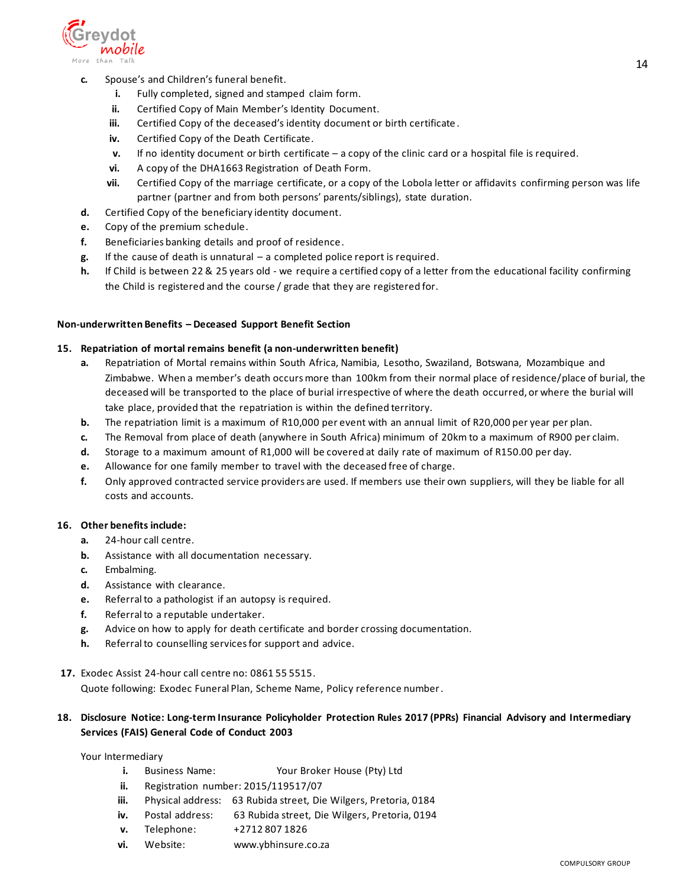c. Spouse's and Children's funeral benefit.
   i. Fully completed, signed and stamped claim form.
   ii. Certified Copy of Main Member's Identity Document.
   iii. Certified Copy of the deceased's identity document or birth certificate.
   iv. Certified Copy of the Death Certificate.
   v. If no identity document or birth certificate – a copy of the clinic card or a hospital file is required.
   vi. A copy of the DHA1663 Registration of Death Form.
   vii. Certified Copy of the marriage certificate, or a copy of the Lobola letter or affidavits confirming person was life partner (partner and from both persons' parents/siblings), state duration.

d. Certified Copy of the beneficiary identity document.

e. Copy of the premium schedule.

f. Beneficiaries banking details and proof of residence.

g. If the cause of death is unnatural – a completed police report is required.

h. If Child is between 22 & 25 years old - we require a certified copy of a letter from the educational facility confirming the Child is registered and the course / grade that they are registered for.

**Non-underwritten Benefits – Deceased Support Benefit Section**

**15. Repatriation of mortal remains benefit (a non-underwritten benefit)**

a. Repatriation of Mortal remains within South Africa, Namibia, Lesotho, Swaziland, Botswana, Mozambique and Zimbabwe. When a member's death occurs more than 100km from their normal place of residence/place of burial, the deceased will be transported to the place of burial irrespective of where the death occurred, or where the burial will take place, provided that the repatriation is within the defined territory.

b. The repatriation limit is a maximum of R10,000 per event with an annual limit of R20,000 per year per plan.

c. The Removal from place of death (anywhere in South Africa) minimum of 20km to a maximum of R900 per claim.

d. Storage to a maximum amount of R1,000 will be covered at daily rate of maximum of R150.00 per day.

e. Allowance for one family member to travel with the deceased free of charge.

f. Only approved contracted service providers are used. If members use their own suppliers, will they be liable for all costs and accounts.

**16. Other benefits include:**

a. 24-hour call centre.

b. Assistance with all documentation necessary.

c. Embalming.

d. Assistance with clearance.

e. Referral to a pathologist if an autopsy is required.

f. Referral to a reputable undertaker.

g. Advice on how to apply for death certificate and border crossing documentation.

h. Referral to counselling services for support and advice.

**17.** Exodec Assist 24-hour call centre no: 0861 55 5515.
Quote following: Exodec Funeral Plan, Scheme Name, Policy reference number.

**18. Disclosure Notice: Long-term Insurance Policyholder Protection Rules 2017 (PPRs) Financial Advisory and Intermediary Services (FAIS) General Code of Conduct 2003**

Your Intermediary

i. Business Name: Your Broker House (Pty) Ltd
ii. Registration number: 2015/119517/07
iii. Physical address: 63 Rubida street, Die Wilgers, Pretoria, 0184
iv. Postal address: 63 Rubida street, Die Wilgers, Pretoria, 0194
v. Telephone: +2712 807 1826
vi. Website: www.ybhinsure.co.za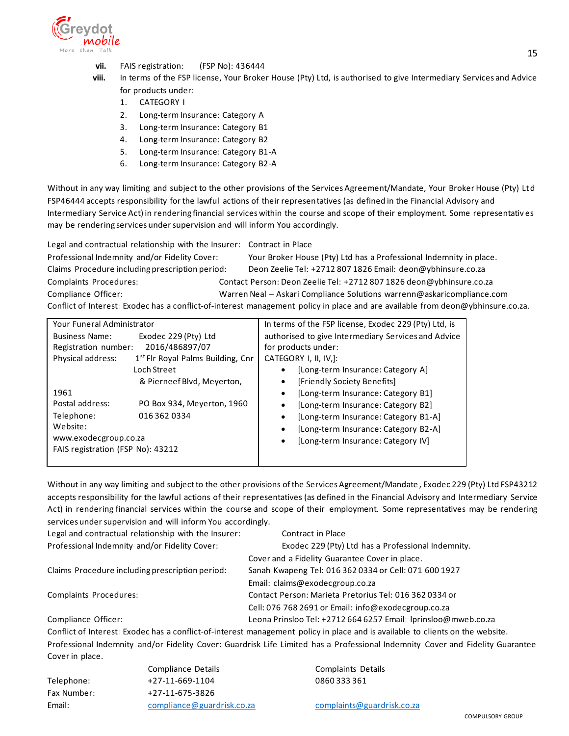vii. FAIS registration: (FSP No): 436444

viii. In terms of the FSP license, Your Broker House (Pty) Ltd, is authorised to give Intermediary Services and Advice for products under:

1. CATEGORY I
2. Long-term Insurance: Category A
3. Long-term Insurance: Category B1
4. Long-term Insurance: Category B2
5. Long-term Insurance: Category B1-A
6. Long-term Insurance: Category B2-A

Without in any way limiting and subject to the other provisions of the Services Agreement/Mandate, Your Broker House (Pty) Ltd FSP46444 accepts responsibility for the lawful actions of their representatives (as defined in the Financial Advisory and Intermediary Service Act) in rendering financial services within the course and scope of their employment. Some representatives may be rendering services under supervision and will inform You accordingly.

Legal and contractual relationship with the Insurer: Contract in Place
Professional Indemnity and/or Fidelity Cover: Your Broker House (Pty) Ltd has a Professional Indemnity in place.
Claims Procedure including prescription period: Deon Zeelie Tel: +2712 807 1826 Email: deon@ybhinsure.co.za
Complaints Procedures: Contact Person: Deon Zeelie Tel: +2712 807 1826 deon@ybhinsure.co.za
Compliance Officer: Warren Neal – Askari Compliance Solutions warrenn@askaricompliance.com
Conflict of Interest: Exodec has a conflict-of-interest management policy in place and are available from deon@ybhinsure.co.za.

| Your Funeral Administrator | In terms of the FSP license, Exodec 229 (Pty) Ltd, is authorised to give Intermediary Services and Advice for products under: |
|---|---|
| Business Name: Exodec 229 (Pty) Ltd<br>Registration number: 2016/486897/07<br>Physical address: 1st Flr Royal Palms Building, Cnr Loch Street & Pierneef Blvd, Meyerton, 1961<br>Postal address: PO Box 934, Meyerton, 1960<br>Telephone: 016 362 0334<br>Website: www.exodecgroup.co.za<br>FAIS registration (FSP No): 43212 | CATEGORY I, II, IV,]:<br>• [Long-term Insurance: Category A]<br>• [Friendly Society Benefits]<br>• [Long-term Insurance: Category B1]<br>• [Long-term Insurance: Category B2]<br>• [Long-term Insurance: Category B1-A]<br>• [Long-term Insurance: Category B2-A]<br>• [Long-term Insurance: Category IV] |

Without in any way limiting and subject to the other provisions of the Services Agreement/Mandate, Exodec 229 (Pty) Ltd FSP43212 accepts responsibility for the lawful actions of their representatives (as defined in the Financial Advisory and Intermediary Service Act) in rendering financial services within the course and scope of their employment. Some representatives may be rendering services under supervision and will inform You accordingly.

Legal and contractual relationship with the Insurer: Contract in Place
Professional Indemnity and/or Fidelity Cover: Exodec 229 (Pty) Ltd has a Professional Indemnity. Cover and a Fidelity Guarantee Cover in place.
Claims Procedure including prescription period: Sanah Kwapeng Tel: 016 362 0334 or Cell: 071 600 1927 Email: claims@exodecgroup.co.za
Complaints Procedures: Contact Person: Marieta Pretorius Tel: 016 362 0334 or Cell: 076 768 2691 or Email: info@exodecgroup.co.za
Compliance Officer: Leona Prinsloo Tel: +2712 664 6257 Email: lprinsloo@mweb.co.za
Conflict of Interest: Exodec has a conflict-of-interest management policy in place and is available to clients on the website.
Professional Indemnity and/or Fidelity Cover: Guardrisk Life Limited has a Professional Indemnity Cover and Fidelity Guarantee Cover in place.

| | Compliance Details | Complaints Details |
|---|---|---|
| Telephone: | +27-11-669-1104 | 0860 333 361 |
| Fax Number: | +27-11-675-3826 | |
| Email: | compliance@guardrisk.co.za | complaints@guardrisk.co.za |

COMPULSORY GROUP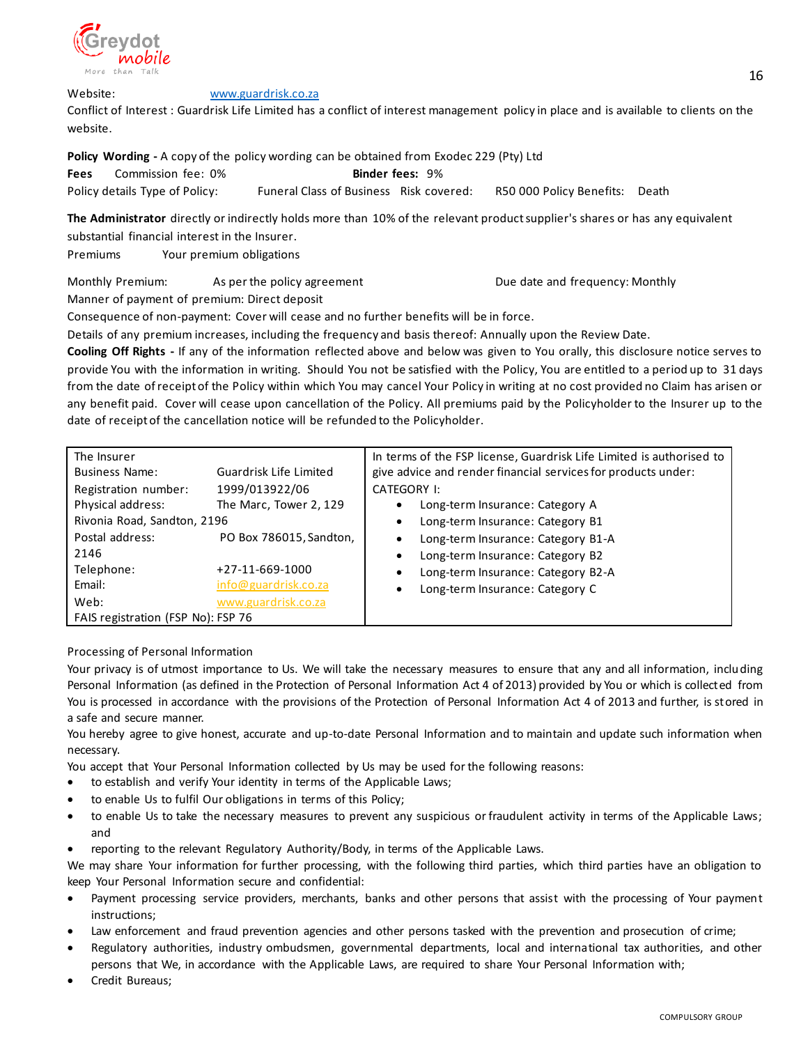Website: www.guardrisk.co.za

Conflict of Interest : Guardrisk Life Limited has a conflict of interest management policy in place and is available to clients on the website.

**Policy Wording -** A copy of the policy wording can be obtained from Exodec 229 (Pty) Ltd

**Fees** Commission fee: 0% **Binder fees:** 9%

Policy details Type of Policy: Funeral Class of Business Risk covered: R50 000 Policy Benefits: Death

**The Administrator** directly or indirectly holds more than 10% of the relevant product supplier's shares or has any equivalent substantial financial interest in the Insurer.

Premiums Your premium obligations

Monthly Premium: As per the policy agreement Due date and frequency: Monthly

Manner of payment of premium: Direct deposit

Consequence of non-payment: Cover will cease and no further benefits will be in force.

Details of any premium increases, including the frequency and basis thereof: Annually upon the Review Date.

**Cooling Off Rights -** If any of the information reflected above and below was given to You orally, this disclosure notice serves to provide You with the information in writing. Should You not be satisfied with the Policy, You are entitled to a period up to 31 days from the date of receipt of the Policy within which You may cancel Your Policy in writing at no cost provided no Claim has arisen or any benefit paid. Cover will cease upon cancellation of the Policy. All premiums paid by the Policyholder to the Insurer up to the date of receipt of the cancellation notice will be refunded to the Policyholder.

| The Insurer | In terms of the FSP license, Guardrisk Life Limited is authorised to give advice and render financial services for products under: |
|---|---|
| Business Name: Guardrisk Life Limited<br>Registration number: 1999/013922/06<br>Physical address: The Marc, Tower 2, 129 Rivonia Road, Sandton, 2196<br>Postal address: PO Box 786015, Sandton, 2146<br>Telephone: +27-11-669-1000<br>Email: info@guardrisk.co.za<br>Web: www.guardrisk.co.za<br>FAIS registration (FSP No): FSP 76 | CATEGORY I:<br>• Long-term Insurance: Category A<br>• Long-term Insurance: Category B1<br>• Long-term Insurance: Category B1-A<br>• Long-term Insurance: Category B2<br>• Long-term Insurance: Category B2-A<br>• Long-term Insurance: Category C |

Processing of Personal Information

Your privacy is of utmost importance to Us. We will take the necessary measures to ensure that any and all information, including Personal Information (as defined in the Protection of Personal Information Act 4 of 2013) provided by You or which is collected from You is processed in accordance with the provisions of the Protection of Personal Information Act 4 of 2013 and further, is stored in a safe and secure manner.

You hereby agree to give honest, accurate and up-to-date Personal Information and to maintain and update such information when necessary.

You accept that Your Personal Information collected by Us may be used for the following reasons:

- to establish and verify Your identity in terms of the Applicable Laws;
- to enable Us to fulfil Our obligations in terms of this Policy;
- to enable Us to take the necessary measures to prevent any suspicious or fraudulent activity in terms of the Applicable Laws; and
- reporting to the relevant Regulatory Authority/Body, in terms of the Applicable Laws.

We may share Your information for further processing, with the following third parties, which third parties have an obligation to keep Your Personal Information secure and confidential:

- Payment processing service providers, merchants, banks and other persons that assist with the processing of Your payment instructions;
- Law enforcement and fraud prevention agencies and other persons tasked with the prevention and prosecution of crime;
- Regulatory authorities, industry ombudsmen, governmental departments, local and international tax authorities, and other persons that We, in accordance with the Applicable Laws, are required to share Your Personal Information with;
- Credit Bureaus;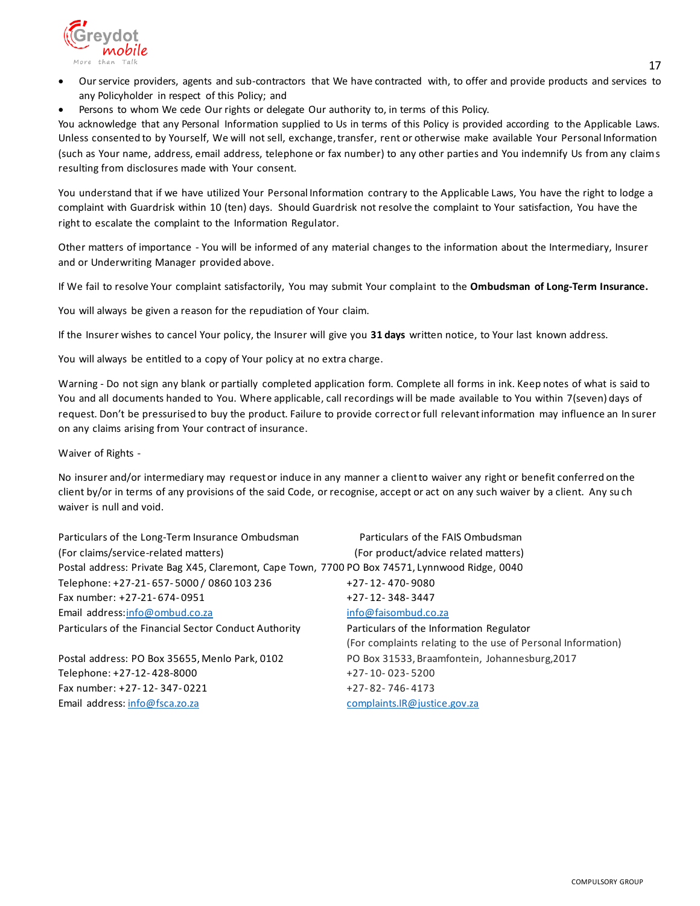- Our service providers, agents and sub-contractors that We have contracted with, to offer and provide products and services to any Policyholder in respect of this Policy; and
- Persons to whom We cede Our rights or delegate Our authority to, in terms of this Policy.

You acknowledge that any Personal Information supplied to Us in terms of this Policy is provided according to the Applicable Laws. Unless consented to by Yourself, We will not sell, exchange, transfer, rent or otherwise make available Your Personal Information (such as Your name, address, email address, telephone or fax number) to any other parties and You indemnify Us from any claims resulting from disclosures made with Your consent.

You understand that if we have utilized Your Personal Information contrary to the Applicable Laws, You have the right to lodge a complaint with Guardrisk within 10 (ten) days. Should Guardrisk not resolve the complaint to Your satisfaction, You have the right to escalate the complaint to the Information Regulator.

Other matters of importance - You will be informed of any material changes to the information about the Intermediary, Insurer and or Underwriting Manager provided above.

If We fail to resolve Your complaint satisfactorily, You may submit Your complaint to the **Ombudsman of Long-Term Insurance.**

You will always be given a reason for the repudiation of Your claim.

If the Insurer wishes to cancel Your policy, the Insurer will give you **31 days** written notice, to Your last known address.

You will always be entitled to a copy of Your policy at no extra charge.

Warning - Do not sign any blank or partially completed application form. Complete all forms in ink. Keep notes of what is said to You and all documents handed to You. Where applicable, call recordings will be made available to You within 7(seven) days of request. Don't be pressurised to buy the product. Failure to provide correct or full relevant information may influence an Insurer on any claims arising from Your contract of insurance.

Waiver of Rights -

No insurer and/or intermediary may request or induce in any manner a client to waiver any right or benefit conferred on the client by/or in terms of any provisions of the said Code, or recognise, accept or act on any such waiver by a client. Any such waiver is null and void.

| Particulars of the Long-Term Insurance Ombudsman (For claims/service-related matters) | Particulars of the FAIS Ombudsman (For product/advice related matters) |
|---|---|
| Postal address: Private Bag X45, Claremont, Cape Town, 7700 | PO Box 74571, Lynnwood Ridge, 0040 |
| Telephone: +27-21-657-5000 / 0860 103 236 | +27-12-470-9080 |
| Fax number: +27-21-674-0951 | +27-12-348-3447 |
| Email address: info@ombud.co.za | info@faisombud.co.za |

| Particulars of the Financial Sector Conduct Authority | Particulars of the Information Regulator (For complaints relating to the use of Personal Information) |
|---|---|
| Postal address: PO Box 35655, Menlo Park, 0102 | PO Box 31533, Braamfontein, Johannesburg,2017 |
| Telephone: +27-12-428-8000 | +27-10-023-5200 |
| Fax number: +27-12-347-0221 | +27-82-746-4173 |
| Email address: info@fsca.zo.za | complaints.IR@justice.gov.za |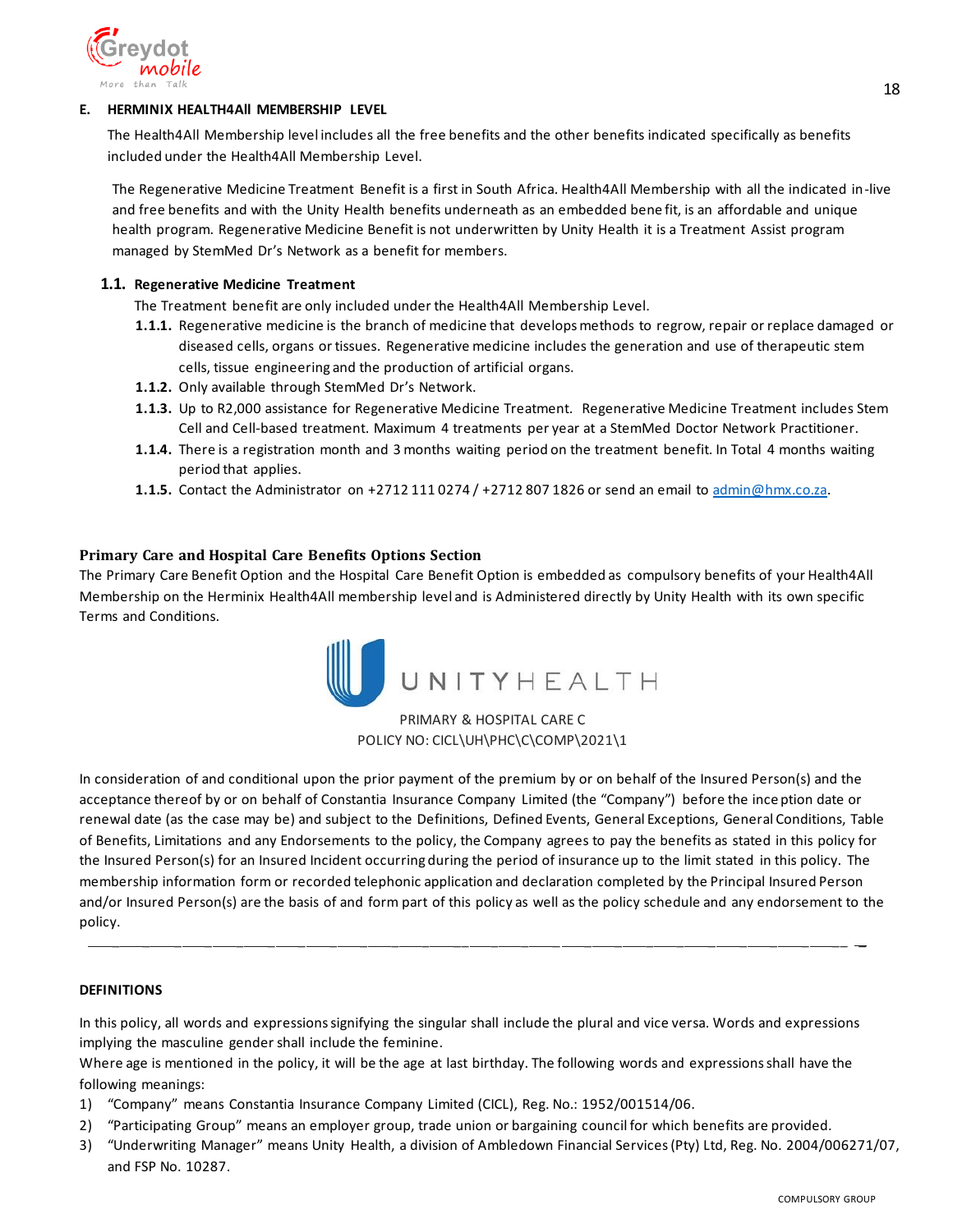## E. HERMINIX HEALTH4All MEMBERSHIP LEVEL

The Health4All Membership level includes all the free benefits and the other benefits indicated specifically as benefits included under the Health4All Membership Level.

The Regenerative Medicine Treatment Benefit is a first in South Africa. Health4All Membership with all the indicated in-live and free benefits and with the Unity Health benefits underneath as an embedded benefit, is an affordable and unique health program. Regenerative Medicine Benefit is not underwritten by Unity Health it is a Treatment Assist program managed by StemMed Dr's Network as a benefit for members.

### 1.1. Regenerative Medicine Treatment

The Treatment benefit are only included under the Health4All Membership Level.

- **1.1.1.** Regenerative medicine is the branch of medicine that develops methods to regrow, repair or replace damaged or diseased cells, organs or tissues. Regenerative medicine includes the generation and use of therapeutic stem cells, tissue engineering and the production of artificial organs.
- **1.1.2.** Only available through StemMed Dr's Network.
- **1.1.3.** Up to R2,000 assistance for Regenerative Medicine Treatment. Regenerative Medicine Treatment includes Stem Cell and Cell-based treatment. Maximum 4 treatments per year at a StemMed Doctor Network Practitioner.
- **1.1.4.** There is a registration month and 3 months waiting period on the treatment benefit. In Total 4 months waiting period that applies.
- **1.1.5.** Contact the Administrator on +2712 111 0274 / +2712 807 1826 or send an email to admin@hmx.co.za.

## Primary Care and Hospital Care Benefits Options Section

The Primary Care Benefit Option and the Hospital Care Benefit Option is embedded as compulsory benefits of your Health4All Membership on the Herminix Health4All membership level and is Administered directly by Unity Health with its own specific Terms and Conditions.

UNITYHEALTH

PRIMARY & HOSPITAL CARE C
POLICY NO: CICL\UH\PHC\C\COMP\2021\1

In consideration of and conditional upon the prior payment of the premium by or on behalf of the Insured Person(s) and the acceptance thereof by or on behalf of Constantia Insurance Company Limited (the "Company") before the inception date or renewal date (as the case may be) and subject to the Definitions, Defined Events, General Exceptions, General Conditions, Table of Benefits, Limitations and any Endorsements to the policy, the Company agrees to pay the benefits as stated in this policy for the Insured Person(s) for an Insured Incident occurring during the period of insurance up to the limit stated in this policy. The membership information form or recorded telephonic application and declaration completed by the Principal Insured Person and/or Insured Person(s) are the basis of and form part of this policy as well as the policy schedule and any endorsement to the policy.

---

### DEFINITIONS

In this policy, all words and expressions signifying the singular shall include the plural and vice versa. Words and expressions implying the masculine gender shall include the feminine.

Where age is mentioned in the policy, it will be the age at last birthday. The following words and expressions shall have the following meanings:

1) "Company" means Constantia Insurance Company Limited (CICL), Reg. No.: 1952/001514/06.
2) "Participating Group" means an employer group, trade union or bargaining council for which benefits are provided.
3) "Underwriting Manager" means Unity Health, a division of Ambledown Financial Services (Pty) Ltd, Reg. No. 2004/006271/07, and FSP No. 10287.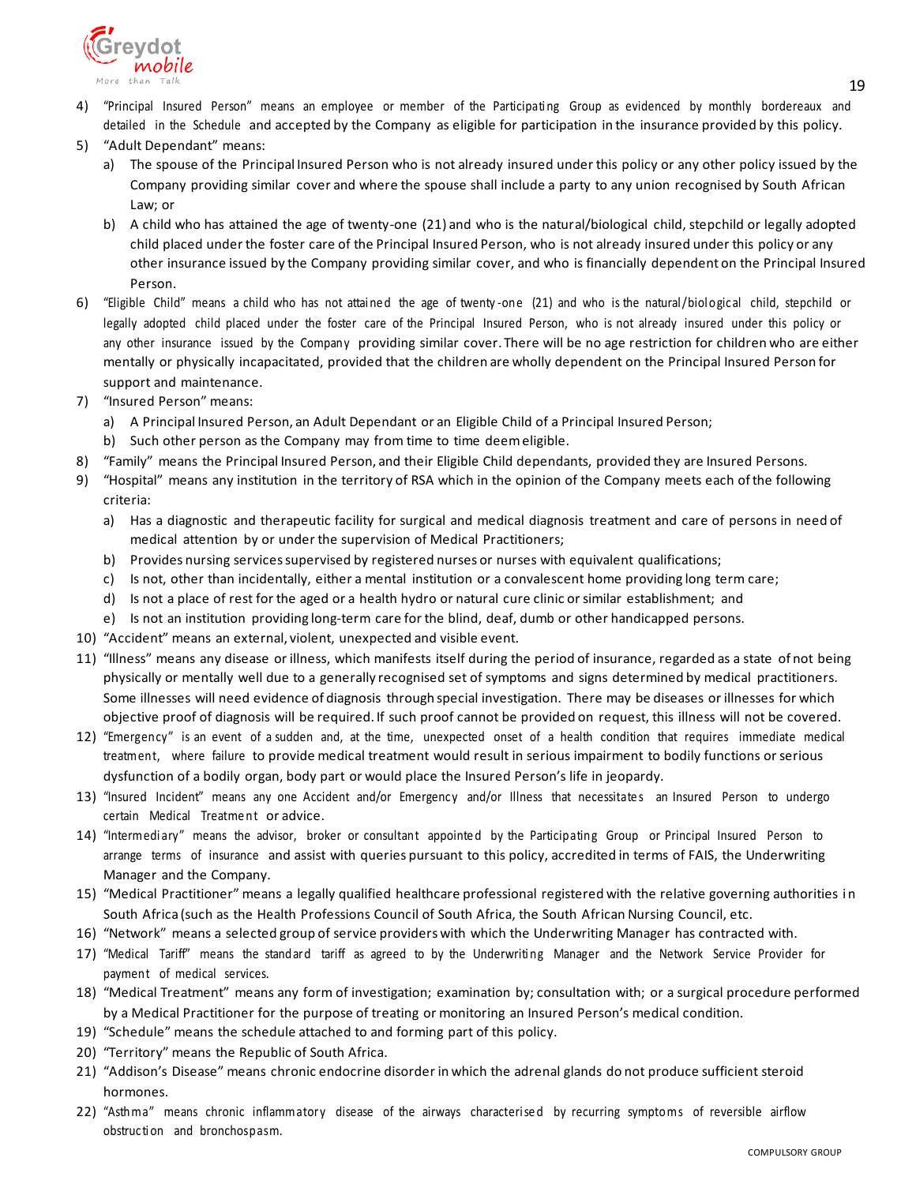4) "Principal Insured Person" means an employee or member of the Participating Group as evidenced by monthly bordereaux and detailed in the Schedule and accepted by the Company as eligible for participation in the insurance provided by this policy.
5) "Adult Dependant" means:
   a) The spouse of the Principal Insured Person who is not already insured under this policy or any other policy issued by the Company providing similar cover and where the spouse shall include a party to any union recognised by South African Law; or
   b) A child who has attained the age of twenty-one (21) and who is the natural/biological child, stepchild or legally adopted child placed under the foster care of the Principal Insured Person, who is not already insured under this policy or any other insurance issued by the Company providing similar cover, and who is financially dependent on the Principal Insured Person.
6) "Eligible Child" means a child who has not attained the age of twenty-one (21) and who is the natural/biological child, stepchild or legally adopted child placed under the foster care of the Principal Insured Person, who is not already insured under this policy or any other insurance issued by the Company providing similar cover. There will be no age restriction for children who are either mentally or physically incapacitated, provided that the children are wholly dependent on the Principal Insured Person for support and maintenance.
7) "Insured Person" means:
   a) A Principal Insured Person, an Adult Dependant or an Eligible Child of a Principal Insured Person;
   b) Such other person as the Company may from time to time deem eligible.
8) "Family" means the Principal Insured Person, and their Eligible Child dependants, provided they are Insured Persons.
9) "Hospital" means any institution in the territory of RSA which in the opinion of the Company meets each of the following criteria:
   a) Has a diagnostic and therapeutic facility for surgical and medical diagnosis treatment and care of persons in need of medical attention by or under the supervision of Medical Practitioners;
   b) Provides nursing services supervised by registered nurses or nurses with equivalent qualifications;
   c) Is not, other than incidentally, either a mental institution or a convalescent home providing long term care;
   d) Is not a place of rest for the aged or a health hydro or natural cure clinic or similar establishment; and
   e) Is not an institution providing long-term care for the blind, deaf, dumb or other handicapped persons.
10) "Accident" means an external, violent, unexpected and visible event.
11) "Illness" means any disease or illness, which manifests itself during the period of insurance, regarded as a state of not being physically or mentally well due to a generally recognised set of symptoms and signs determined by medical practitioners. Some illnesses will need evidence of diagnosis through special investigation. There may be diseases or illnesses for which objective proof of diagnosis will be required. If such proof cannot be provided on request, this illness will not be covered.
12) "Emergency" is an event of a sudden and, at the time, unexpected onset of a health condition that requires immediate medical treatment, where failure to provide medical treatment would result in serious impairment to bodily functions or serious dysfunction of a bodily organ, body part or would place the Insured Person's life in jeopardy.
13) "Insured Incident" means any one Accident and/or Emergency and/or Illness that necessitates an Insured Person to undergo certain Medical Treatment or advice.
14) "Intermediary" means the advisor, broker or consultant appointed by the Participating Group or Principal Insured Person to arrange terms of insurance and assist with queries pursuant to this policy, accredited in terms of FAIS, the Underwriting Manager and the Company.
15) "Medical Practitioner" means a legally qualified healthcare professional registered with the relative governing authorities in South Africa (such as the Health Professions Council of South Africa, the South African Nursing Council, etc.
16) "Network" means a selected group of service providers with which the Underwriting Manager has contracted with.
17) "Medical Tariff" means the standard tariff as agreed to by the Underwriting Manager and the Network Service Provider for payment of medical services.
18) "Medical Treatment" means any form of investigation; examination by; consultation with; or a surgical procedure performed by a Medical Practitioner for the purpose of treating or monitoring an Insured Person's medical condition.
19) "Schedule" means the schedule attached to and forming part of this policy.
20) "Territory" means the Republic of South Africa.
21) "Addison's Disease" means chronic endocrine disorder in which the adrenal glands do not produce sufficient steroid hormones.
22) "Asthma" means chronic inflammatory disease of the airways characterised by recurring symptoms of reversible airflow obstruction and bronchospasm.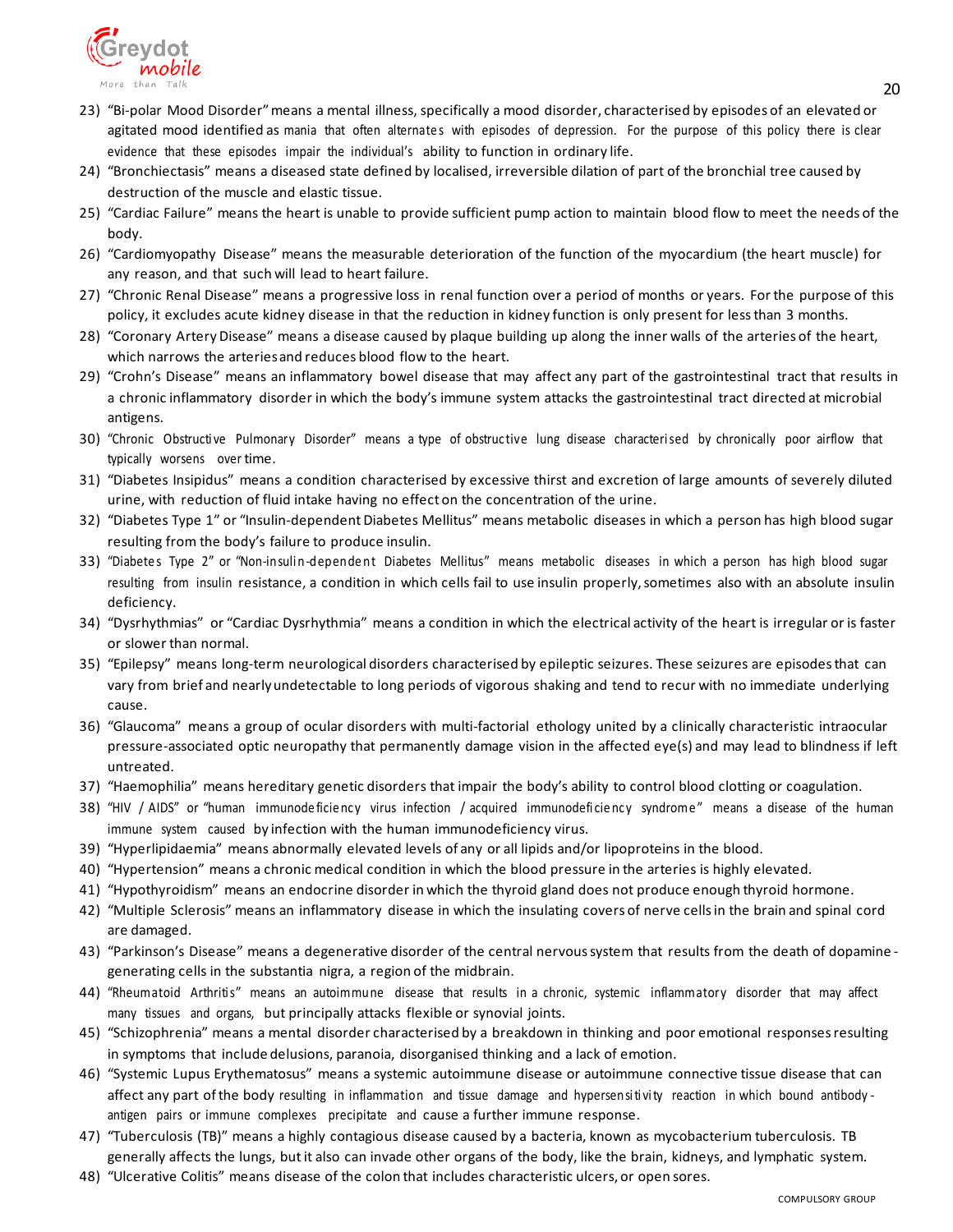23) "Bi-polar Mood Disorder" means a mental illness, specifically a mood disorder, characterised by episodes of an elevated or agitated mood identified as mania that often alternates with episodes of depression. For the purpose of this policy there is clear evidence that these episodes impair the individual's ability to function in ordinary life.
24) "Bronchiectasis" means a diseased state defined by localised, irreversible dilation of part of the bronchial tree caused by destruction of the muscle and elastic tissue.
25) "Cardiac Failure" means the heart is unable to provide sufficient pump action to maintain blood flow to meet the needs of the body.
26) "Cardiomyopathy Disease" means the measurable deterioration of the function of the myocardium (the heart muscle) for any reason, and that such will lead to heart failure.
27) "Chronic Renal Disease" means a progressive loss in renal function over a period of months or years. For the purpose of this policy, it excludes acute kidney disease in that the reduction in kidney function is only present for less than 3 months.
28) "Coronary Artery Disease" means a disease caused by plaque building up along the inner walls of the arteries of the heart, which narrows the arteries and reduces blood flow to the heart.
29) "Crohn's Disease" means an inflammatory bowel disease that may affect any part of the gastrointestinal tract that results in a chronic inflammatory disorder in which the body's immune system attacks the gastrointestinal tract directed at microbial antigens.
30) "Chronic Obstructive Pulmonary Disorder" means a type of obstructive lung disease characterised by chronically poor airflow that typically worsens over time.
31) "Diabetes Insipidus" means a condition characterised by excessive thirst and excretion of large amounts of severely diluted urine, with reduction of fluid intake having no effect on the concentration of the urine.
32) "Diabetes Type 1" or "Insulin-dependent Diabetes Mellitus" means metabolic diseases in which a person has high blood sugar resulting from the body's failure to produce insulin.
33) "Diabetes Type 2" or "Non-insulin-dependent Diabetes Mellitus" means metabolic diseases in which a person has high blood sugar resulting from insulin resistance, a condition in which cells fail to use insulin properly, sometimes also with an absolute insulin deficiency.
34) "Dysrhythmias" or "Cardiac Dysrhythmia" means a condition in which the electrical activity of the heart is irregular or is faster or slower than normal.
35) "Epilepsy" means long-term neurological disorders characterised by epileptic seizures. These seizures are episodes that can vary from brief and nearly undetectable to long periods of vigorous shaking and tend to recur with no immediate underlying cause.
36) "Glaucoma" means a group of ocular disorders with multi-factorial ethology united by a clinically characteristic intraocular pressure-associated optic neuropathy that permanently damage vision in the affected eye(s) and may lead to blindness if left untreated.
37) "Haemophilia" means hereditary genetic disorders that impair the body's ability to control blood clotting or coagulation.
38) "HIV / AIDS" or "human immunodeficiency virus infection / acquired immunodeficiency syndrome" means a disease of the human immune system caused by infection with the human immunodeficiency virus.
39) "Hyperlipidaemia" means abnormally elevated levels of any or all lipids and/or lipoproteins in the blood.
40) "Hypertension" means a chronic medical condition in which the blood pressure in the arteries is highly elevated.
41) "Hypothyroidism" means an endocrine disorder in which the thyroid gland does not produce enough thyroid hormone.
42) "Multiple Sclerosis" means an inflammatory disease in which the insulating covers of nerve cells in the brain and spinal cord are damaged.
43) "Parkinson's Disease" means a degenerative disorder of the central nervous system that results from the death of dopamine-generating cells in the substantia nigra, a region of the midbrain.
44) "Rheumatoid Arthritis" means an autoimmune disease that results in a chronic, systemic inflammatory disorder that may affect many tissues and organs, but principally attacks flexible or synovial joints.
45) "Schizophrenia" means a mental disorder characterised by a breakdown in thinking and poor emotional responses resulting in symptoms that include delusions, paranoia, disorganised thinking and a lack of emotion.
46) "Systemic Lupus Erythematosus" means a systemic autoimmune disease or autoimmune connective tissue disease that can affect any part of the body resulting in inflammation and tissue damage and hypersensitivity reaction in which bound antibody-antigen pairs or immune complexes precipitate and cause a further immune response.
47) "Tuberculosis (TB)" means a highly contagious disease caused by a bacteria, known as mycobacterium tuberculosis. TB generally affects the lungs, but it also can invade other organs of the body, like the brain, kidneys, and lymphatic system.
48) "Ulcerative Colitis" means disease of the colon that includes characteristic ulcers, or open sores.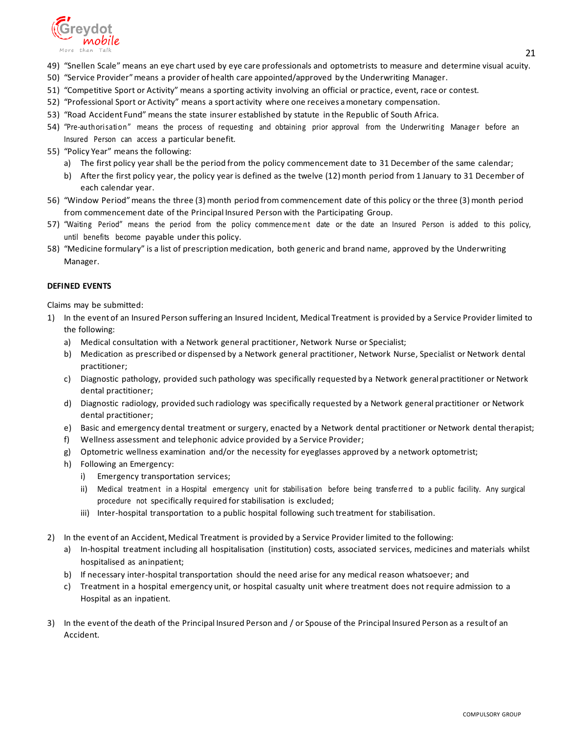49) "Snellen Scale" means an eye chart used by eye care professionals and optometrists to measure and determine visual acuity.
50) "Service Provider" means a provider of health care appointed/approved by the Underwriting Manager.
51) "Competitive Sport or Activity" means a sporting activity involving an official or practice, event, race or contest.
52) "Professional Sport or Activity" means a sport activity where one receives a monetary compensation.
53) "Road Accident Fund" means the state insurer established by statute in the Republic of South Africa.
54) "Pre-authorisation" means the process of requesting and obtaining prior approval from the Underwriting Manager before an Insured Person can access a particular benefit.
55) "Policy Year" means the following:
    a) The first policy year shall be the period from the policy commencement date to 31 December of the same calendar;
    b) After the first policy year, the policy year is defined as the twelve (12) month period from 1 January to 31 December of each calendar year.
56) "Window Period" means the three (3) month period from commencement date of this policy or the three (3) month period from commencement date of the Principal Insured Person with the Participating Group.
57) "Waiting Period" means the period from the policy commencement date or the date an Insured Person is added to this policy, until benefits become payable under this policy.
58) "Medicine formulary" is a list of prescription medication, both generic and brand name, approved by the Underwriting Manager.

**DEFINED EVENTS**

Claims may be submitted:

1) In the event of an Insured Person suffering an Insured Incident, Medical Treatment is provided by a Service Provider limited to the following:
    a) Medical consultation with a Network general practitioner, Network Nurse or Specialist;
    b) Medication as prescribed or dispensed by a Network general practitioner, Network Nurse, Specialist or Network dental practitioner;
    c) Diagnostic pathology, provided such pathology was specifically requested by a Network general practitioner or Network dental practitioner;
    d) Diagnostic radiology, provided such radiology was specifically requested by a Network general practitioner or Network dental practitioner;
    e) Basic and emergency dental treatment or surgery, enacted by a Network dental practitioner or Network dental therapist;
    f) Wellness assessment and telephonic advice provided by a Service Provider;
    g) Optometric wellness examination and/or the necessity for eyeglasses approved by a network optometrist;
    h) Following an Emergency:
        i) Emergency transportation services;
        ii) Medical treatment in a Hospital emergency unit for stabilisation before being transferred to a public facility. Any surgical procedure not specifically required for stabilisation is excluded;
        iii) Inter-hospital transportation to a public hospital following such treatment for stabilisation.

2) In the event of an Accident, Medical Treatment is provided by a Service Provider limited to the following:
    a) In-hospital treatment including all hospitalisation (institution) costs, associated services, medicines and materials whilst hospitalised as an inpatient;
    b) If necessary inter-hospital transportation should the need arise for any medical reason whatsoever; and
    c) Treatment in a hospital emergency unit, or hospital casualty unit where treatment does not require admission to a Hospital as an inpatient.

3) In the event of the death of the Principal Insured Person and / or Spouse of the Principal Insured Person as a result of an Accident.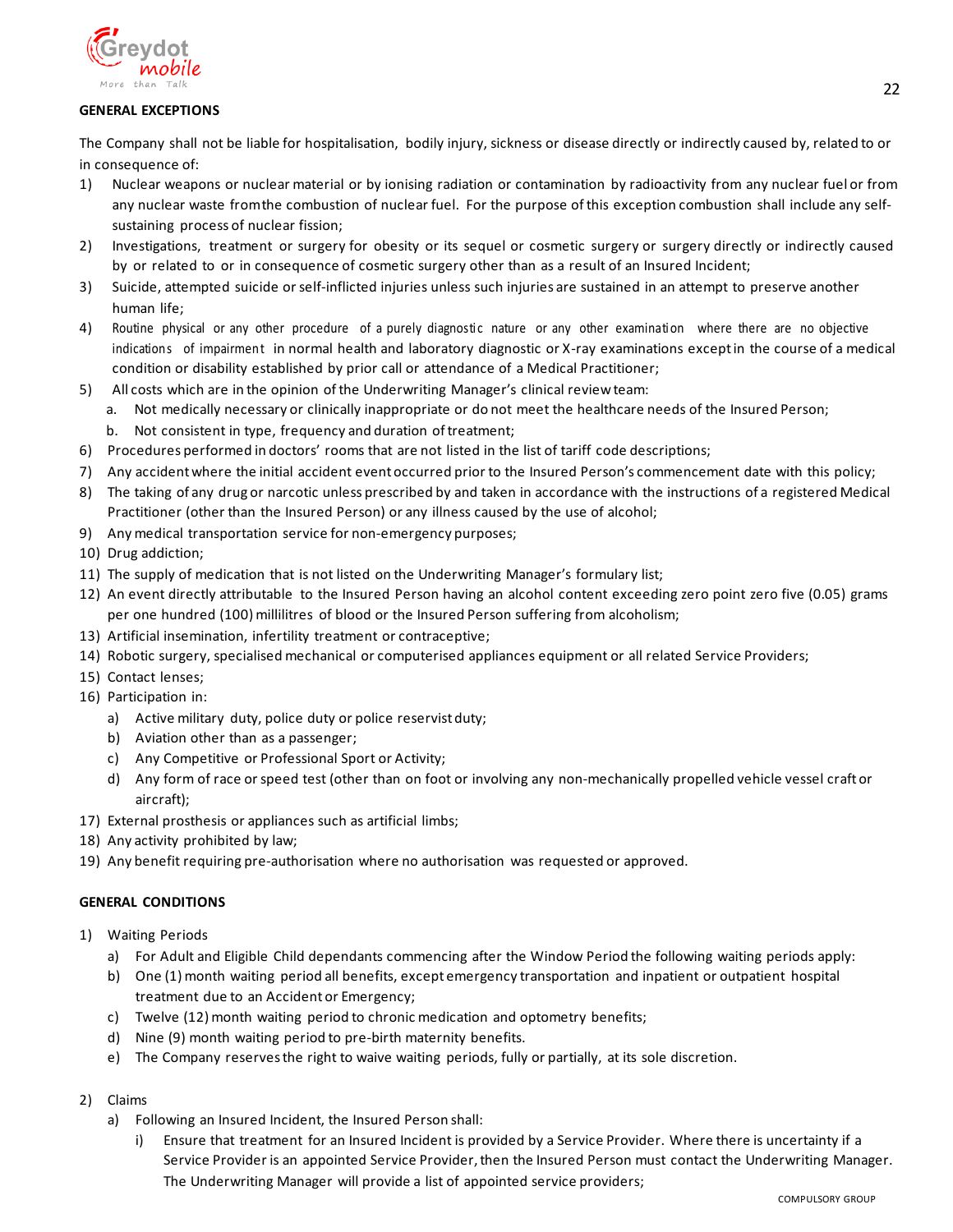**GENERAL EXCEPTIONS**

The Company shall not be liable for hospitalisation, bodily injury, sickness or disease directly or indirectly caused by, related to or in consequence of:

1) Nuclear weapons or nuclear material or by ionising radiation or contamination by radioactivity from any nuclear fuel or from any nuclear waste from the combustion of nuclear fuel. For the purpose of this exception combustion shall include any self-sustaining process of nuclear fission;
2) Investigations, treatment or surgery for obesity or its sequel or cosmetic surgery or surgery directly or indirectly caused by or related to or in consequence of cosmetic surgery other than as a result of an Insured Incident;
3) Suicide, attempted suicide or self-inflicted injuries unless such injuries are sustained in an attempt to preserve another human life;
4) Routine physical or any other procedure of a purely diagnostic nature or any other examination where there are no objective indications of impairment in normal health and laboratory diagnostic or X-ray examinations except in the course of a medical condition or disability established by prior call or attendance of a Medical Practitioner;
5) All costs which are in the opinion of the Underwriting Manager's clinical review team:
   a. Not medically necessary or clinically inappropriate or do not meet the healthcare needs of the Insured Person;
   b. Not consistent in type, frequency and duration of treatment;
6) Procedures performed in doctors' rooms that are not listed in the list of tariff code descriptions;
7) Any accident where the initial accident event occurred prior to the Insured Person's commencement date with this policy;
8) The taking of any drug or narcotic unless prescribed by and taken in accordance with the instructions of a registered Medical Practitioner (other than the Insured Person) or any illness caused by the use of alcohol;
9) Any medical transportation service for non-emergency purposes;
10) Drug addiction;
11) The supply of medication that is not listed on the Underwriting Manager's formulary list;
12) An event directly attributable to the Insured Person having an alcohol content exceeding zero point zero five (0.05) grams per one hundred (100) millilitres of blood or the Insured Person suffering from alcoholism;
13) Artificial insemination, infertility treatment or contraceptive;
14) Robotic surgery, specialised mechanical or computerised appliances equipment or all related Service Providers;
15) Contact lenses;
16) Participation in:
    a) Active military duty, police duty or police reservist duty;
    b) Aviation other than as a passenger;
    c) Any Competitive or Professional Sport or Activity;
    d) Any form of race or speed test (other than on foot or involving any non-mechanically propelled vehicle vessel craft or aircraft);
17) External prosthesis or appliances such as artificial limbs;
18) Any activity prohibited by law;
19) Any benefit requiring pre-authorisation where no authorisation was requested or approved.

**GENERAL CONDITIONS**

1) Waiting Periods
   a) For Adult and Eligible Child dependants commencing after the Window Period the following waiting periods apply:
   b) One (1) month waiting period all benefits, except emergency transportation and inpatient or outpatient hospital treatment due to an Accident or Emergency;
   c) Twelve (12) month waiting period to chronic medication and optometry benefits;
   d) Nine (9) month waiting period to pre-birth maternity benefits.
   e) The Company reserves the right to waive waiting periods, fully or partially, at its sole discretion.

2) Claims
   a) Following an Insured Incident, the Insured Person shall:
      i) Ensure that treatment for an Insured Incident is provided by a Service Provider. Where there is uncertainty if a Service Provider is an appointed Service Provider, then the Insured Person must contact the Underwriting Manager. The Underwriting Manager will provide a list of appointed service providers;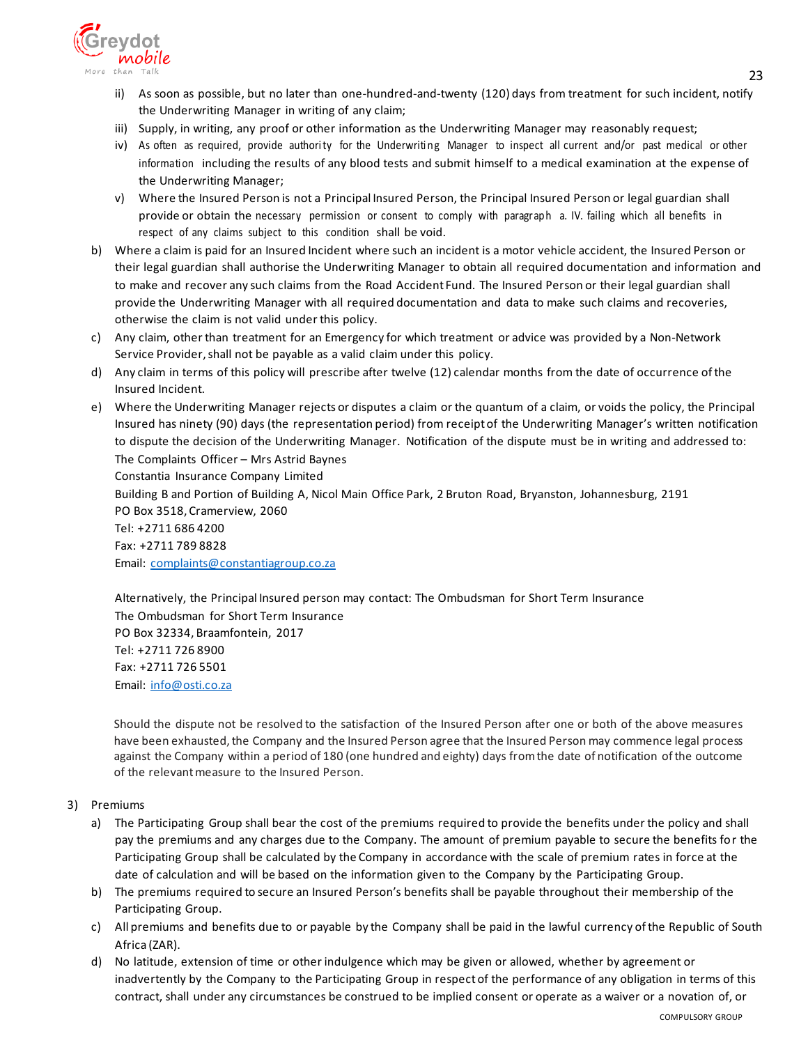ii) As soon as possible, but no later than one-hundred-and-twenty (120) days from treatment for such incident, notify the Underwriting Manager in writing of any claim;

iii) Supply, in writing, any proof or other information as the Underwriting Manager may reasonably request;

iv) As often as required, provide authority for the Underwriting Manager to inspect all current and/or past medical or other information including the results of any blood tests and submit himself to a medical examination at the expense of the Underwriting Manager;

v) Where the Insured Person is not a Principal Insured Person, the Principal Insured Person or legal guardian shall provide or obtain the necessary permission or consent to comply with paragraph a. IV. failing which all benefits in respect of any claims subject to this condition shall be void.

b) Where a claim is paid for an Insured Incident where such an incident is a motor vehicle accident, the Insured Person or their legal guardian shall authorise the Underwriting Manager to obtain all required documentation and information and to make and recover any such claims from the Road Accident Fund. The Insured Person or their legal guardian shall provide the Underwriting Manager with all required documentation and data to make such claims and recoveries, otherwise the claim is not valid under this policy.

c) Any claim, other than treatment for an Emergency for which treatment or advice was provided by a Non-Network Service Provider, shall not be payable as a valid claim under this policy.

d) Any claim in terms of this policy will prescribe after twelve (12) calendar months from the date of occurrence of the Insured Incident.

e) Where the Underwriting Manager rejects or disputes a claim or the quantum of a claim, or voids the policy, the Principal Insured has ninety (90) days (the representation period) from receipt of the Underwriting Manager's written notification to dispute the decision of the Underwriting Manager. Notification of the dispute must be in writing and addressed to:
The Complaints Officer – Mrs Astrid Baynes
Constantia Insurance Company Limited
Building B and Portion of Building A, Nicol Main Office Park, 2 Bruton Road, Bryanston, Johannesburg, 2191
PO Box 3518, Cramerview, 2060
Tel: +2711 686 4200
Fax: +2711 789 8828
Email: complaints@constantiagroup.co.za

Alternatively, the Principal Insured person may contact: The Ombudsman for Short Term Insurance
The Ombudsman for Short Term Insurance
PO Box 32334, Braamfontein, 2017
Tel: +2711 726 8900
Fax: +2711 726 5501
Email: info@osti.co.za

Should the dispute not be resolved to the satisfaction of the Insured Person after one or both of the above measures have been exhausted, the Company and the Insured Person agree that the Insured Person may commence legal process against the Company within a period of 180 (one hundred and eighty) days from the date of notification of the outcome of the relevant measure to the Insured Person.

3) Premiums

a) The Participating Group shall bear the cost of the premiums required to provide the benefits under the policy and shall pay the premiums and any charges due to the Company. The amount of premium payable to secure the benefits for the Participating Group shall be calculated by the Company in accordance with the scale of premium rates in force at the date of calculation and will be based on the information given to the Company by the Participating Group.

b) The premiums required to secure an Insured Person's benefits shall be payable throughout their membership of the Participating Group.

c) All premiums and benefits due to or payable by the Company shall be paid in the lawful currency of the Republic of South Africa (ZAR).

d) No latitude, extension of time or other indulgence which may be given or allowed, whether by agreement or inadvertently by the Company to the Participating Group in respect of the performance of any obligation in terms of this contract, shall under any circumstances be construed to be implied consent or operate as a waiver or a novation of, or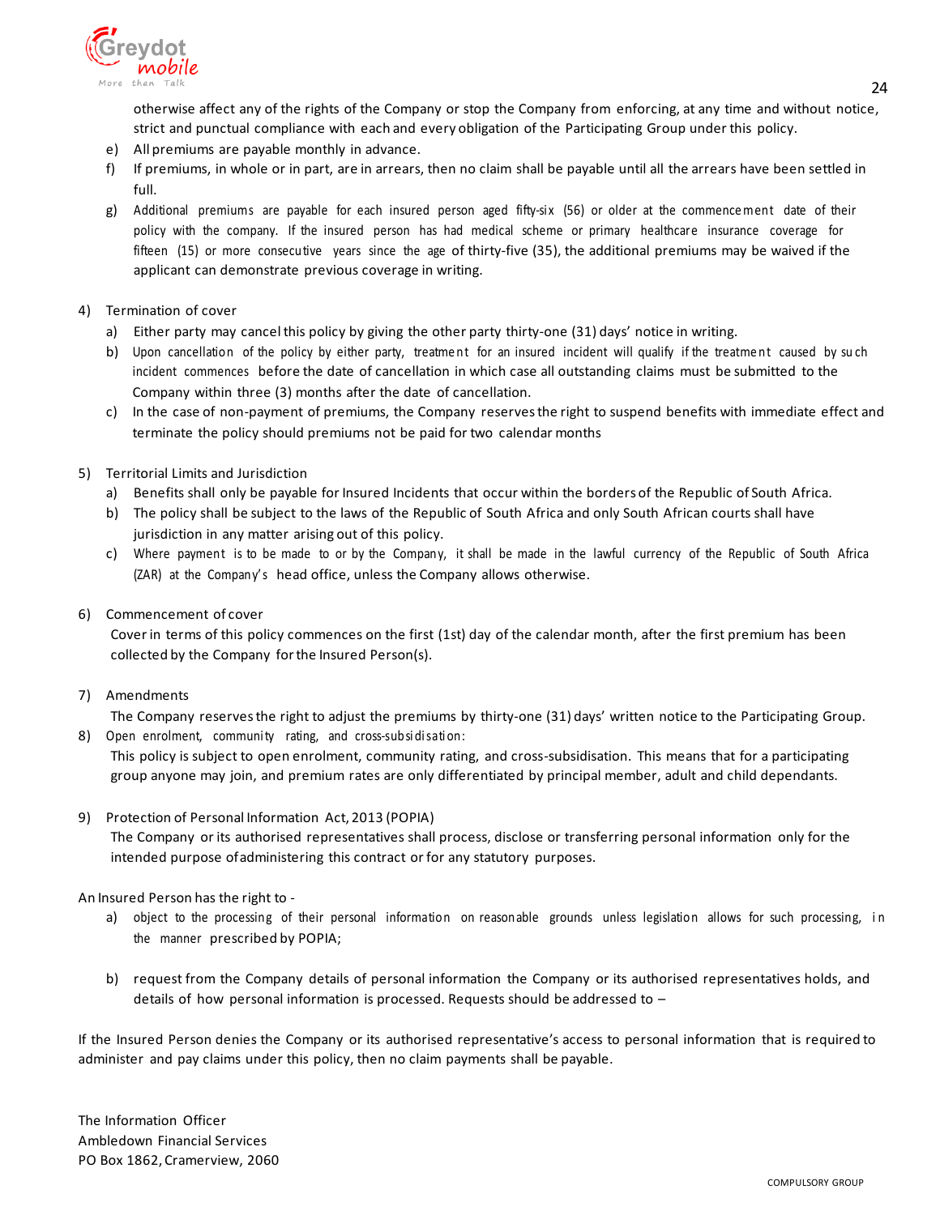otherwise affect any of the rights of the Company or stop the Company from enforcing, at any time and without notice, strict and punctual compliance with each and every obligation of the Participating Group under this policy.

e) All premiums are payable monthly in advance.
f) If premiums, in whole or in part, are in arrears, then no claim shall be payable until all the arrears have been settled in full.
g) Additional premiums are payable for each insured person aged fifty-six (56) or older at the commencement date of their policy with the company. If the insured person has had medical scheme or primary healthcare insurance coverage for fifteen (15) or more consecutive years since the age of thirty-five (35), the additional premiums may be waived if the applicant can demonstrate previous coverage in writing.

4) Termination of cover
   a) Either party may cancel this policy by giving the other party thirty-one (31) days' notice in writing.
   b) Upon cancellation of the policy by either party, treatment for an insured incident will qualify if the treatment caused by such incident commences before the date of cancellation in which case all outstanding claims must be submitted to the Company within three (3) months after the date of cancellation.
   c) In the case of non-payment of premiums, the Company reserves the right to suspend benefits with immediate effect and terminate the policy should premiums not be paid for two calendar months

5) Territorial Limits and Jurisdiction
   a) Benefits shall only be payable for Insured Incidents that occur within the borders of the Republic of South Africa.
   b) The policy shall be subject to the laws of the Republic of South Africa and only South African courts shall have jurisdiction in any matter arising out of this policy.
   c) Where payment is to be made to or by the Company, it shall be made in the lawful currency of the Republic of South Africa (ZAR) at the Company's head office, unless the Company allows otherwise.

6) Commencement of cover
   Cover in terms of this policy commences on the first (1st) day of the calendar month, after the first premium has been collected by the Company for the Insured Person(s).

7) Amendments
   The Company reserves the right to adjust the premiums by thirty-one (31) days' written notice to the Participating Group.

8) Open enrolment, community rating, and cross-subsidisation:
   This policy is subject to open enrolment, community rating, and cross-subsidisation. This means that for a participating group anyone may join, and premium rates are only differentiated by principal member, adult and child dependants.

9) Protection of Personal Information Act, 2013 (POPIA)
   The Company or its authorised representatives shall process, disclose or transferring personal information only for the intended purpose of administering this contract or for any statutory purposes.

An Insured Person has the right to -

   a) object to the processing of their personal information on reasonable grounds unless legislation allows for such processing, in the manner prescribed by POPIA;

   b) request from the Company details of personal information the Company or its authorised representatives holds, and details of how personal information is processed. Requests should be addressed to –

If the Insured Person denies the Company or its authorised representative's access to personal information that is required to administer and pay claims under this policy, then no claim payments shall be payable.

The Information Officer
Ambledown Financial Services
PO Box 1862, Cramerview, 2060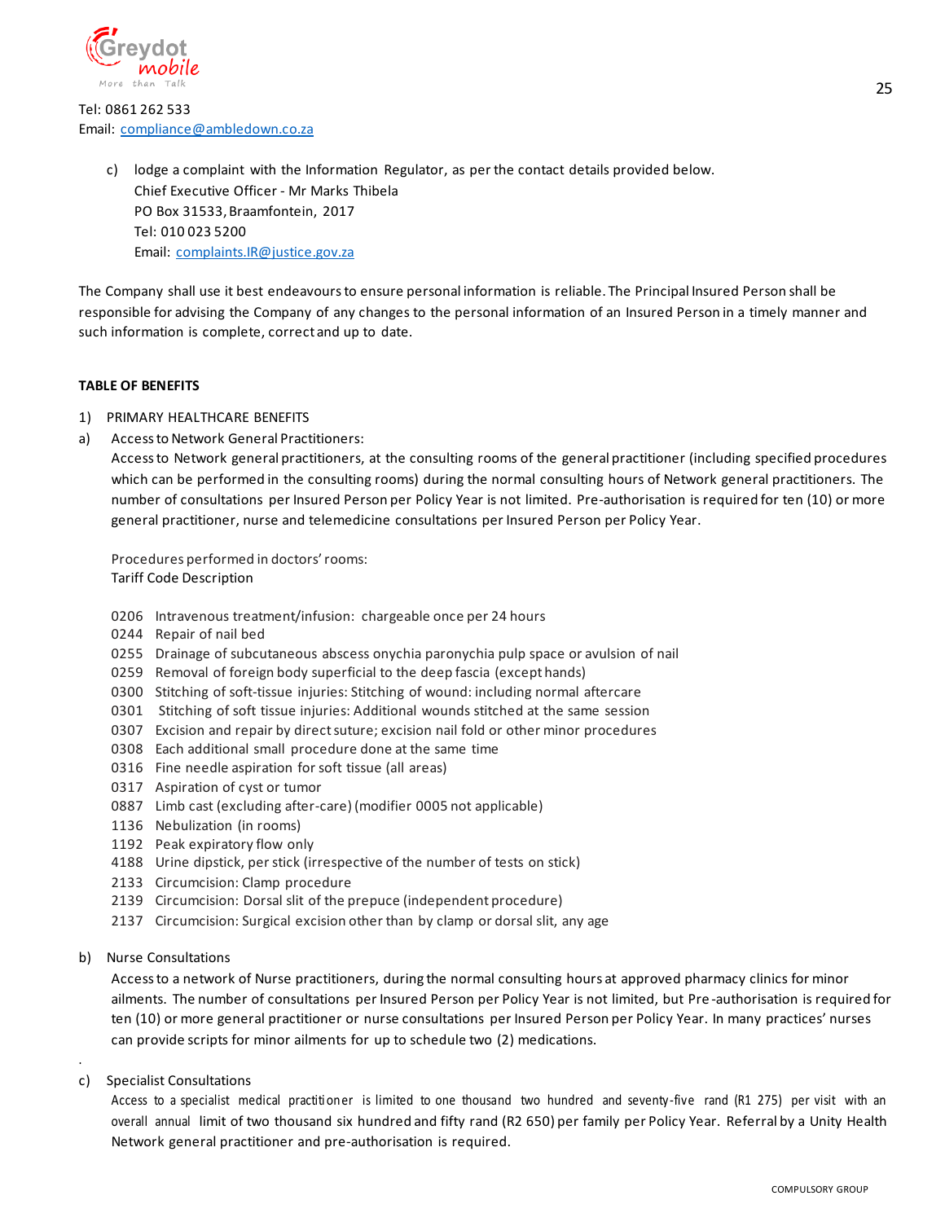Tel: 0861 262 533
Email: compliance@ambledown.co.za

c) lodge a complaint with the Information Regulator, as per the contact details provided below.
Chief Executive Officer - Mr Marks Thibela
PO Box 31533, Braamfontein, 2017
Tel: 010 023 5200
Email: complaints.IR@justice.gov.za

The Company shall use it best endeavours to ensure personal information is reliable. The Principal Insured Person shall be responsible for advising the Company of any changes to the personal information of an Insured Person in a timely manner and such information is complete, correct and up to date.

**TABLE OF BENEFITS**

1) PRIMARY HEALTHCARE BENEFITS

a) Access to Network General Practitioners:

Access to Network general practitioners, at the consulting rooms of the general practitioner (including specified procedures which can be performed in the consulting rooms) during the normal consulting hours of Network general practitioners. The number of consultations per Insured Person per Policy Year is not limited. Pre-authorisation is required for ten (10) or more general practitioner, nurse and telemedicine consultations per Insured Person per Policy Year.

Procedures performed in doctors' rooms:
Tariff Code Description

0206 Intravenous treatment/infusion: chargeable once per 24 hours
0244 Repair of nail bed
0255 Drainage of subcutaneous abscess onychia paronychia pulp space or avulsion of nail
0259 Removal of foreign body superficial to the deep fascia (except hands)
0300 Stitching of soft-tissue injuries: Stitching of wound: including normal aftercare
0301 Stitching of soft tissue injuries: Additional wounds stitched at the same session
0307 Excision and repair by direct suture; excision nail fold or other minor procedures
0308 Each additional small procedure done at the same time
0316 Fine needle aspiration for soft tissue (all areas)
0317 Aspiration of cyst or tumor
0887 Limb cast (excluding after-care) (modifier 0005 not applicable)
1136 Nebulization (in rooms)
1192 Peak expiratory flow only
4188 Urine dipstick, per stick (irrespective of the number of tests on stick)
2133 Circumcision: Clamp procedure
2139 Circumcision: Dorsal slit of the prepuce (independent procedure)
2137 Circumcision: Surgical excision other than by clamp or dorsal slit, any age

b) Nurse Consultations

Access to a network of Nurse practitioners, during the normal consulting hours at approved pharmacy clinics for minor ailments. The number of consultations per Insured Person per Policy Year is not limited, but Pre-authorisation is required for ten (10) or more general practitioner or nurse consultations per Insured Person per Policy Year. In many practices' nurses can provide scripts for minor ailments for up to schedule two (2) medications.

c) Specialist Consultations

Access to a specialist medical practitioner is limited to one thousand two hundred and seventy-five rand (R1 275) per visit with an overall annual limit of two thousand six hundred and fifty rand (R2 650) per family per Policy Year. Referral by a Unity Health Network general practitioner and pre-authorisation is required.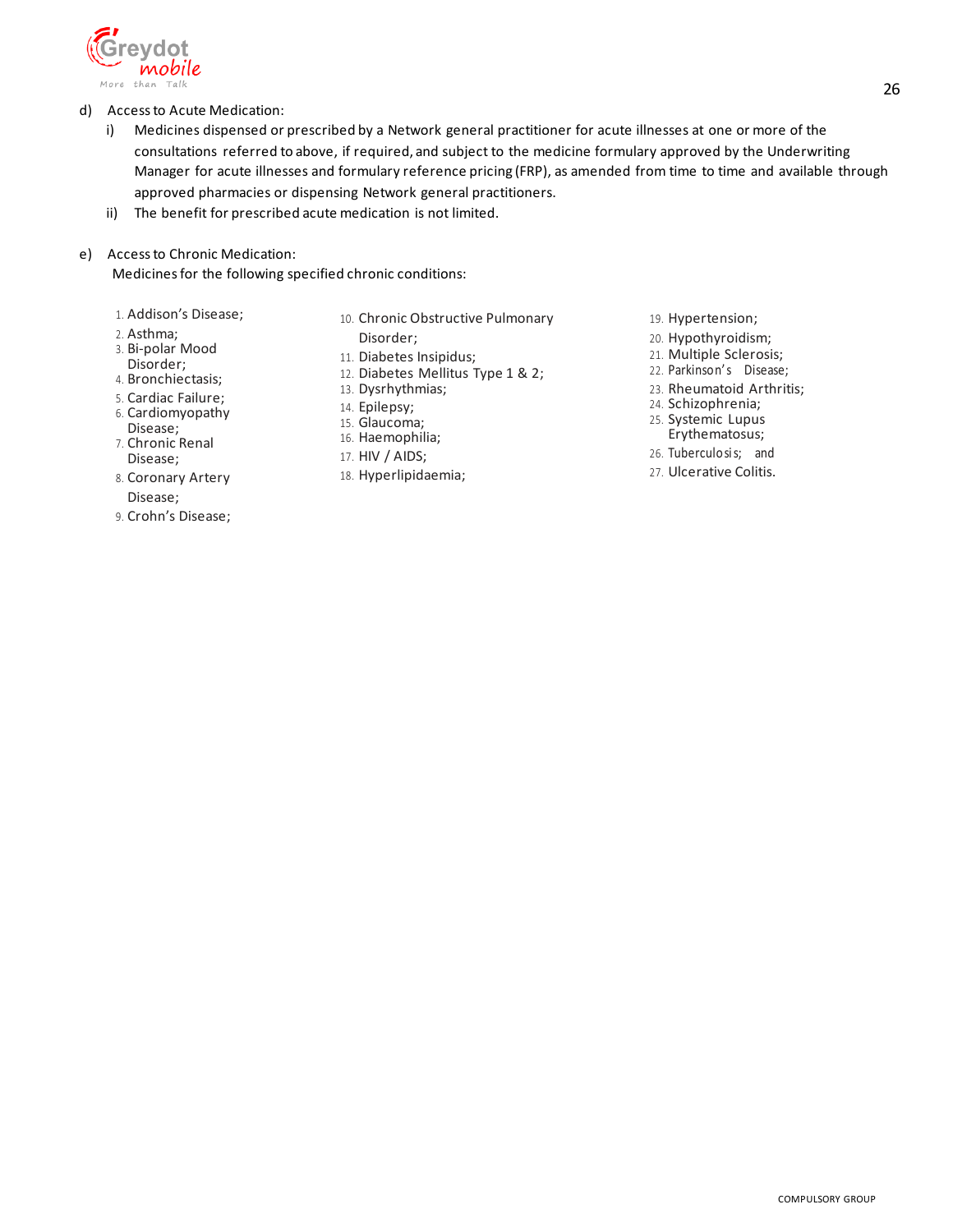d) Access to Acute Medication:

   i) Medicines dispensed or prescribed by a Network general practitioner for acute illnesses at one or more of the consultations referred to above, if required, and subject to the medicine formulary approved by the Underwriting Manager for acute illnesses and formulary reference pricing (FRP), as amended from time to time and available through approved pharmacies or dispensing Network general practitioners.

   ii) The benefit for prescribed acute medication is not limited.

e) Access to Chronic Medication:

   Medicines for the following specified chronic conditions:

1. Addison's Disease;
2. Asthma;
3. Bi-polar Mood Disorder;
4. Bronchiectasis;
5. Cardiac Failure;
6. Cardiomyopathy Disease;
7. Chronic Renal Disease;
8. Coronary Artery Disease;
9. Crohn's Disease;
10. Chronic Obstructive Pulmonary Disorder;
11. Diabetes Insipidus;
12. Diabetes Mellitus Type 1 & 2;
13. Dysrhythmias;
14. Epilepsy;
15. Glaucoma;
16. Haemophilia;
17. HIV / AIDS;
18. Hyperlipidaemia;
19. Hypertension;
20. Hypothyroidism;
21. Multiple Sclerosis;
22. Parkinson's Disease;
23. Rheumatoid Arthritis;
24. Schizophrenia;
25. Systemic Lupus Erythematosus;
26. Tuberculosis; and
27. Ulcerative Colitis.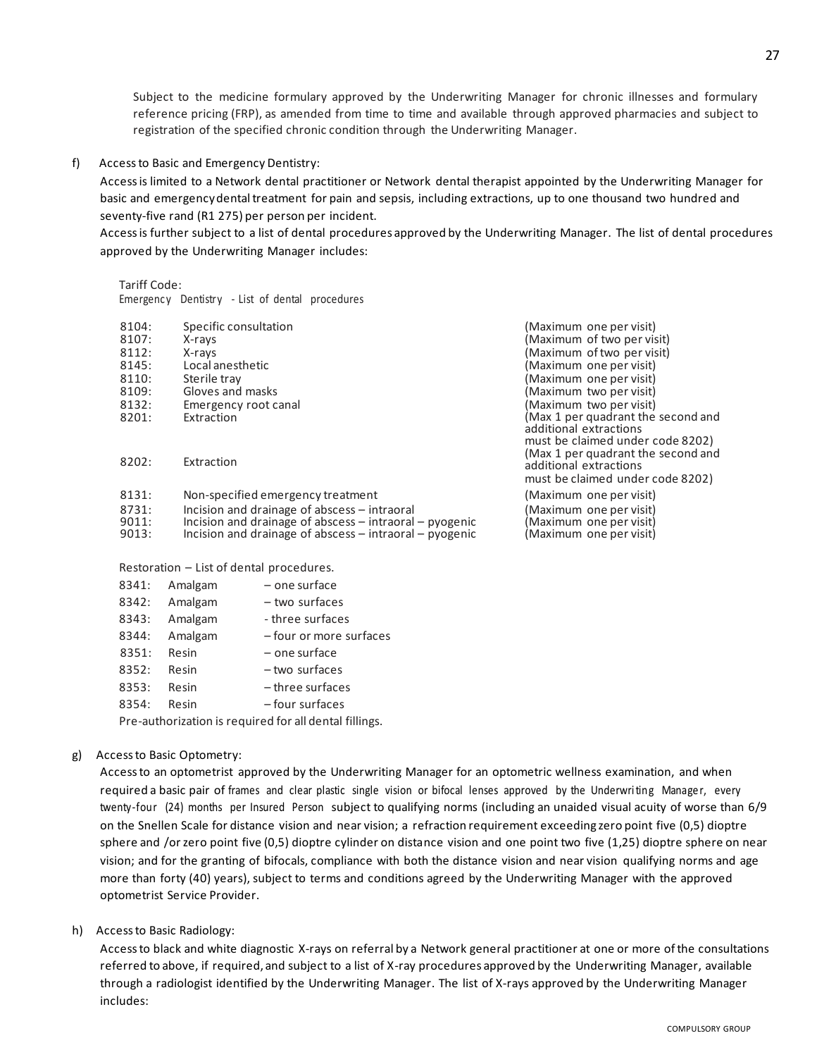Subject to the medicine formulary approved by the Underwriting Manager for chronic illnesses and formulary reference pricing (FRP), as amended from time to time and available through approved pharmacies and subject to registration of the specified chronic condition through the Underwriting Manager.

f) Access to Basic and Emergency Dentistry:

Access is limited to a Network dental practitioner or Network dental therapist appointed by the Underwriting Manager for basic and emergency dental treatment for pain and sepsis, including extractions, up to one thousand two hundred and seventy-five rand (R1 275) per person per incident.

Access is further subject to a list of dental procedures approved by the Underwriting Manager. The list of dental procedures approved by the Underwriting Manager includes:

Tariff Code:
Emergency Dentistry - List of dental procedures

| Code | Procedure | Limit |
|---|---|---|
| 8104: | Specific consultation | (Maximum one per visit) |
| 8107: | X-rays | (Maximum of two per visit) |
| 8112: | X-rays | (Maximum of two per visit) |
| 8145: | Local anesthetic | (Maximum one per visit) |
| 8110: | Sterile tray | (Maximum one per visit) |
| 8109: | Gloves and masks | (Maximum two per visit) |
| 8132: | Emergency root canal | (Maximum two per visit) |
| 8201: | Extraction | (Max 1 per quadrant the second and additional extractions must be claimed under code 8202) |
| 8202: | Extraction | (Max 1 per quadrant the second and additional extractions must be claimed under code 8202) |
| 8131: | Non-specified emergency treatment | (Maximum one per visit) |
| 8731: | Incision and drainage of abscess – intraoral | (Maximum one per visit) |
| 9011: | Incision and drainage of abscess – intraoral – pyogenic | (Maximum one per visit) |
| 9013: | Incision and drainage of abscess – intraoral – pyogenic | (Maximum one per visit) |

Restoration – List of dental procedures.

| Code | Material | Surfaces |
|---|---|---|
| 8341: | Amalgam | – one surface |
| 8342: | Amalgam | – two surfaces |
| 8343: | Amalgam | - three surfaces |
| 8344: | Amalgam | – four or more surfaces |
| 8351: | Resin | – one surface |
| 8352: | Resin | – two surfaces |
| 8353: | Resin | – three surfaces |
| 8354: | Resin | – four surfaces |

Pre-authorization is required for all dental fillings.

g) Access to Basic Optometry:

Access to an optometrist approved by the Underwriting Manager for an optometric wellness examination, and when required a basic pair of frames and clear plastic single vision or bifocal lenses approved by the Underwriting Manager, every twenty-four (24) months per Insured Person subject to qualifying norms (including an unaided visual acuity of worse than 6/9 on the Snellen Scale for distance vision and near vision; a refraction requirement exceeding zero point five (0,5) dioptre sphere and /or zero point five (0,5) dioptre cylinder on distance vision and one point two five (1,25) dioptre sphere on near vision; and for the granting of bifocals, compliance with both the distance vision and near vision qualifying norms and age more than forty (40) years), subject to terms and conditions agreed by the Underwriting Manager with the approved optometrist Service Provider.

h) Access to Basic Radiology:

Access to black and white diagnostic X-rays on referral by a Network general practitioner at one or more of the consultations referred to above, if required, and subject to a list of X-ray procedures approved by the Underwriting Manager, available through a radiologist identified by the Underwriting Manager. The list of X-rays approved by the Underwriting Manager includes: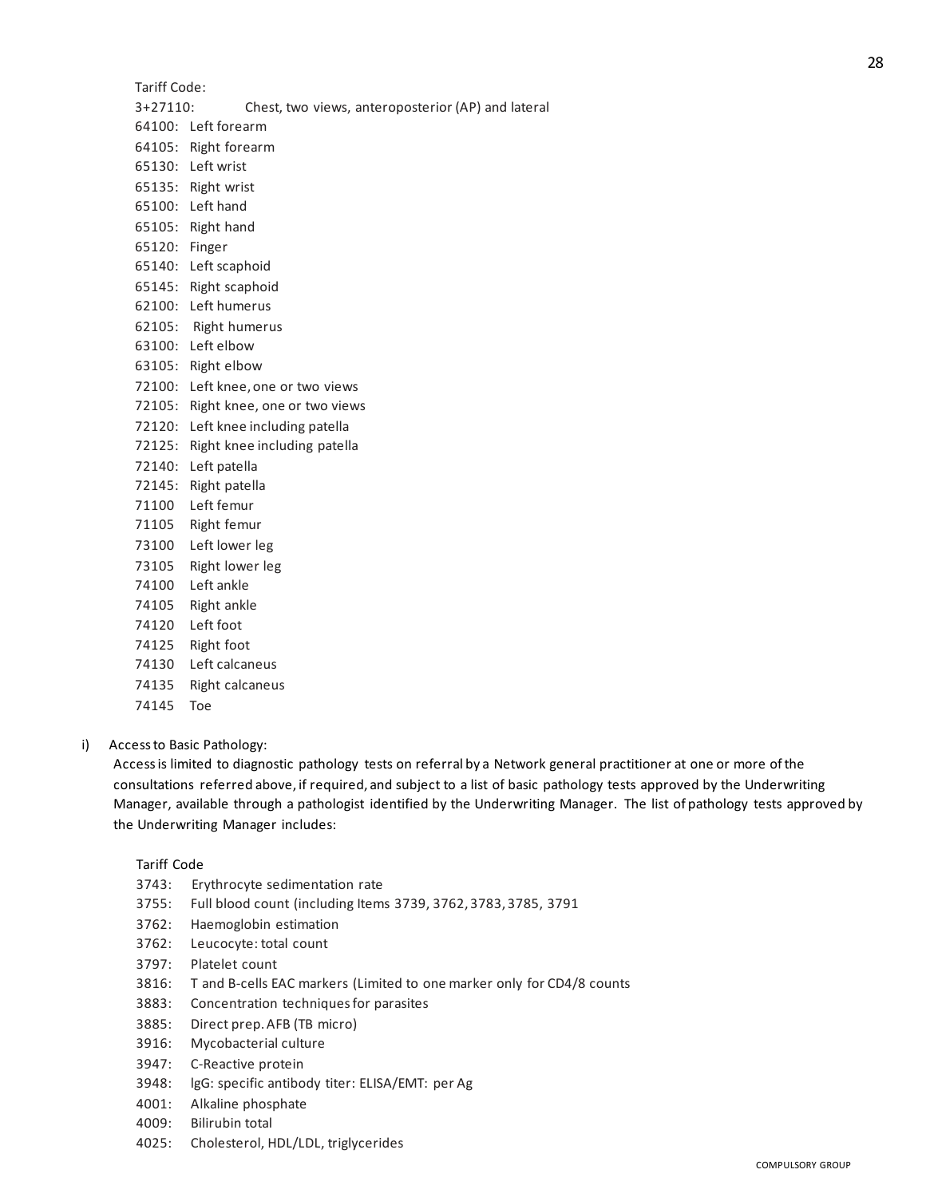Tariff Code:

3+27110: Chest, two views, anteroposterior (AP) and lateral
64100: Left forearm
64105: Right forearm
65130: Left wrist
65135: Right wrist
65100: Left hand
65105: Right hand
65120: Finger
65140: Left scaphoid
65145: Right scaphoid
62100: Left humerus
62105: Right humerus
63100: Left elbow
63105: Right elbow
72100: Left knee, one or two views
72105: Right knee, one or two views
72120: Left knee including patella
72125: Right knee including patella
72140: Left patella
72145: Right patella
71100 Left femur
71105 Right femur
73100 Left lower leg
73105 Right lower leg
74100 Left ankle
74105 Right ankle
74120 Left foot
74125 Right foot
74130 Left calcaneus
74135 Right calcaneus
74145 Toe

i) Access to Basic Pathology:

Access is limited to diagnostic pathology tests on referral by a Network general practitioner at one or more of the consultations referred above, if required, and subject to a list of basic pathology tests approved by the Underwriting Manager, available through a pathologist identified by the Underwriting Manager. The list of pathology tests approved by the Underwriting Manager includes:

Tariff Code

3743: Erythrocyte sedimentation rate
3755: Full blood count (including Items 3739, 3762, 3783, 3785, 3791
3762: Haemoglobin estimation
3762: Leucocyte: total count
3797: Platelet count
3816: T and B-cells EAC markers (Limited to one marker only for CD4/8 counts
3883: Concentration techniques for parasites
3885: Direct prep. AFB (TB micro)
3916: Mycobacterial culture
3947: C-Reactive protein
3948: lgG: specific antibody titer: ELISA/EMT: per Ag
4001: Alkaline phosphate
4009: Bilirubin total
4025: Cholesterol, HDL/LDL, triglycerides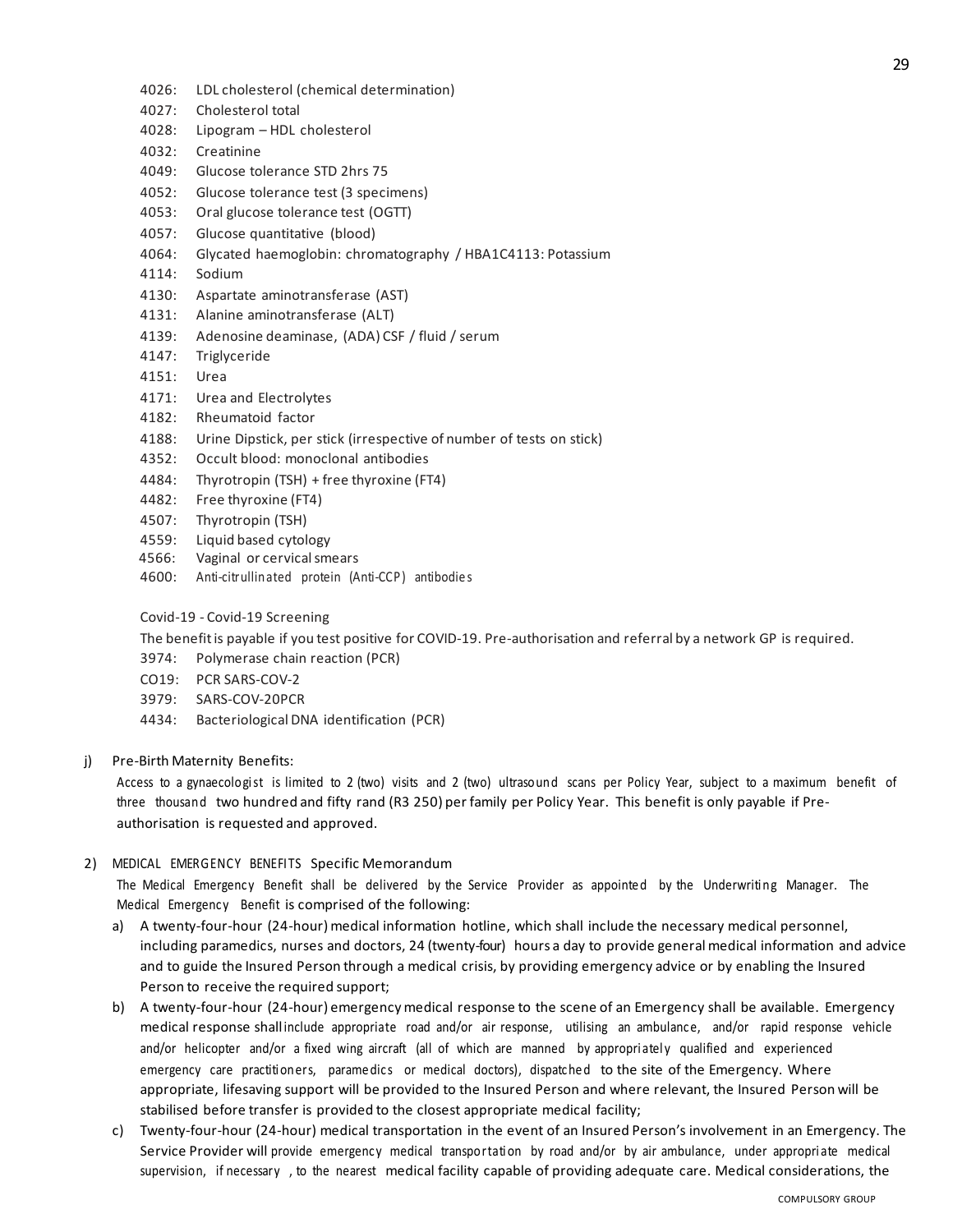4026: LDL cholesterol (chemical determination)
4027: Cholesterol total
4028: Lipogram – HDL cholesterol
4032: Creatinine
4049: Glucose tolerance STD 2hrs 75
4052: Glucose tolerance test (3 specimens)
4053: Oral glucose tolerance test (OGTT)
4057: Glucose quantitative (blood)
4064: Glycated haemoglobin: chromatography / HBA1C4113: Potassium
4114: Sodium
4130: Aspartate aminotransferase (AST)
4131: Alanine aminotransferase (ALT)
4139: Adenosine deaminase, (ADA) CSF / fluid / serum
4147: Triglyceride
4151: Urea
4171: Urea and Electrolytes
4182: Rheumatoid factor
4188: Urine Dipstick, per stick (irrespective of number of tests on stick)
4352: Occult blood: monoclonal antibodies
4484: Thyrotropin (TSH) + free thyroxine (FT4)
4482: Free thyroxine (FT4)
4507: Thyrotropin (TSH)
4559: Liquid based cytology
4566: Vaginal or cervical smears
4600: Anti-citrullinated protein (Anti-CCP) antibodies

Covid-19 - Covid-19 Screening

The benefit is payable if you test positive for COVID-19. Pre-authorisation and referral by a network GP is required.

3974: Polymerase chain reaction (PCR)
CO19: PCR SARS-COV-2
3979: SARS-COV-20PCR
4434: Bacteriological DNA identification (PCR)

j) Pre-Birth Maternity Benefits:

Access to a gynaecologist is limited to 2 (two) visits and 2 (two) ultrasound scans per Policy Year, subject to a maximum benefit of three thousand two hundred and fifty rand (R3 250) per family per Policy Year. This benefit is only payable if Pre-authorisation is requested and approved.

2) MEDICAL EMERGENCY BENEFITS Specific Memorandum

The Medical Emergency Benefit shall be delivered by the Service Provider as appointed by the Underwriting Manager. The Medical Emergency Benefit is comprised of the following:

a) A twenty-four-hour (24-hour) medical information hotline, which shall include the necessary medical personnel, including paramedics, nurses and doctors, 24 (twenty-four) hours a day to provide general medical information and advice and to guide the Insured Person through a medical crisis, by providing emergency advice or by enabling the Insured Person to receive the required support;

b) A twenty-four-hour (24-hour) emergency medical response to the scene of an Emergency shall be available. Emergency medical response shall include appropriate road and/or air response, utilising an ambulance, and/or rapid response vehicle and/or helicopter and/or a fixed wing aircraft (all of which are manned by appropriately qualified and experienced emergency care practitioners, paramedics or medical doctors), dispatched to the site of the Emergency. Where appropriate, lifesaving support will be provided to the Insured Person and where relevant, the Insured Person will be stabilised before transfer is provided to the closest appropriate medical facility;

c) Twenty-four-hour (24-hour) medical transportation in the event of an Insured Person's involvement in an Emergency. The Service Provider will provide emergency medical transportation by road and/or by air ambulance, under appropriate medical supervision, if necessary , to the nearest medical facility capable of providing adequate care. Medical considerations, the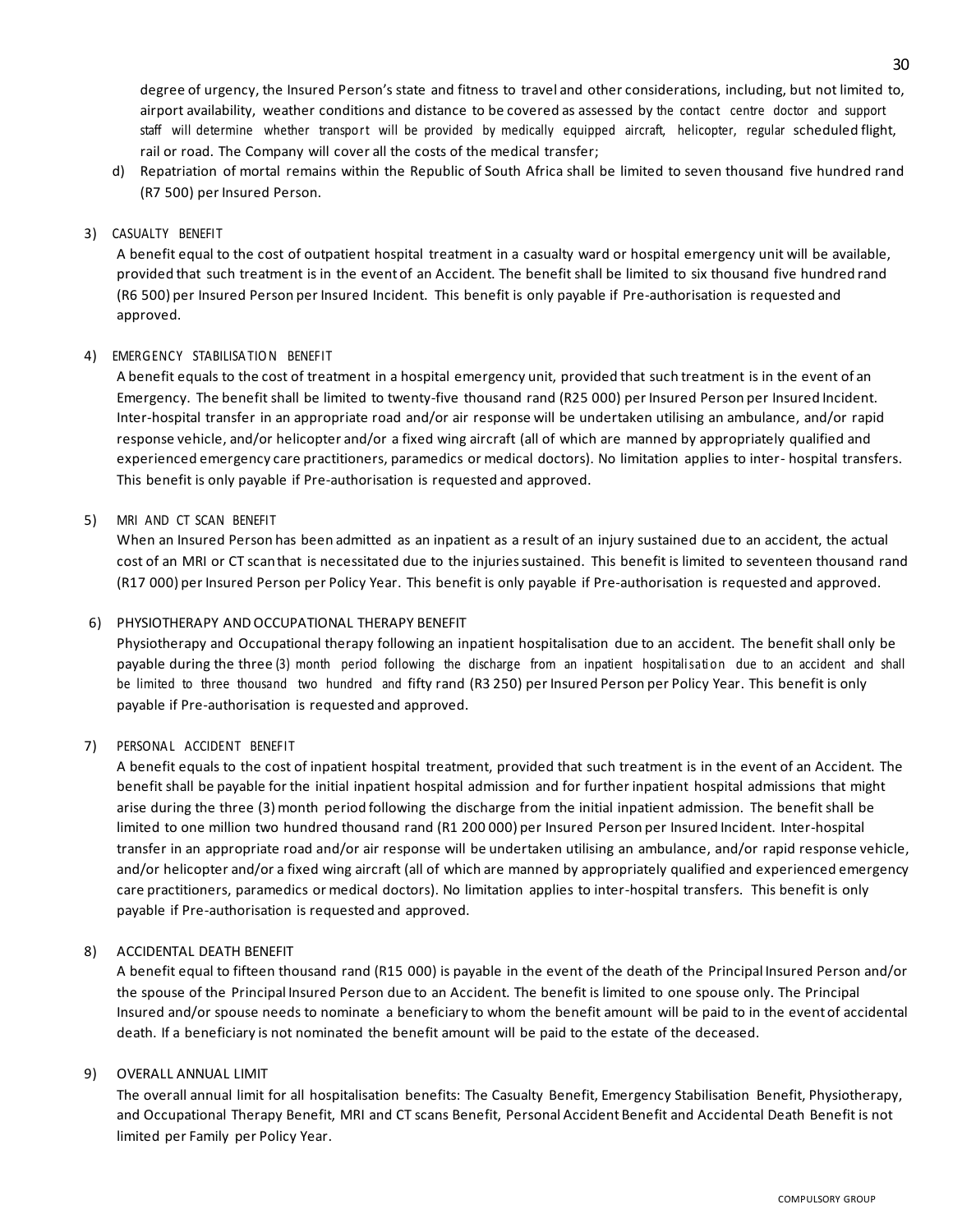degree of urgency, the Insured Person's state and fitness to travel and other considerations, including, but not limited to, airport availability, weather conditions and distance to be covered as assessed by the contact centre doctor and support staff will determine whether transport will be provided by medically equipped aircraft, helicopter, regular scheduled flight, rail or road. The Company will cover all the costs of the medical transfer;

d) Repatriation of mortal remains within the Republic of South Africa shall be limited to seven thousand five hundred rand (R7 500) per Insured Person.

3) CASUALTY BENEFIT

A benefit equal to the cost of outpatient hospital treatment in a casualty ward or hospital emergency unit will be available, provided that such treatment is in the event of an Accident. The benefit shall be limited to six thousand five hundred rand (R6 500) per Insured Person per Insured Incident. This benefit is only payable if Pre-authorisation is requested and approved.

4) EMERGENCY STABILISATION BENEFIT

A benefit equals to the cost of treatment in a hospital emergency unit, provided that such treatment is in the event of an Emergency. The benefit shall be limited to twenty-five thousand rand (R25 000) per Insured Person per Insured Incident. Inter-hospital transfer in an appropriate road and/or air response will be undertaken utilising an ambulance, and/or rapid response vehicle, and/or helicopter and/or a fixed wing aircraft (all of which are manned by appropriately qualified and experienced emergency care practitioners, paramedics or medical doctors). No limitation applies to inter- hospital transfers. This benefit is only payable if Pre-authorisation is requested and approved.

5) MRI AND CT SCAN BENEFIT

When an Insured Person has been admitted as an inpatient as a result of an injury sustained due to an accident, the actual cost of an MRI or CT scan that is necessitated due to the injuries sustained. This benefit is limited to seventeen thousand rand (R17 000) per Insured Person per Policy Year. This benefit is only payable if Pre-authorisation is requested and approved.

6) PHYSIOTHERAPY AND OCCUPATIONAL THERAPY BENEFIT

Physiotherapy and Occupational therapy following an inpatient hospitalisation due to an accident. The benefit shall only be payable during the three (3) month period following the discharge from an inpatient hospitalisation due to an accident and shall be limited to three thousand two hundred and fifty rand (R3 250) per Insured Person per Policy Year. This benefit is only payable if Pre-authorisation is requested and approved.

7) PERSONAL ACCIDENT BENEFIT

A benefit equals to the cost of inpatient hospital treatment, provided that such treatment is in the event of an Accident. The benefit shall be payable for the initial inpatient hospital admission and for further inpatient hospital admissions that might arise during the three (3) month period following the discharge from the initial inpatient admission. The benefit shall be limited to one million two hundred thousand rand (R1 200 000) per Insured Person per Insured Incident. Inter-hospital transfer in an appropriate road and/or air response will be undertaken utilising an ambulance, and/or rapid response vehicle, and/or helicopter and/or a fixed wing aircraft (all of which are manned by appropriately qualified and experienced emergency care practitioners, paramedics or medical doctors). No limitation applies to inter-hospital transfers. This benefit is only payable if Pre-authorisation is requested and approved.

8) ACCIDENTAL DEATH BENEFIT

A benefit equal to fifteen thousand rand (R15 000) is payable in the event of the death of the Principal Insured Person and/or the spouse of the Principal Insured Person due to an Accident. The benefit is limited to one spouse only. The Principal Insured and/or spouse needs to nominate a beneficiary to whom the benefit amount will be paid to in the event of accidental death. If a beneficiary is not nominated the benefit amount will be paid to the estate of the deceased.

9) OVERALL ANNUAL LIMIT

The overall annual limit for all hospitalisation benefits: The Casualty Benefit, Emergency Stabilisation Benefit, Physiotherapy, and Occupational Therapy Benefit, MRI and CT scans Benefit, Personal Accident Benefit and Accidental Death Benefit is not limited per Family per Policy Year.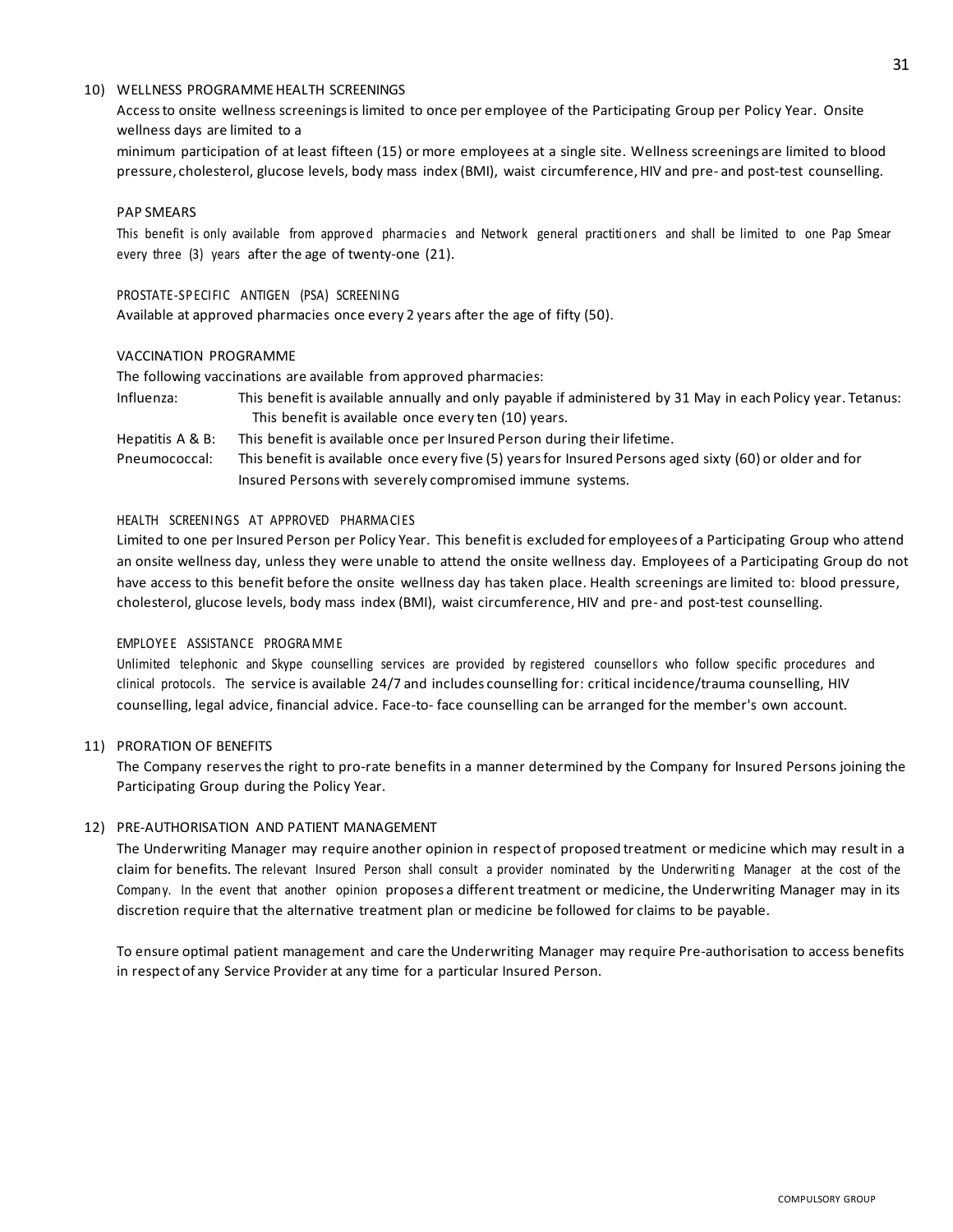10) WELLNESS PROGRAMME HEALTH SCREENINGS

Access to onsite wellness screenings is limited to once per employee of the Participating Group per Policy Year. Onsite wellness days are limited to a

minimum participation of at least fifteen (15) or more employees at a single site. Wellness screenings are limited to blood pressure, cholesterol, glucose levels, body mass index (BMI), waist circumference, HIV and pre- and post-test counselling.

PAP SMEARS

This benefit is only available from approved pharmacies and Network general practitioners and shall be limited to one Pap Smear every three (3) years after the age of twenty-one (21).

PROSTATE-SPECIFIC ANTIGEN (PSA) SCREENING

Available at approved pharmacies once every 2 years after the age of fifty (50).

VACCINATION PROGRAMME

The following vaccinations are available from approved pharmacies:

| | |
|---|---|
| Influenza: | This benefit is available annually and only payable if administered by 31 May in each Policy year. Tetanus: This benefit is available once every ten (10) years. |
| Hepatitis A & B: | This benefit is available once per Insured Person during their lifetime. |
| Pneumococcal: | This benefit is available once every five (5) years for Insured Persons aged sixty (60) or older and for Insured Persons with severely compromised immune systems. |

HEALTH SCREENINGS AT APPROVED PHARMACIES

Limited to one per Insured Person per Policy Year. This benefit is excluded for employees of a Participating Group who attend an onsite wellness day, unless they were unable to attend the onsite wellness day. Employees of a Participating Group do not have access to this benefit before the onsite wellness day has taken place. Health screenings are limited to: blood pressure, cholesterol, glucose levels, body mass index (BMI), waist circumference, HIV and pre- and post-test counselling.

EMPLOYEE ASSISTANCE PROGRAMME

Unlimited telephonic and Skype counselling services are provided by registered counsellors who follow specific procedures and clinical protocols. The service is available 24/7 and includes counselling for: critical incidence/trauma counselling, HIV counselling, legal advice, financial advice. Face-to- face counselling can be arranged for the member's own account.

11) PRORATION OF BENEFITS

The Company reserves the right to pro-rate benefits in a manner determined by the Company for Insured Persons joining the Participating Group during the Policy Year.

12) PRE-AUTHORISATION AND PATIENT MANAGEMENT

The Underwriting Manager may require another opinion in respect of proposed treatment or medicine which may result in a claim for benefits. The relevant Insured Person shall consult a provider nominated by the Underwriting Manager at the cost of the Company. In the event that another opinion proposes a different treatment or medicine, the Underwriting Manager may in its discretion require that the alternative treatment plan or medicine be followed for claims to be payable.

To ensure optimal patient management and care the Underwriting Manager may require Pre-authorisation to access benefits in respect of any Service Provider at any time for a particular Insured Person.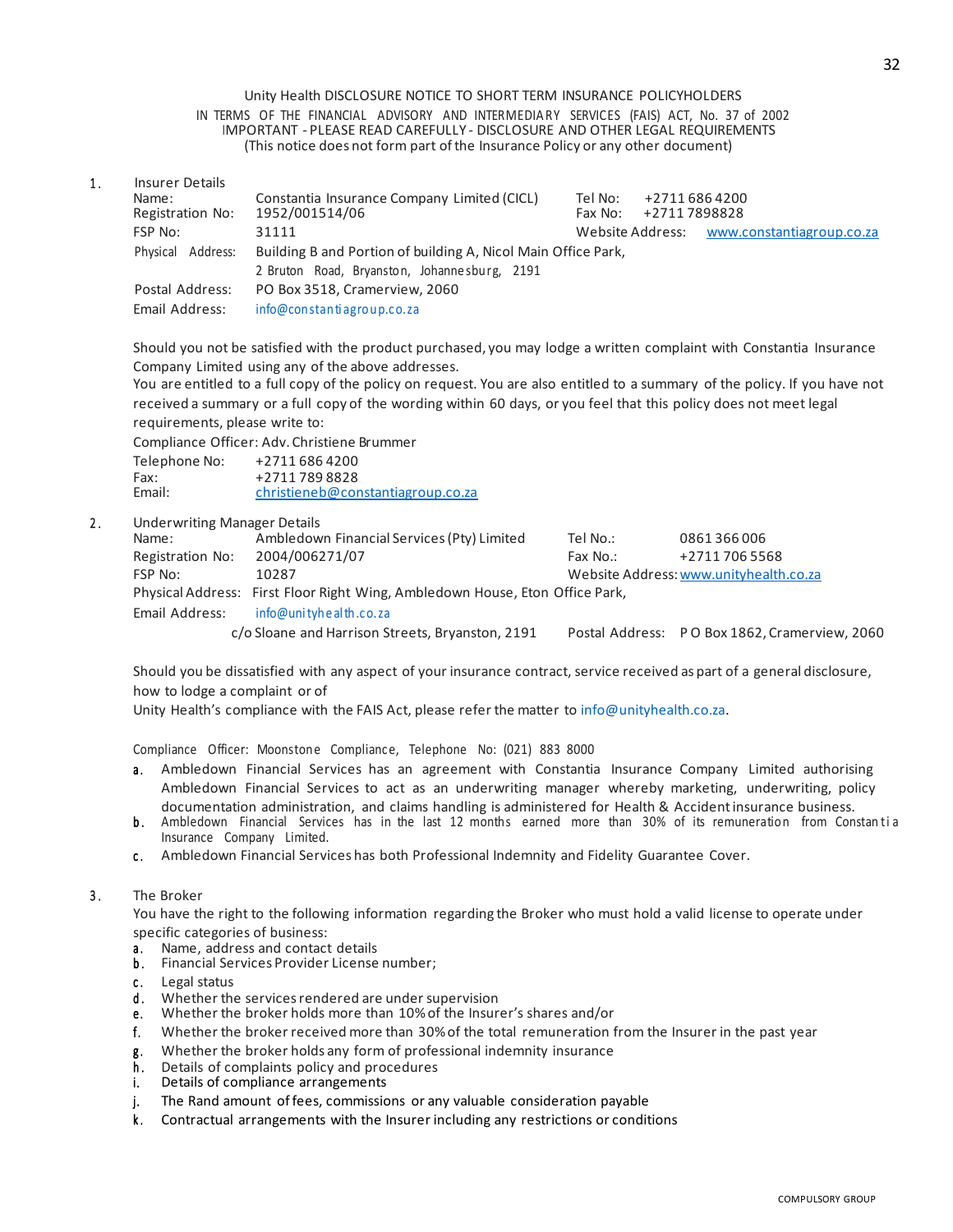Unity Health DISCLOSURE NOTICE TO SHORT TERM INSURANCE POLICYHOLDERS
IN TERMS OF THE FINANCIAL ADVISORY AND INTERMEDIARY SERVICES (FAIS) ACT, No. 37 of 2002
IMPORTANT - PLEASE READ CAREFULLY - DISCLOSURE AND OTHER LEGAL REQUIREMENTS
(This notice does not form part of the Insurance Policy or any other document)

1. Insurer Details

| | | | |
|---|---|---|---|
| Name: | Constantia Insurance Company Limited (CICL) | Tel No: | +2711 686 4200 |
| Registration No: | 1952/001514/06 | Fax No: | +2711 7898828 |
| FSP No: | 31111 | Website Address: | www.constantiagroup.co.za |
| Physical Address: | Building B and Portion of building A, Nicol Main Office Park, 2 Bruton Road, Bryanston, Johannesburg, 2191 | | |
| Postal Address: | PO Box 3518, Cramerview, 2060 | | |
| Email Address: | info@constantiagroup.co.za | | |

Should you not be satisfied with the product purchased, you may lodge a written complaint with Constantia Insurance Company Limited using any of the above addresses.
You are entitled to a full copy of the policy on request. You are also entitled to a summary of the policy. If you have not received a summary or a full copy of the wording within 60 days, or you feel that this policy does not meet legal requirements, please write to:

Compliance Officer: Adv. Christiene Brummer

| | |
|---|---|
| Telephone No: | +2711 686 4200 |
| Fax: | +2711 789 8828 |
| Email: | christieneb@constantiagroup.co.za |

2. Underwriting Manager Details

| | | | |
|---|---|---|---|
| Name: | Ambledown Financial Services (Pty) Limited | Tel No.: | 0861 366 006 |
| Registration No: | 2004/006271/07 | Fax No.: | +2711 706 5568 |
| FSP No: | 10287 | Website Address: | www.unityhealth.co.za |
| Physical Address: | First Floor Right Wing, Ambledown House, Eton Office Park, c/o Sloane and Harrison Streets, Bryanston, 2191 | Postal Address: | P O Box 1862, Cramerview, 2060 |
| Email Address: | info@unityhealth.co.za | | |

Should you be dissatisfied with any aspect of your insurance contract, service received as part of a general disclosure, how to lodge a complaint or of
Unity Health's compliance with the FAIS Act, please refer the matter to info@unityhealth.co.za.

Compliance Officer: Moonstone Compliance, Telephone No: (021) 883 8000

a. Ambledown Financial Services has an agreement with Constantia Insurance Company Limited authorising Ambledown Financial Services to act as an underwriting manager whereby marketing, underwriting, policy documentation administration, and claims handling is administered for Health & Accident insurance business.
b. Ambledown Financial Services has in the last 12 months earned more than 30% of its remuneration from Constantia Insurance Company Limited.
c. Ambledown Financial Services has both Professional Indemnity and Fidelity Guarantee Cover.

3. The Broker

You have the right to the following information regarding the Broker who must hold a valid license to operate under specific categories of business:

a. Name, address and contact details
b. Financial Services Provider License number;
c. Legal status
d. Whether the services rendered are under supervision
e. Whether the broker holds more than 10% of the Insurer's shares and/or
f. Whether the broker received more than 30% of the total remuneration from the Insurer in the past year
g. Whether the broker holds any form of professional indemnity insurance
h. Details of complaints policy and procedures
i. Details of compliance arrangements
j. The Rand amount of fees, commissions or any valuable consideration payable
k. Contractual arrangements with the Insurer including any restrictions or conditions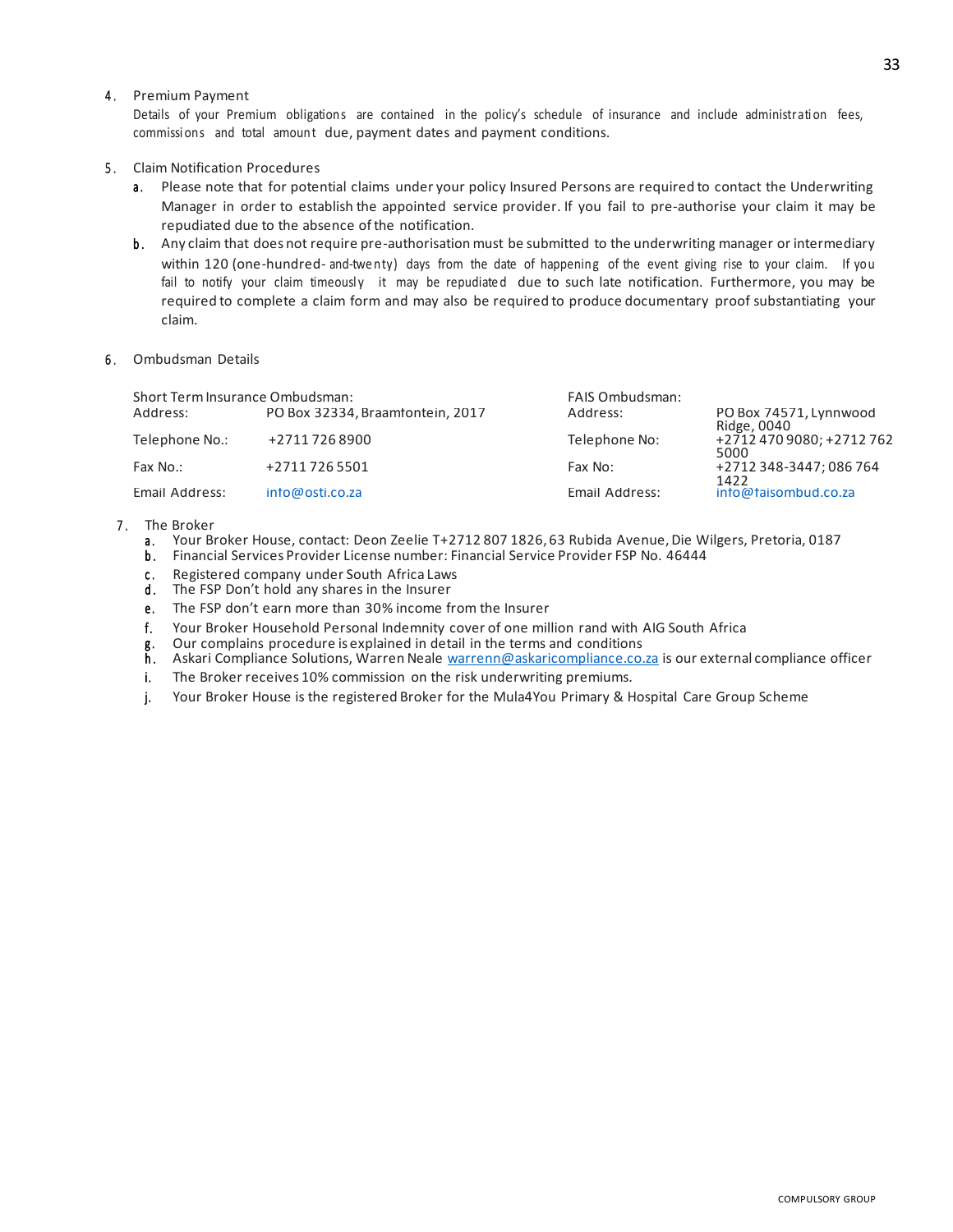4. Premium Payment

   Details of your Premium obligations are contained in the policy's schedule of insurance and include administration fees, commissions and total amount due, payment dates and payment conditions.

5. Claim Notification Procedures

   a. Please note that for potential claims under your policy Insured Persons are required to contact the Underwriting Manager in order to establish the appointed service provider. If you fail to pre-authorise your claim it may be repudiated due to the absence of the notification.

   b. Any claim that does not require pre-authorisation must be submitted to the underwriting manager or intermediary within 120 (one-hundred- and-twenty) days from the date of happening of the event giving rise to your claim. If you fail to notify your claim timeously it may be repudiated due to such late notification. Furthermore, you may be required to complete a claim form and may also be required to produce documentary proof substantiating your claim.

6. Ombudsman Details

| Short Term Insurance Ombudsman: | | FAIS Ombudsman: | |
|---|---|---|---|
| Address: | PO Box 32334, Braamfontein, 2017 | Address: | PO Box 74571, Lynnwood Ridge, 0040 |
| Telephone No.: | +2711 726 8900 | Telephone No: | +2712 470 9080; +2712 762 5000 |
| Fax No.: | +2711 726 5501 | Fax No: | +2712 348-3447; 086 764 1422 |
| Email Address: | info@osti.co.za | Email Address: | info@faisombud.co.za |

7. The Broker

   a. Your Broker House, contact: Deon Zeelie T+2712 807 1826, 63 Rubida Avenue, Die Wilgers, Pretoria, 0187
   b. Financial Services Provider License number: Financial Service Provider FSP No. 46444
   c. Registered company under South Africa Laws
   d. The FSP Don't hold any shares in the Insurer
   e. The FSP don't earn more than 30% income from the Insurer
   f. Your Broker Household Personal Indemnity cover of one million rand with AIG South Africa
   g. Our complains procedure is explained in detail in the terms and conditions
   h. Askari Compliance Solutions, Warren Neale warrenn@askaricompliance.co.za is our external compliance officer
   i. The Broker receives 10% commission on the risk underwriting premiums.
   j. Your Broker House is the registered Broker for the Mula4You Primary & Hospital Care Group Scheme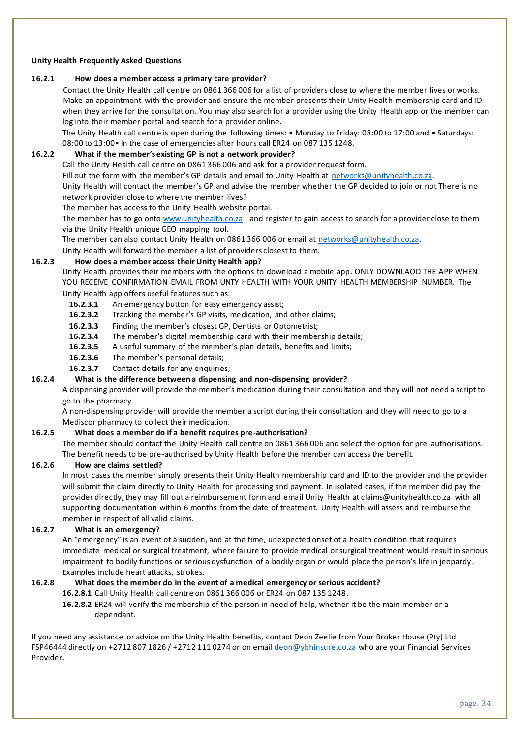**Unity Health Frequently Asked Questions**

**16.2.1 How does a member access a primary care provider?**

Contact the Unity Health call centre on 0861 366 006 for a list of providers close to where the member lives or works. Make an appointment with the provider and ensure the member presents their Unity Health membership card and ID when they arrive for the consultation. You may also search for a provider using the Unity Health app or the member can log into their member portal and search for a provider online.

The Unity Health call centre is open during the following times: • Monday to Friday: 08:00 to 17:00 and • Saturdays: 08:00 to 13:00• In the case of emergencies after hours call ER24 on 087 135 1248.

**16.2.2 What if the member's existing GP is not a network provider?**

Call the Unity Health call centre on 0861 366 006 and ask for a provider request form.

Fill out the form with the member's GP details and email to Unity Health at networks@unityhealth.co.za.

Unity Health will contact the member's GP and advise the member whether the GP decided to join or not There is no network provider close to where the member lives?

The member has access to the Unity Health website portal.

The member has to go onto www.unityhealth.co.za and register to gain access to search for a provider close to them via the Unity Health unique GEO mapping tool.

The member can also contact Unity Health on 0861 366 006 or email at networks@unityhealth.co.za.

Unity Health will forward the member a list of providers closest to them.

**16.2.3 How does a member access their Unity Health app?**

Unity Health provides their members with the options to download a mobile app. ONLY DOWNLAOD THE APP WHEN YOU RECEIVE CONFIRMATION EMAIL FROM UNTY HEALTH WITH YOUR UNITY HEALTH MEMBERSHIP NUMBER. The Unity Health app offers useful features such as:

- **16.2.3.1** An emergency button for easy emergency assist;
- **16.2.3.2** Tracking the member's GP visits, medication, and other claims;
- **16.2.3.3** Finding the member's closest GP, Dentists or Optometrist;
- **16.2.3.4** The member's digital membership card with their membership details;
- **16.2.3.5** A useful summary of the member's plan details, benefits and limits;
- **16.2.3.6** The member's personal details;
- **16.2.3.7** Contact details for any enquiries;

**16.2.4 What is the difference between a dispensing and non-dispensing provider?**

A dispensing provider will provide the member's medication during their consultation and they will not need a script to go to the pharmacy.

A non-dispensing provider will provide the member a script during their consultation and they will need to go to a Mediscor pharmacy to collect their medication.

**16.2.5 What does a member do if a benefit requires pre-authorisation?**

The member should contact the Unity Health call centre on 0861 366 006 and select the option for pre-authorisations. The benefit needs to be pre-authorised by Unity Health before the member can access the benefit.

**16.2.6 How are claims settled?**

In most cases the member simply presents their Unity Health membership card and ID to the provider and the provider will submit the claim directly to Unity Health for processing and payment. In isolated cases, if the member did pay the provider directly, they may fill out a reimbursement form and email Unity Health at claims@unityhealth.co.za with all supporting documentation within 6 months from the date of treatment. Unity Health will assess and reimburse the member in respect of all valid claims.

**16.2.7 What is an emergency?**

An "emergency" is an event of a sudden, and at the time, unexpected onset of a health condition that requires immediate medical or surgical treatment, where failure to provide medical or surgical treatment would result in serious impairment to bodily functions or serious dysfunction of a bodily organ or would place the person's life in jeopardy. Examples include heart attacks, strokes.

**16.2.8 What does the member do in the event of a medical emergency or serious accident?**

- **16.2.8.1** Call Unity Health call centre on 0861 366 006 or ER24 on 087 135 1248.
- **16.2.8.2** ER24 will verify the membership of the person in need of help, whether it be the main member or a dependant.

If you need any assistance or advice on the Unity Health benefits, contact Deon Zeelie from Your Broker House (Pty) Ltd FSP46444 directly on +2712 807 1826 / +2712 111 0274 or on email deon@ybhinsure.co.za who are your Financial Services Provider.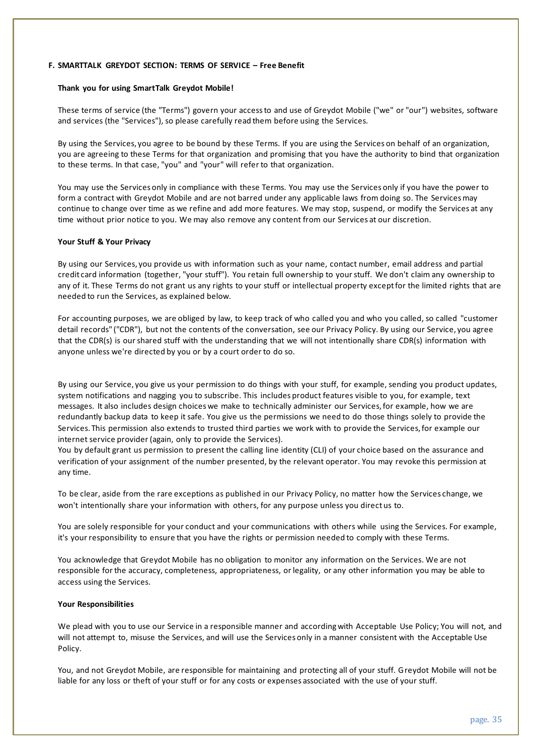### F. SMARTTALK GREYDOT SECTION: TERMS OF SERVICE – Free Benefit

**Thank you for using SmartTalk Greydot Mobile!**

These terms of service (the "Terms") govern your access to and use of Greydot Mobile ("we" or "our") websites, software and services (the "Services"), so please carefully read them before using the Services.

By using the Services, you agree to be bound by these Terms. If you are using the Services on behalf of an organization, you are agreeing to these Terms for that organization and promising that you have the authority to bind that organization to these terms. In that case, "you" and "your" will refer to that organization.

You may use the Services only in compliance with these Terms. You may use the Services only if you have the power to form a contract with Greydot Mobile and are not barred under any applicable laws from doing so. The Services may continue to change over time as we refine and add more features. We may stop, suspend, or modify the Services at any time without prior notice to you. We may also remove any content from our Services at our discretion.

**Your Stuff & Your Privacy**

By using our Services, you provide us with information such as your name, contact number, email address and partial credit card information (together, "your stuff"). You retain full ownership to your stuff. We don't claim any ownership to any of it. These Terms do not grant us any rights to your stuff or intellectual property except for the limited rights that are needed to run the Services, as explained below.

For accounting purposes, we are obliged by law, to keep track of who called you and who you called, so called "customer detail records" ("CDR"), but not the contents of the conversation, see our Privacy Policy. By using our Service, you agree that the CDR(s) is our shared stuff with the understanding that we will not intentionally share CDR(s) information with anyone unless we're directed by you or by a court order to do so.

By using our Service, you give us your permission to do things with your stuff, for example, sending you product updates, system notifications and nagging you to subscribe. This includes product features visible to you, for example, text messages. It also includes design choices we make to technically administer our Services, for example, how we are redundantly backup data to keep it safe. You give us the permissions we need to do those things solely to provide the Services. This permission also extends to trusted third parties we work with to provide the Services, for example our internet service provider (again, only to provide the Services).
You by default grant us permission to present the calling line identity (CLI) of your choice based on the assurance and verification of your assignment of the number presented, by the relevant operator. You may revoke this permission at any time.

To be clear, aside from the rare exceptions as published in our Privacy Policy, no matter how the Services change, we won't intentionally share your information with others, for any purpose unless you direct us to.

You are solely responsible for your conduct and your communications with others while using the Services. For example, it's your responsibility to ensure that you have the rights or permission needed to comply with these Terms.

You acknowledge that Greydot Mobile has no obligation to monitor any information on the Services. We are not responsible for the accuracy, completeness, appropriateness, or legality, or any other information you may be able to access using the Services.

**Your Responsibilities**

We plead with you to use our Service in a responsible manner and according with Acceptable Use Policy; You will not, and will not attempt to, misuse the Services, and will use the Services only in a manner consistent with the Acceptable Use Policy.

You, and not Greydot Mobile, are responsible for maintaining and protecting all of your stuff. Greydot Mobile will not be liable for any loss or theft of your stuff or for any costs or expenses associated with the use of your stuff.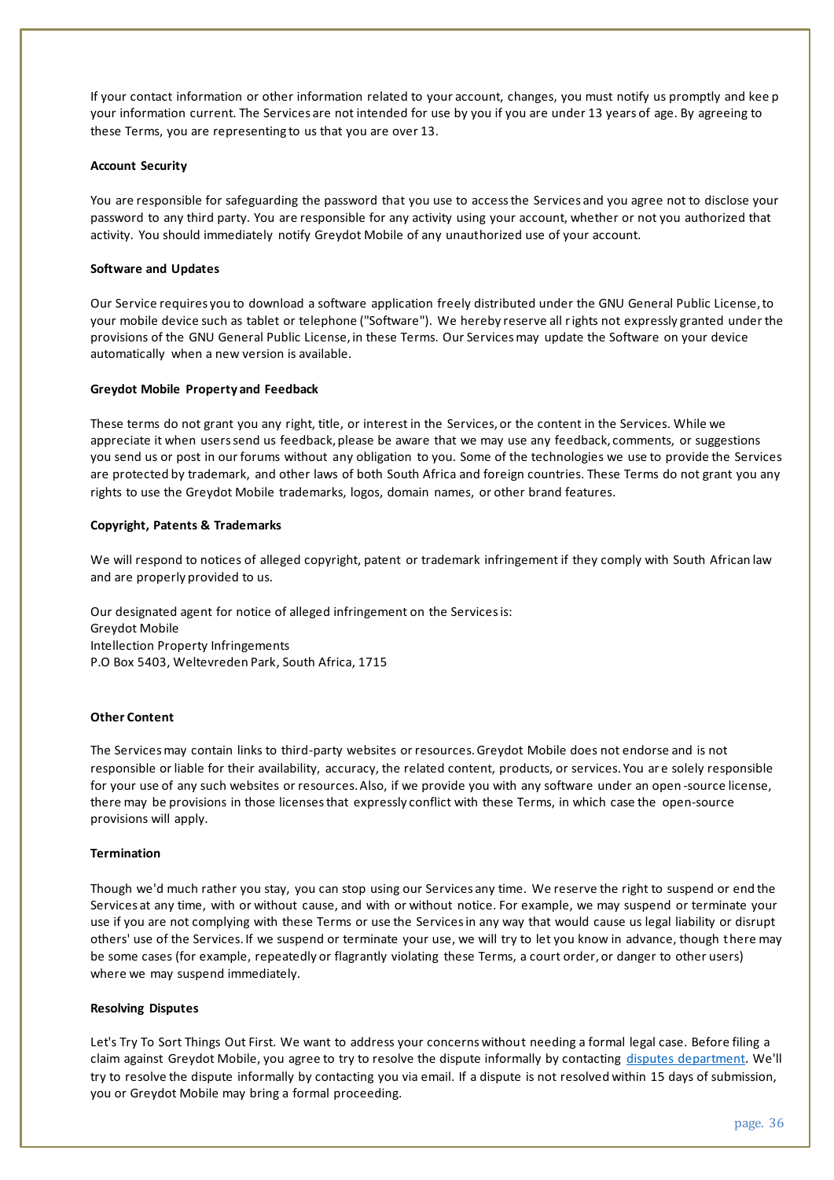If your contact information or other information related to your account, changes, you must notify us promptly and keep your information current. The Services are not intended for use by you if you are under 13 years of age. By agreeing to these Terms, you are representing to us that you are over 13.

**Account Security**

You are responsible for safeguarding the password that you use to access the Services and you agree not to disclose your password to any third party. You are responsible for any activity using your account, whether or not you authorized that activity. You should immediately notify Greydot Mobile of any unauthorized use of your account.

**Software and Updates**

Our Service requires you to download a software application freely distributed under the GNU General Public License, to your mobile device such as tablet or telephone ("Software"). We hereby reserve all rights not expressly granted under the provisions of the GNU General Public License, in these Terms. Our Services may update the Software on your device automatically when a new version is available.

**Greydot Mobile Property and Feedback**

These terms do not grant you any right, title, or interest in the Services, or the content in the Services. While we appreciate it when users send us feedback, please be aware that we may use any feedback, comments, or suggestions you send us or post in our forums without any obligation to you. Some of the technologies we use to provide the Services are protected by trademark, and other laws of both South Africa and foreign countries. These Terms do not grant you any rights to use the Greydot Mobile trademarks, logos, domain names, or other brand features.

**Copyright, Patents & Trademarks**

We will respond to notices of alleged copyright, patent or trademark infringement if they comply with South African law and are properly provided to us.

Our designated agent for notice of alleged infringement on the Services is:
Greydot Mobile
Intellection Property Infringements
P.O Box 5403, Weltevreden Park, South Africa, 1715

**Other Content**

The Services may contain links to third-party websites or resources. Greydot Mobile does not endorse and is not responsible or liable for their availability, accuracy, the related content, products, or services. You are solely responsible for your use of any such websites or resources. Also, if we provide you with any software under an open-source license, there may be provisions in those licenses that expressly conflict with these Terms, in which case the open-source provisions will apply.

**Termination**

Though we'd much rather you stay, you can stop using our Services any time. We reserve the right to suspend or end the Services at any time, with or without cause, and with or without notice. For example, we may suspend or terminate your use if you are not complying with these Terms or use the Services in any way that would cause us legal liability or disrupt others' use of the Services. If we suspend or terminate your use, we will try to let you know in advance, though there may be some cases (for example, repeatedly or flagrantly violating these Terms, a court order, or danger to other users) where we may suspend immediately.

**Resolving Disputes**

Let's Try To Sort Things Out First. We want to address your concerns without needing a formal legal case. Before filing a claim against Greydot Mobile, you agree to try to resolve the dispute informally by contacting disputes department. We'll try to resolve the dispute informally by contacting you via email. If a dispute is not resolved within 15 days of submission, you or Greydot Mobile may bring a formal proceeding.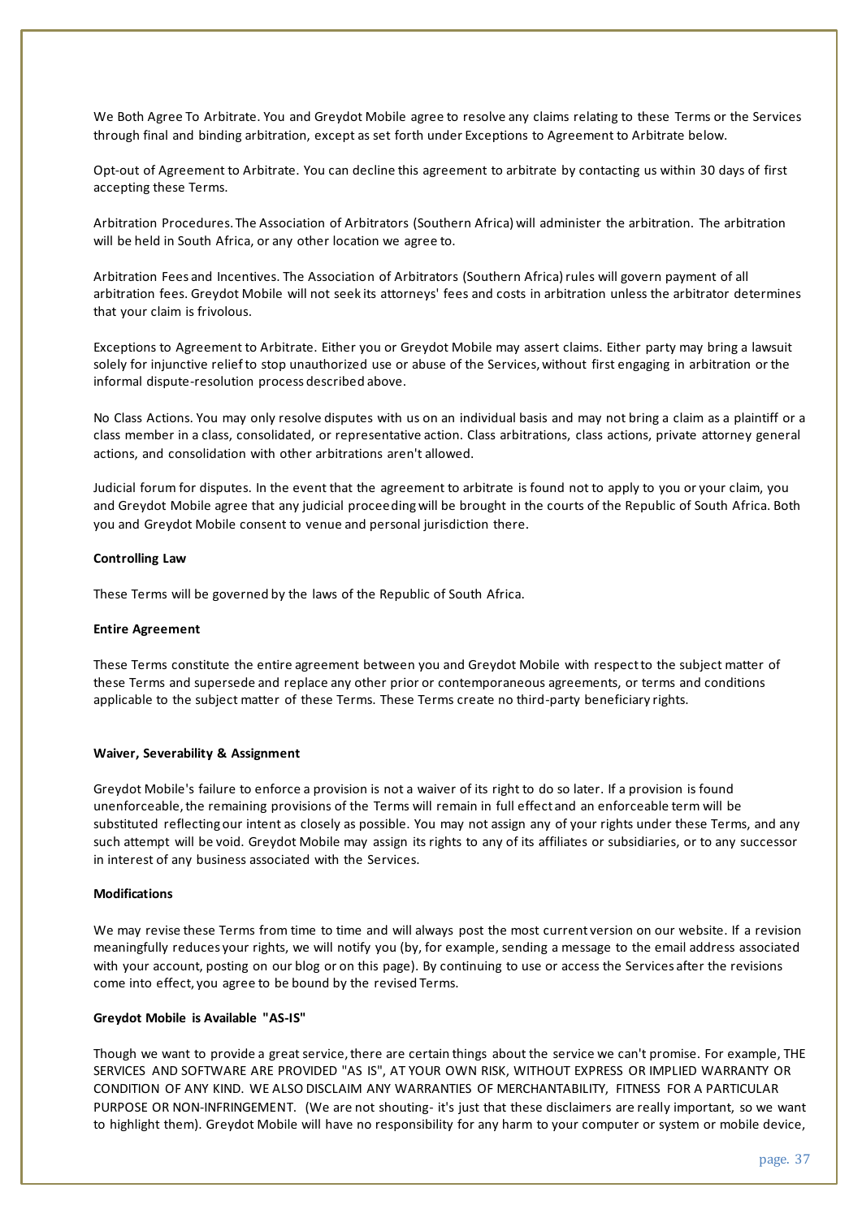We Both Agree To Arbitrate. You and Greydot Mobile agree to resolve any claims relating to these Terms or the Services through final and binding arbitration, except as set forth under Exceptions to Agreement to Arbitrate below.

Opt-out of Agreement to Arbitrate. You can decline this agreement to arbitrate by contacting us within 30 days of first accepting these Terms.

Arbitration Procedures. The Association of Arbitrators (Southern Africa) will administer the arbitration. The arbitration will be held in South Africa, or any other location we agree to.

Arbitration Fees and Incentives. The Association of Arbitrators (Southern Africa) rules will govern payment of all arbitration fees. Greydot Mobile will not seek its attorneys' fees and costs in arbitration unless the arbitrator determines that your claim is frivolous.

Exceptions to Agreement to Arbitrate. Either you or Greydot Mobile may assert claims. Either party may bring a lawsuit solely for injunctive relief to stop unauthorized use or abuse of the Services, without first engaging in arbitration or the informal dispute-resolution process described above.

No Class Actions. You may only resolve disputes with us on an individual basis and may not bring a claim as a plaintiff or a class member in a class, consolidated, or representative action. Class arbitrations, class actions, private attorney general actions, and consolidation with other arbitrations aren't allowed.

Judicial forum for disputes. In the event that the agreement to arbitrate is found not to apply to you or your claim, you and Greydot Mobile agree that any judicial proceeding will be brought in the courts of the Republic of South Africa. Both you and Greydot Mobile consent to venue and personal jurisdiction there.

**Controlling Law**

These Terms will be governed by the laws of the Republic of South Africa.

**Entire Agreement**

These Terms constitute the entire agreement between you and Greydot Mobile with respect to the subject matter of these Terms and supersede and replace any other prior or contemporaneous agreements, or terms and conditions applicable to the subject matter of these Terms. These Terms create no third-party beneficiary rights.

**Waiver, Severability & Assignment**

Greydot Mobile's failure to enforce a provision is not a waiver of its right to do so later. If a provision is found unenforceable, the remaining provisions of the Terms will remain in full effect and an enforceable term will be substituted reflecting our intent as closely as possible. You may not assign any of your rights under these Terms, and any such attempt will be void. Greydot Mobile may assign its rights to any of its affiliates or subsidiaries, or to any successor in interest of any business associated with the Services.

**Modifications**

We may revise these Terms from time to time and will always post the most current version on our website. If a revision meaningfully reduces your rights, we will notify you (by, for example, sending a message to the email address associated with your account, posting on our blog or on this page). By continuing to use or access the Services after the revisions come into effect, you agree to be bound by the revised Terms.

**Greydot Mobile is Available "AS-IS"**

Though we want to provide a great service, there are certain things about the service we can't promise. For example, THE SERVICES AND SOFTWARE ARE PROVIDED "AS IS", AT YOUR OWN RISK, WITHOUT EXPRESS OR IMPLIED WARRANTY OR CONDITION OF ANY KIND. WE ALSO DISCLAIM ANY WARRANTIES OF MERCHANTABILITY, FITNESS FOR A PARTICULAR PURPOSE OR NON-INFRINGEMENT. (We are not shouting- it's just that these disclaimers are really important, so we want to highlight them). Greydot Mobile will have no responsibility for any harm to your computer or system or mobile device,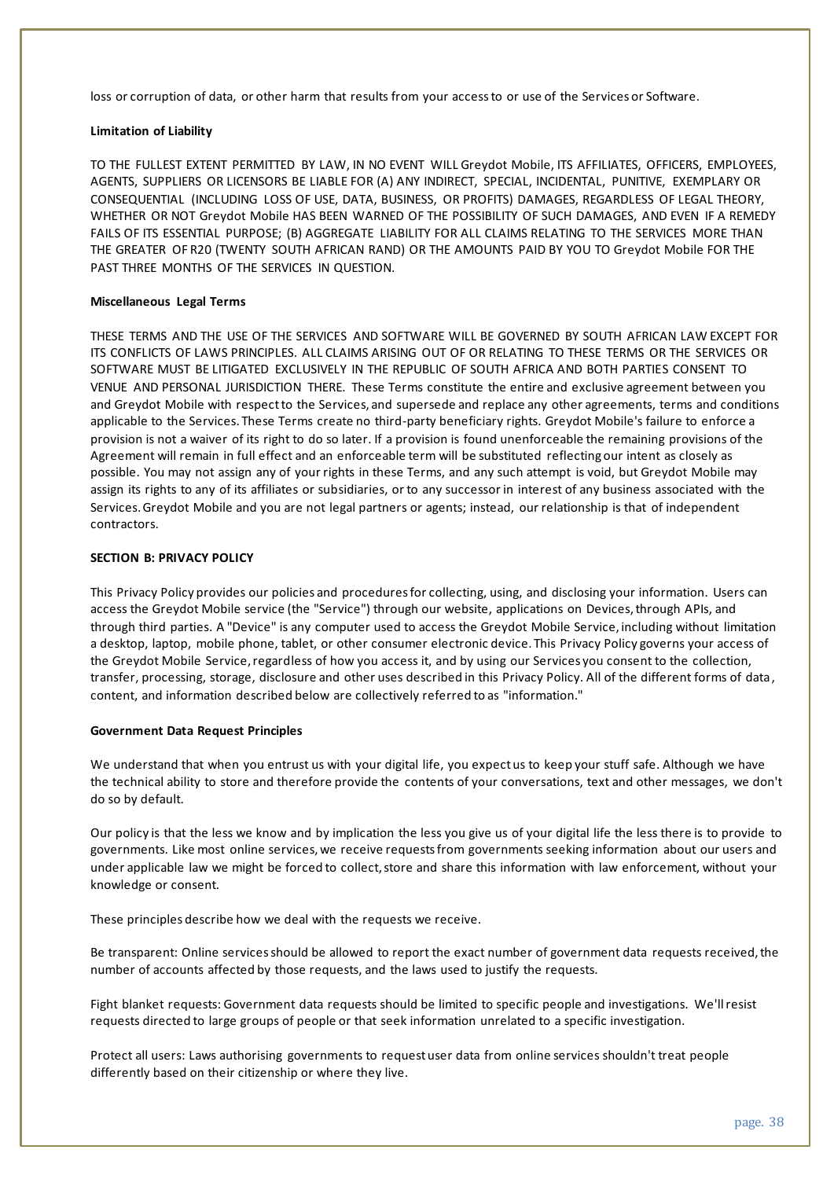loss or corruption of data, or other harm that results from your access to or use of the Services or Software.

**Limitation of Liability**

TO THE FULLEST EXTENT PERMITTED BY LAW, IN NO EVENT WILL Greydot Mobile, ITS AFFILIATES, OFFICERS, EMPLOYEES, AGENTS, SUPPLIERS OR LICENSORS BE LIABLE FOR (A) ANY INDIRECT, SPECIAL, INCIDENTAL, PUNITIVE, EXEMPLARY OR CONSEQUENTIAL (INCLUDING LOSS OF USE, DATA, BUSINESS, OR PROFITS) DAMAGES, REGARDLESS OF LEGAL THEORY, WHETHER OR NOT Greydot Mobile HAS BEEN WARNED OF THE POSSIBILITY OF SUCH DAMAGES, AND EVEN IF A REMEDY FAILS OF ITS ESSENTIAL PURPOSE; (B) AGGREGATE LIABILITY FOR ALL CLAIMS RELATING TO THE SERVICES MORE THAN THE GREATER OF R20 (TWENTY SOUTH AFRICAN RAND) OR THE AMOUNTS PAID BY YOU TO Greydot Mobile FOR THE PAST THREE MONTHS OF THE SERVICES IN QUESTION.

**Miscellaneous Legal Terms**

THESE TERMS AND THE USE OF THE SERVICES AND SOFTWARE WILL BE GOVERNED BY SOUTH AFRICAN LAW EXCEPT FOR ITS CONFLICTS OF LAWS PRINCIPLES. ALL CLAIMS ARISING OUT OF OR RELATING TO THESE TERMS OR THE SERVICES OR SOFTWARE MUST BE LITIGATED EXCLUSIVELY IN THE REPUBLIC OF SOUTH AFRICA AND BOTH PARTIES CONSENT TO VENUE AND PERSONAL JURISDICTION THERE. These Terms constitute the entire and exclusive agreement between you and Greydot Mobile with respect to the Services, and supersede and replace any other agreements, terms and conditions applicable to the Services. These Terms create no third-party beneficiary rights. Greydot Mobile's failure to enforce a provision is not a waiver of its right to do so later. If a provision is found unenforceable the remaining provisions of the Agreement will remain in full effect and an enforceable term will be substituted reflecting our intent as closely as possible. You may not assign any of your rights in these Terms, and any such attempt is void, but Greydot Mobile may assign its rights to any of its affiliates or subsidiaries, or to any successor in interest of any business associated with the Services. Greydot Mobile and you are not legal partners or agents; instead, our relationship is that of independent contractors.

**SECTION B: PRIVACY POLICY**

This Privacy Policy provides our policies and procedures for collecting, using, and disclosing your information. Users can access the Greydot Mobile service (the "Service") through our website, applications on Devices, through APIs, and through third parties. A "Device" is any computer used to access the Greydot Mobile Service, including without limitation a desktop, laptop, mobile phone, tablet, or other consumer electronic device. This Privacy Policy governs your access of the Greydot Mobile Service, regardless of how you access it, and by using our Services you consent to the collection, transfer, processing, storage, disclosure and other uses described in this Privacy Policy. All of the different forms of data, content, and information described below are collectively referred to as "information."

**Government Data Request Principles**

We understand that when you entrust us with your digital life, you expect us to keep your stuff safe. Although we have the technical ability to store and therefore provide the contents of your conversations, text and other messages, we don't do so by default.

Our policy is that the less we know and by implication the less you give us of your digital life the less there is to provide to governments. Like most online services, we receive requests from governments seeking information about our users and under applicable law we might be forced to collect, store and share this information with law enforcement, without your knowledge or consent.

These principles describe how we deal with the requests we receive.

Be transparent: Online services should be allowed to report the exact number of government data requests received, the number of accounts affected by those requests, and the laws used to justify the requests.

Fight blanket requests: Government data requests should be limited to specific people and investigations. We'll resist requests directed to large groups of people or that seek information unrelated to a specific investigation.

Protect all users: Laws authorising governments to request user data from online services shouldn't treat people differently based on their citizenship or where they live.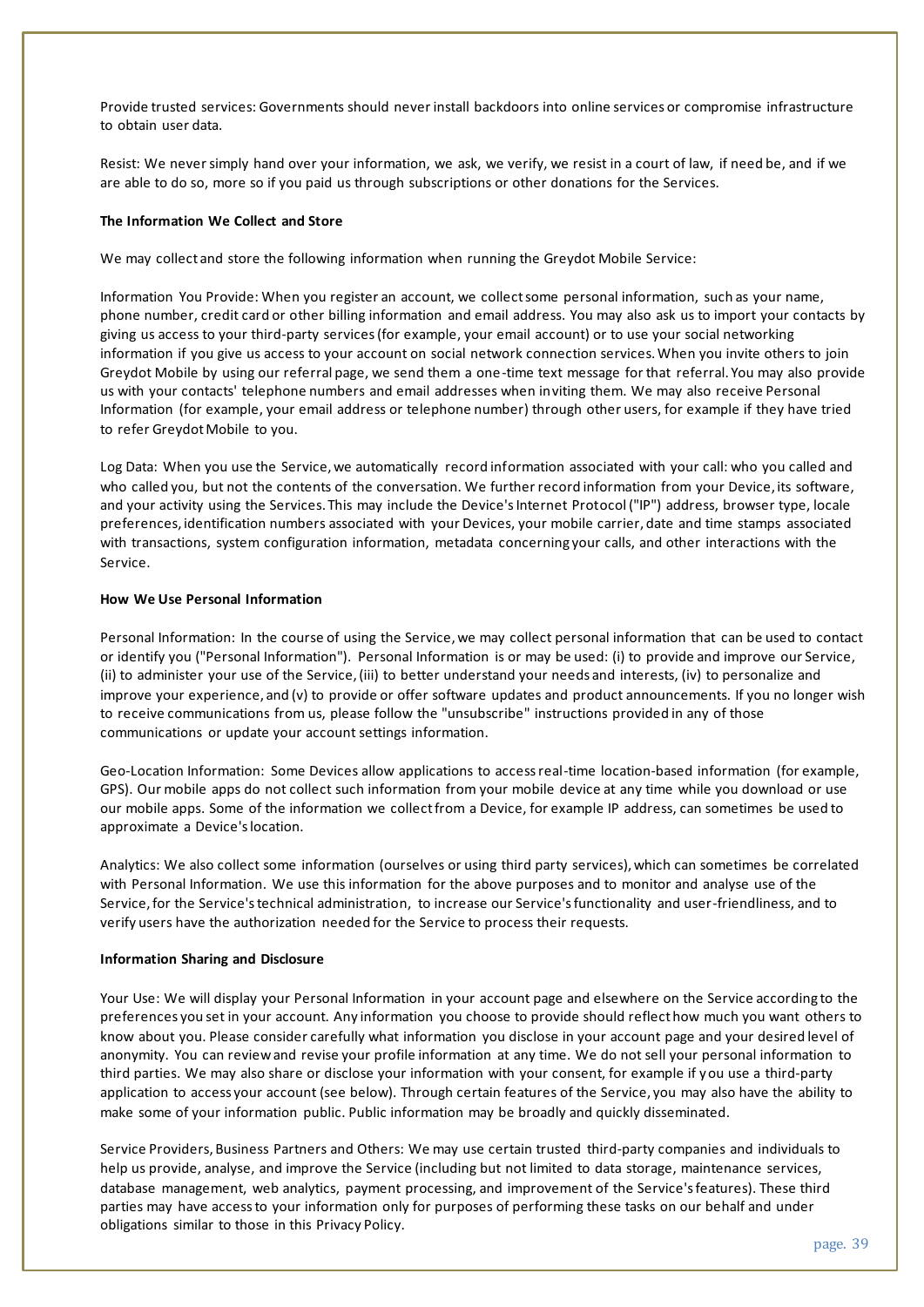Provide trusted services: Governments should never install backdoors into online services or compromise infrastructure to obtain user data.

Resist: We never simply hand over your information, we ask, we verify, we resist in a court of law, if need be, and if we are able to do so, more so if you paid us through subscriptions or other donations for the Services.

**The Information We Collect and Store**

We may collect and store the following information when running the Greydot Mobile Service:

Information You Provide: When you register an account, we collect some personal information, such as your name, phone number, credit card or other billing information and email address. You may also ask us to import your contacts by giving us access to your third-party services (for example, your email account) or to use your social networking information if you give us access to your account on social network connection services. When you invite others to join Greydot Mobile by using our referral page, we send them a one-time text message for that referral. You may also provide us with your contacts' telephone numbers and email addresses when inviting them. We may also receive Personal Information (for example, your email address or telephone number) through other users, for example if they have tried to refer Greydot Mobile to you.

Log Data: When you use the Service, we automatically record information associated with your call: who you called and who called you, but not the contents of the conversation. We further record information from your Device, its software, and your activity using the Services. This may include the Device's Internet Protocol ("IP") address, browser type, locale preferences, identification numbers associated with your Devices, your mobile carrier, date and time stamps associated with transactions, system configuration information, metadata concerning your calls, and other interactions with the Service.

**How We Use Personal Information**

Personal Information: In the course of using the Service, we may collect personal information that can be used to contact or identify you ("Personal Information"). Personal Information is or may be used: (i) to provide and improve our Service, (ii) to administer your use of the Service, (iii) to better understand your needs and interests, (iv) to personalize and improve your experience, and (v) to provide or offer software updates and product announcements. If you no longer wish to receive communications from us, please follow the "unsubscribe" instructions provided in any of those communications or update your account settings information.

Geo-Location Information: Some Devices allow applications to access real-time location-based information (for example, GPS). Our mobile apps do not collect such information from your mobile device at any time while you download or use our mobile apps. Some of the information we collect from a Device, for example IP address, can sometimes be used to approximate a Device's location.

Analytics: We also collect some information (ourselves or using third party services), which can sometimes be correlated with Personal Information. We use this information for the above purposes and to monitor and analyse use of the Service, for the Service's technical administration, to increase our Service's functionality and user-friendliness, and to verify users have the authorization needed for the Service to process their requests.

**Information Sharing and Disclosure**

Your Use: We will display your Personal Information in your account page and elsewhere on the Service according to the preferences you set in your account. Any information you choose to provide should reflect how much you want others to know about you. Please consider carefully what information you disclose in your account page and your desired level of anonymity. You can review and revise your profile information at any time. We do not sell your personal information to third parties. We may also share or disclose your information with your consent, for example if you use a third-party application to access your account (see below). Through certain features of the Service, you may also have the ability to make some of your information public. Public information may be broadly and quickly disseminated.

Service Providers, Business Partners and Others: We may use certain trusted third-party companies and individuals to help us provide, analyse, and improve the Service (including but not limited to data storage, maintenance services, database management, web analytics, payment processing, and improvement of the Service's features). These third parties may have access to your information only for purposes of performing these tasks on our behalf and under obligations similar to those in this Privacy Policy.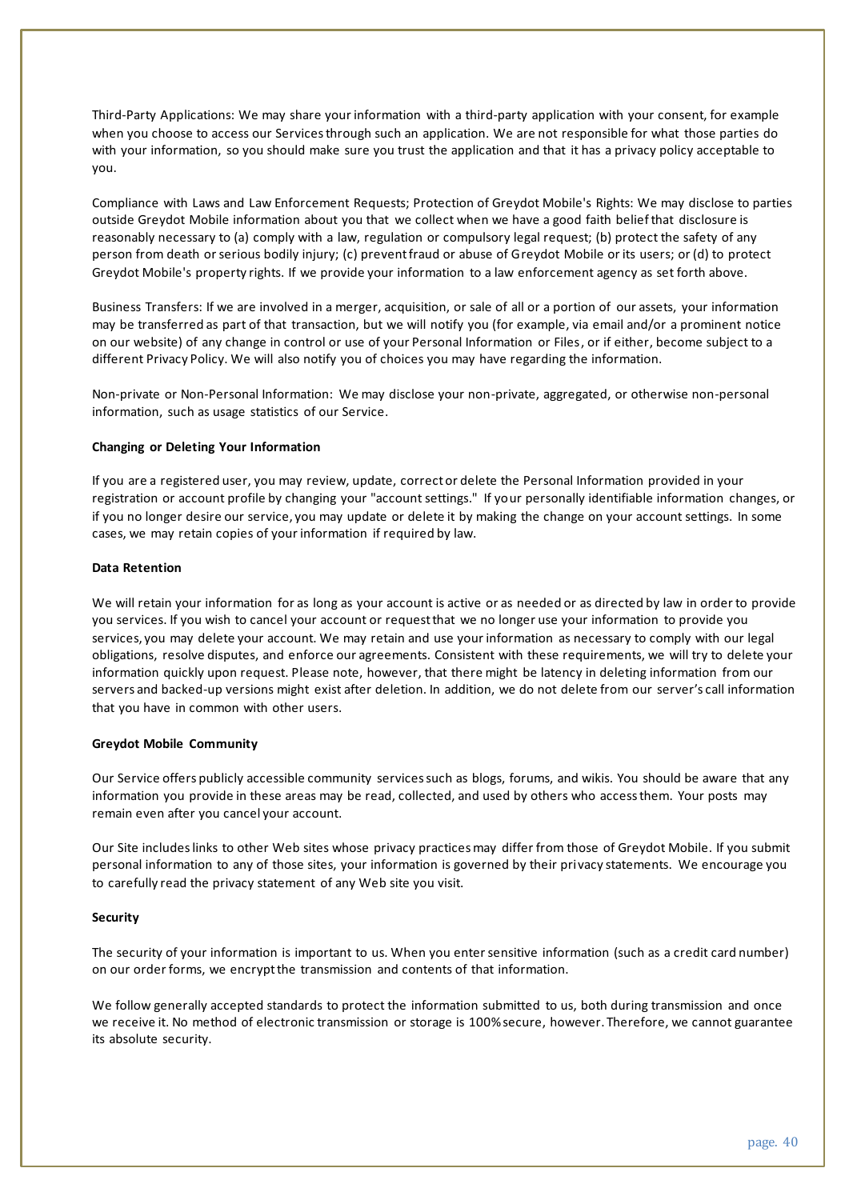Third-Party Applications: We may share your information with a third-party application with your consent, for example when you choose to access our Services through such an application. We are not responsible for what those parties do with your information, so you should make sure you trust the application and that it has a privacy policy acceptable to you.

Compliance with Laws and Law Enforcement Requests; Protection of Greydot Mobile's Rights: We may disclose to parties outside Greydot Mobile information about you that we collect when we have a good faith belief that disclosure is reasonably necessary to (a) comply with a law, regulation or compulsory legal request; (b) protect the safety of any person from death or serious bodily injury; (c) prevent fraud or abuse of Greydot Mobile or its users; or (d) to protect Greydot Mobile's property rights. If we provide your information to a law enforcement agency as set forth above.

Business Transfers: If we are involved in a merger, acquisition, or sale of all or a portion of our assets, your information may be transferred as part of that transaction, but we will notify you (for example, via email and/or a prominent notice on our website) of any change in control or use of your Personal Information or Files, or if either, become subject to a different Privacy Policy. We will also notify you of choices you may have regarding the information.

Non-private or Non-Personal Information: We may disclose your non-private, aggregated, or otherwise non-personal information, such as usage statistics of our Service.

**Changing or Deleting Your Information**

If you are a registered user, you may review, update, correct or delete the Personal Information provided in your registration or account profile by changing your "account settings." If your personally identifiable information changes, or if you no longer desire our service, you may update or delete it by making the change on your account settings. In some cases, we may retain copies of your information if required by law.

**Data Retention**

We will retain your information for as long as your account is active or as needed or as directed by law in order to provide you services. If you wish to cancel your account or request that we no longer use your information to provide you services, you may delete your account. We may retain and use your information as necessary to comply with our legal obligations, resolve disputes, and enforce our agreements. Consistent with these requirements, we will try to delete your information quickly upon request. Please note, however, that there might be latency in deleting information from our servers and backed-up versions might exist after deletion. In addition, we do not delete from our server's call information that you have in common with other users.

**Greydot Mobile Community**

Our Service offers publicly accessible community services such as blogs, forums, and wikis. You should be aware that any information you provide in these areas may be read, collected, and used by others who access them. Your posts may remain even after you cancel your account.

Our Site includes links to other Web sites whose privacy practices may differ from those of Greydot Mobile. If you submit personal information to any of those sites, your information is governed by their privacy statements. We encourage you to carefully read the privacy statement of any Web site you visit.

**Security**

The security of your information is important to us. When you enter sensitive information (such as a credit card number) on our order forms, we encrypt the transmission and contents of that information.

We follow generally accepted standards to protect the information submitted to us, both during transmission and once we receive it. No method of electronic transmission or storage is 100% secure, however. Therefore, we cannot guarantee its absolute security.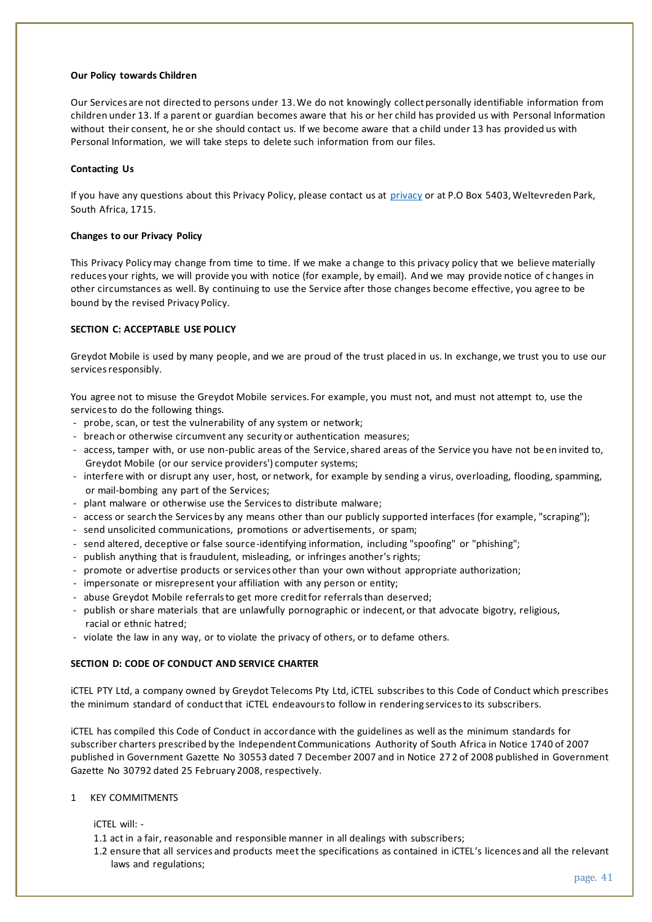**Our Policy towards Children**

Our Services are not directed to persons under 13. We do not knowingly collect personally identifiable information from children under 13. If a parent or guardian becomes aware that his or her child has provided us with Personal Information without their consent, he or she should contact us. If we become aware that a child under 13 has provided us with Personal Information, we will take steps to delete such information from our files.

**Contacting Us**

If you have any questions about this Privacy Policy, please contact us at privacy or at P.O Box 5403, Weltevreden Park, South Africa, 1715.

**Changes to our Privacy Policy**

This Privacy Policy may change from time to time. If we make a change to this privacy policy that we believe materially reduces your rights, we will provide you with notice (for example, by email). And we may provide notice of changes in other circumstances as well. By continuing to use the Service after those changes become effective, you agree to be bound by the revised Privacy Policy.

**SECTION C: ACCEPTABLE USE POLICY**

Greydot Mobile is used by many people, and we are proud of the trust placed in us. In exchange, we trust you to use our services responsibly.

You agree not to misuse the Greydot Mobile services. For example, you must not, and must not attempt to, use the services to do the following things.

- probe, scan, or test the vulnerability of any system or network;
- breach or otherwise circumvent any security or authentication measures;
- access, tamper with, or use non-public areas of the Service, shared areas of the Service you have not been invited to, Greydot Mobile (or our service providers') computer systems;
- interfere with or disrupt any user, host, or network, for example by sending a virus, overloading, flooding, spamming, or mail-bombing any part of the Services;
- plant malware or otherwise use the Services to distribute malware;
- access or search the Services by any means other than our publicly supported interfaces (for example, "scraping");
- send unsolicited communications, promotions or advertisements, or spam;
- send altered, deceptive or false source-identifying information, including "spoofing" or "phishing";
- publish anything that is fraudulent, misleading, or infringes another's rights;
- promote or advertise products or services other than your own without appropriate authorization;
- impersonate or misrepresent your affiliation with any person or entity;
- abuse Greydot Mobile referrals to get more credit for referrals than deserved;
- publish or share materials that are unlawfully pornographic or indecent, or that advocate bigotry, religious, racial or ethnic hatred;
- violate the law in any way, or to violate the privacy of others, or to defame others.

**SECTION D: CODE OF CONDUCT AND SERVICE CHARTER**

iCTEL PTY Ltd, a company owned by Greydot Telecoms Pty Ltd, iCTEL subscribes to this Code of Conduct which prescribes the minimum standard of conduct that iCTEL endeavours to follow in rendering services to its subscribers.

iCTEL has compiled this Code of Conduct in accordance with the guidelines as well as the minimum standards for subscriber charters prescribed by the Independent Communications Authority of South Africa in Notice 1740 of 2007 published in Government Gazette No 30553 dated 7 December 2007 and in Notice 272 of 2008 published in Government Gazette No 30792 dated 25 February 2008, respectively.

1 KEY COMMITMENTS

iCTEL will: -

1.1 act in a fair, reasonable and responsible manner in all dealings with subscribers;

1.2 ensure that all services and products meet the specifications as contained in iCTEL's licences and all the relevant laws and regulations;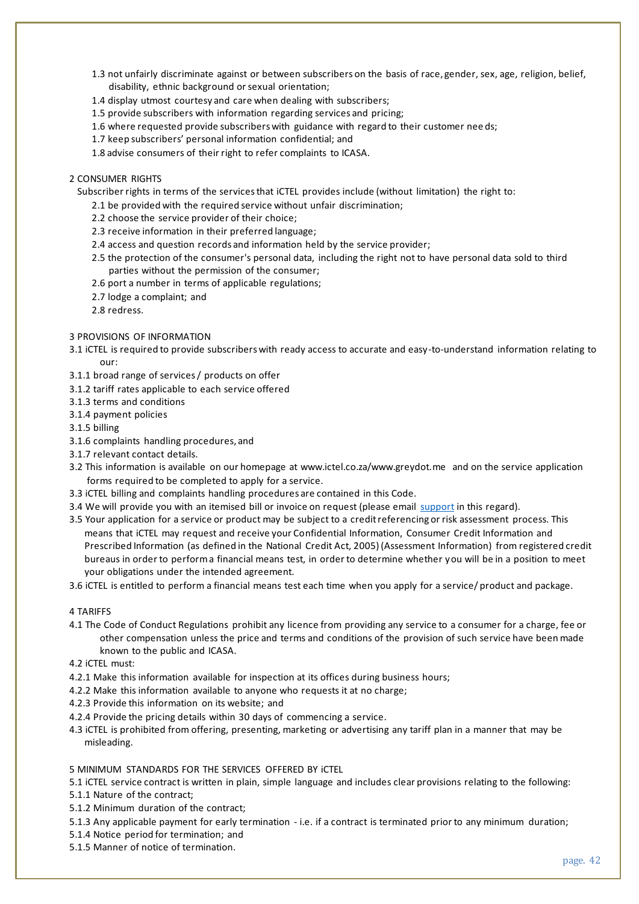1.3 not unfairly discriminate against or between subscribers on the basis of race, gender, sex, age, religion, belief, disability, ethnic background or sexual orientation;

1.4 display utmost courtesy and care when dealing with subscribers;

1.5 provide subscribers with information regarding services and pricing;

1.6 where requested provide subscribers with guidance with regard to their customer needs;

1.7 keep subscribers' personal information confidential; and

1.8 advise consumers of their right to refer complaints to ICASA.

## 2 CONSUMER RIGHTS

Subscriber rights in terms of the services that iCTEL provides include (without limitation) the right to:

2.1 be provided with the required service without unfair discrimination;

2.2 choose the service provider of their choice;

2.3 receive information in their preferred language;

2.4 access and question records and information held by the service provider;

2.5 the protection of the consumer's personal data, including the right not to have personal data sold to third parties without the permission of the consumer;

2.6 port a number in terms of applicable regulations;

2.7 lodge a complaint; and

2.8 redress.

## 3 PROVISIONS OF INFORMATION

3.1 iCTEL is required to provide subscribers with ready access to accurate and easy-to-understand information relating to our:

3.1.1 broad range of services / products on offer

3.1.2 tariff rates applicable to each service offered

3.1.3 terms and conditions

3.1.4 payment policies

3.1.5 billing

3.1.6 complaints handling procedures, and

3.1.7 relevant contact details.

3.2 This information is available on our homepage at www.ictel.co.za/www.greydot.me and on the service application forms required to be completed to apply for a service.

3.3 iCTEL billing and complaints handling procedures are contained in this Code.

3.4 We will provide you with an itemised bill or invoice on request (please email support in this regard).

3.5 Your application for a service or product may be subject to a credit referencing or risk assessment process. This means that iCTEL may request and receive your Confidential Information, Consumer Credit Information and Prescribed Information (as defined in the National Credit Act, 2005) (Assessment Information) from registered credit bureaus in order to perform a financial means test, in order to determine whether you will be in a position to meet your obligations under the intended agreement.

3.6 iCTEL is entitled to perform a financial means test each time when you apply for a service/ product and package.

## 4 TARIFFS

4.1 The Code of Conduct Regulations prohibit any licence from providing any service to a consumer for a charge, fee or other compensation unless the price and terms and conditions of the provision of such service have been made known to the public and ICASA.

4.2 iCTEL must:

4.2.1 Make this information available for inspection at its offices during business hours;

4.2.2 Make this information available to anyone who requests it at no charge;

4.2.3 Provide this information on its website; and

4.2.4 Provide the pricing details within 30 days of commencing a service.

4.3 iCTEL is prohibited from offering, presenting, marketing or advertising any tariff plan in a manner that may be misleading.

## 5 MINIMUM STANDARDS FOR THE SERVICES OFFERED BY iCTEL

5.1 iCTEL service contract is written in plain, simple language and includes clear provisions relating to the following:

5.1.1 Nature of the contract;

5.1.2 Minimum duration of the contract;

5.1.3 Any applicable payment for early termination - i.e. if a contract is terminated prior to any minimum duration;

5.1.4 Notice period for termination; and

5.1.5 Manner of notice of termination.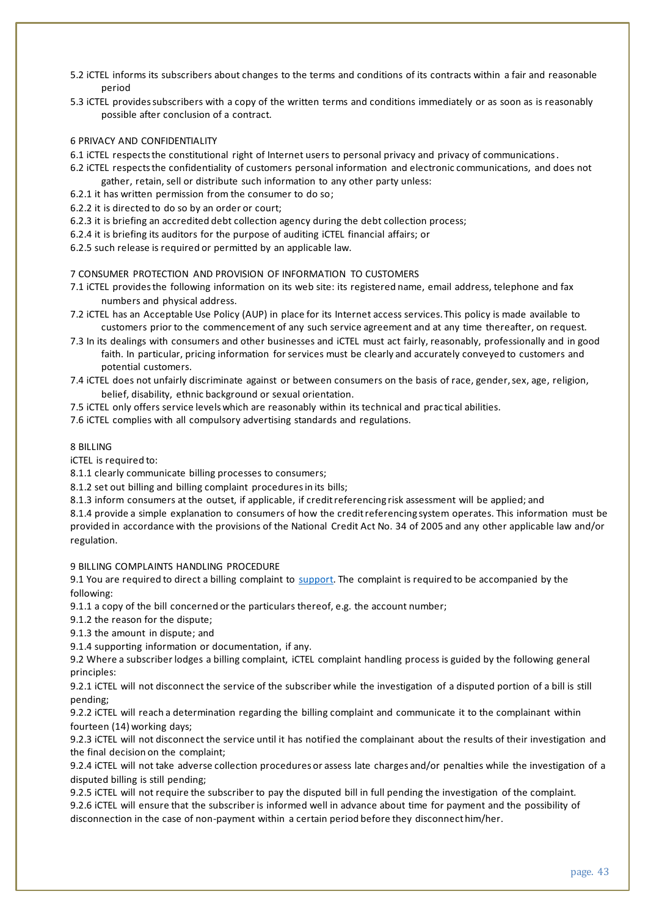5.2 iCTEL informs its subscribers about changes to the terms and conditions of its contracts within a fair and reasonable period

5.3 iCTEL provides subscribers with a copy of the written terms and conditions immediately or as soon as is reasonably possible after conclusion of a contract.

6 PRIVACY AND CONFIDENTIALITY

6.1 iCTEL respects the constitutional right of Internet users to personal privacy and privacy of communications.

6.2 iCTEL respects the confidentiality of customers personal information and electronic communications, and does not gather, retain, sell or distribute such information to any other party unless:

6.2.1 it has written permission from the consumer to do so;

6.2.2 it is directed to do so by an order or court;

6.2.3 it is briefing an accredited debt collection agency during the debt collection process;

6.2.4 it is briefing its auditors for the purpose of auditing iCTEL financial affairs; or

6.2.5 such release is required or permitted by an applicable law.

7 CONSUMER PROTECTION AND PROVISION OF INFORMATION TO CUSTOMERS

7.1 iCTEL provides the following information on its web site: its registered name, email address, telephone and fax numbers and physical address.

7.2 iCTEL has an Acceptable Use Policy (AUP) in place for its Internet access services. This policy is made available to customers prior to the commencement of any such service agreement and at any time thereafter, on request.

7.3 In its dealings with consumers and other businesses and iCTEL must act fairly, reasonably, professionally and in good faith. In particular, pricing information for services must be clearly and accurately conveyed to customers and potential customers.

7.4 iCTEL does not unfairly discriminate against or between consumers on the basis of race, gender, sex, age, religion, belief, disability, ethnic background or sexual orientation.

7.5 iCTEL only offers service levels which are reasonably within its technical and practical abilities.

7.6 iCTEL complies with all compulsory advertising standards and regulations.

8 BILLING

iCTEL is required to:

8.1.1 clearly communicate billing processes to consumers;

8.1.2 set out billing and billing complaint procedures in its bills;

8.1.3 inform consumers at the outset, if applicable, if credit referencing risk assessment will be applied; and

8.1.4 provide a simple explanation to consumers of how the credit referencing system operates. This information must be provided in accordance with the provisions of the National Credit Act No. 34 of 2005 and any other applicable law and/or regulation.

9 BILLING COMPLAINTS HANDLING PROCEDURE

9.1 You are required to direct a billing complaint to support. The complaint is required to be accompanied by the following:

9.1.1 a copy of the bill concerned or the particulars thereof, e.g. the account number;

9.1.2 the reason for the dispute;

9.1.3 the amount in dispute; and

9.1.4 supporting information or documentation, if any.

9.2 Where a subscriber lodges a billing complaint, iCTEL complaint handling process is guided by the following general principles:

9.2.1 iCTEL will not disconnect the service of the subscriber while the investigation of a disputed portion of a bill is still pending;

9.2.2 iCTEL will reach a determination regarding the billing complaint and communicate it to the complainant within fourteen (14) working days;

9.2.3 iCTEL will not disconnect the service until it has notified the complainant about the results of their investigation and the final decision on the complaint;

9.2.4 iCTEL will not take adverse collection procedures or assess late charges and/or penalties while the investigation of a disputed billing is still pending;

9.2.5 iCTEL will not require the subscriber to pay the disputed bill in full pending the investigation of the complaint.

9.2.6 iCTEL will ensure that the subscriber is informed well in advance about time for payment and the possibility of disconnection in the case of non-payment within a certain period before they disconnect him/her.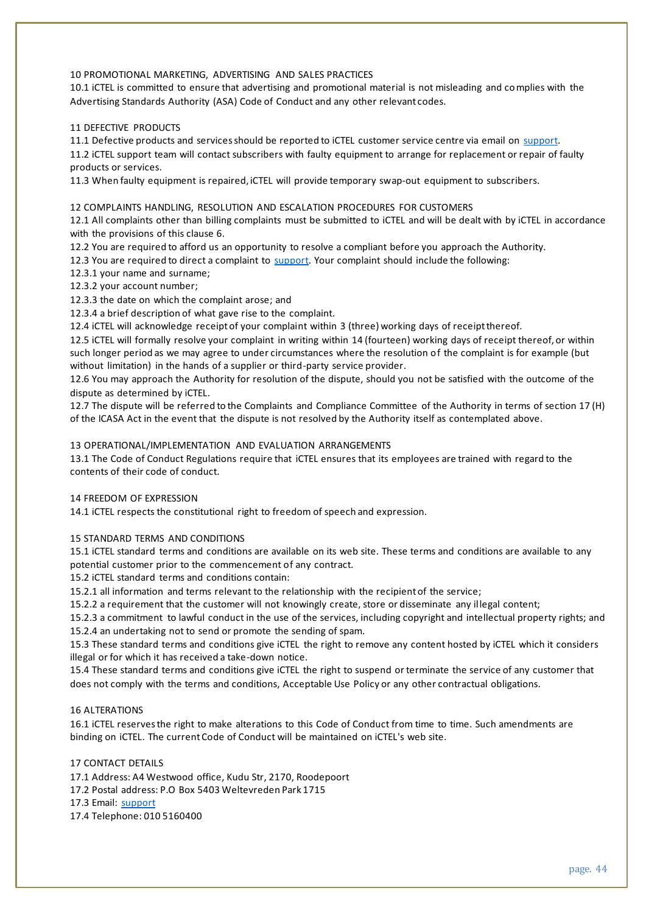10 PROMOTIONAL MARKETING, ADVERTISING AND SALES PRACTICES

10.1 iCTEL is committed to ensure that advertising and promotional material is not misleading and complies with the Advertising Standards Authority (ASA) Code of Conduct and any other relevant codes.

11 DEFECTIVE PRODUCTS

11.1 Defective products and services should be reported to iCTEL customer service centre via email on support.

11.2 iCTEL support team will contact subscribers with faulty equipment to arrange for replacement or repair of faulty products or services.

11.3 When faulty equipment is repaired, iCTEL will provide temporary swap-out equipment to subscribers.

12 COMPLAINTS HANDLING, RESOLUTION AND ESCALATION PROCEDURES FOR CUSTOMERS

12.1 All complaints other than billing complaints must be submitted to iCTEL and will be dealt with by iCTEL in accordance with the provisions of this clause 6.

12.2 You are required to afford us an opportunity to resolve a compliant before you approach the Authority.

12.3 You are required to direct a complaint to support. Your complaint should include the following:

12.3.1 your name and surname;

12.3.2 your account number;

12.3.3 the date on which the complaint arose; and

12.3.4 a brief description of what gave rise to the complaint.

12.4 iCTEL will acknowledge receipt of your complaint within 3 (three) working days of receipt thereof.

12.5 iCTEL will formally resolve your complaint in writing within 14 (fourteen) working days of receipt thereof, or within such longer period as we may agree to under circumstances where the resolution of the complaint is for example (but without limitation) in the hands of a supplier or third-party service provider.

12.6 You may approach the Authority for resolution of the dispute, should you not be satisfied with the outcome of the dispute as determined by iCTEL.

12.7 The dispute will be referred to the Complaints and Compliance Committee of the Authority in terms of section 17 (H) of the ICASA Act in the event that the dispute is not resolved by the Authority itself as contemplated above.

13 OPERATIONAL/IMPLEMENTATION AND EVALUATION ARRANGEMENTS

13.1 The Code of Conduct Regulations require that iCTEL ensures that its employees are trained with regard to the contents of their code of conduct.

14 FREEDOM OF EXPRESSION

14.1 iCTEL respects the constitutional right to freedom of speech and expression.

15 STANDARD TERMS AND CONDITIONS

15.1 iCTEL standard terms and conditions are available on its web site. These terms and conditions are available to any potential customer prior to the commencement of any contract.

15.2 iCTEL standard terms and conditions contain:

15.2.1 all information and terms relevant to the relationship with the recipient of the service;

15.2.2 a requirement that the customer will not knowingly create, store or disseminate any illegal content;

15.2.3 a commitment to lawful conduct in the use of the services, including copyright and intellectual property rights; and

15.2.4 an undertaking not to send or promote the sending of spam.

15.3 These standard terms and conditions give iCTEL the right to remove any content hosted by iCTEL which it considers illegal or for which it has received a take-down notice.

15.4 These standard terms and conditions give iCTEL the right to suspend or terminate the service of any customer that does not comply with the terms and conditions, Acceptable Use Policy or any other contractual obligations.

16 ALTERATIONS

16.1 iCTEL reserves the right to make alterations to this Code of Conduct from time to time. Such amendments are binding on iCTEL. The current Code of Conduct will be maintained on iCTEL's web site.

17 CONTACT DETAILS

17.1 Address: A4 Westwood office, Kudu Str, 2170, Roodepoort

17.2 Postal address: P.O Box 5403 Weltevreden Park 1715

17.3 Email: support

17.4 Telephone: 010 5160400